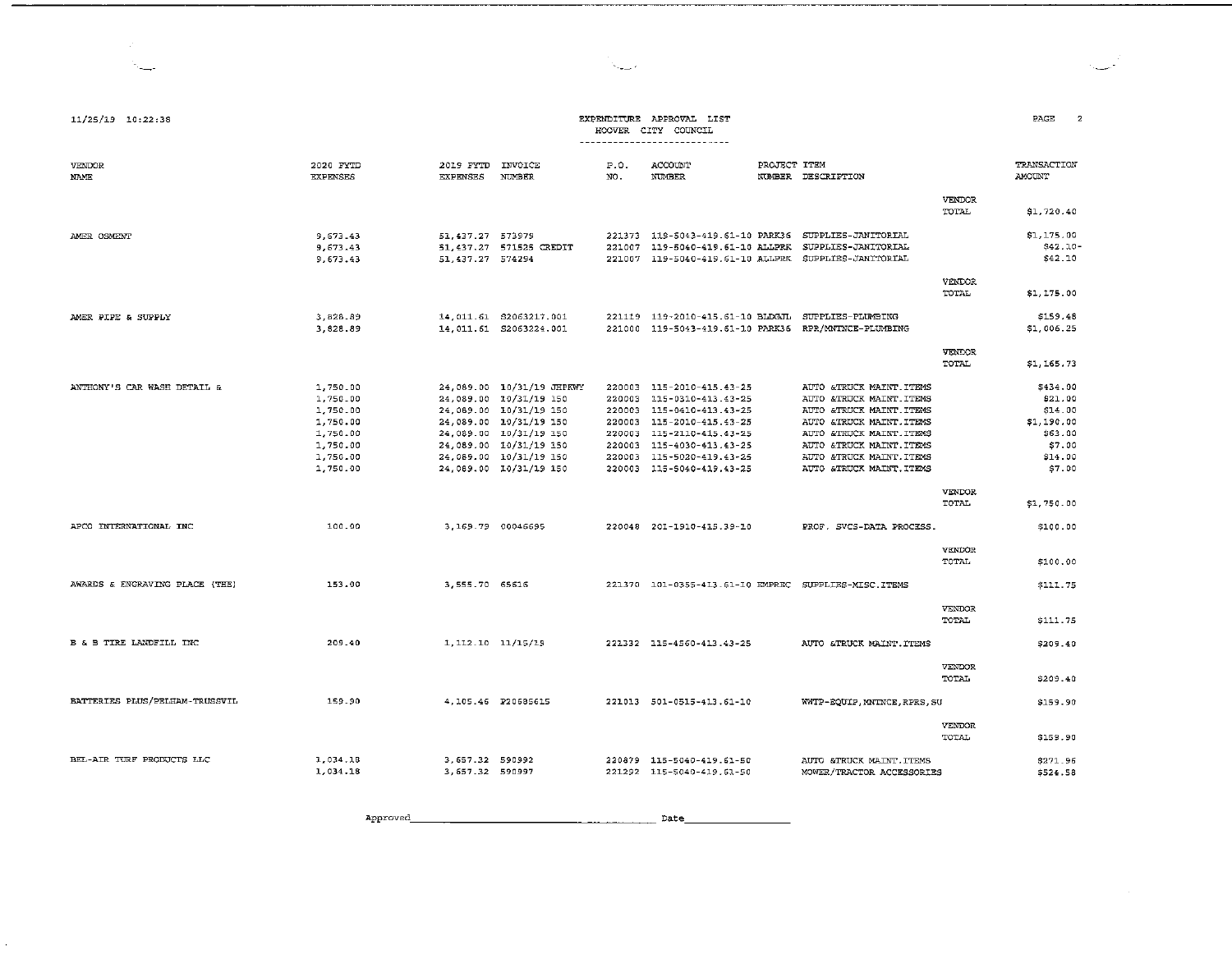11/25/19 10:22:38

EXPENDITURE APPROVAL LIST
HOOVER CITY COUNCIL

| VENDOR NAME | 2020 FYTD EXPENSES | 2019 FYTD EXPENSES | INVOICE NUMBER | P.O. NO. | ACCOUNT NUMBER | PROJECT NUMBER | ITEM DESCRIPTION | | TRANSACTION AMOUNT |
|---|---|---|---|---|---|---|---|---|---|
| | | | | | | | | VENDOR TOTAL | $1,720.40 |
| AMER OSMENT | 9,673.43 | 51,437.27 | 573979 | 221373 | 119-5043-419.61-10 | PARK36 | SUPPLIES-JANITORIAL | | $1,175.00 |
| | 9,673.43 | 51,437.27 | 571525 CREDIT | 221007 | 119-5040-419.61-10 | ALLPRK | SUPPLIES-JANITORIAL | | $42.10- |
| | 9,673.43 | 51,437.27 | 574294 | 221007 | 119-5040-419.61-10 | ALLPRK | SUPPLIES-JANITORIAL | | $42.10 |
| | | | | | | | | VENDOR TOTAL | $1,175.00 |
| AMER PIPE & SUPPLY | 3,828.89 | 14,011.61 | S2063217.001 | 221119 | 119-2010-415.61-10 | BLDGJL | SUPPLIES-PLUMBING | | $159.48 |
| | 3,828.89 | 14,011.61 | S2063224.001 | 221000 | 119-5043-419.61-10 | PARK36 | RPR/MNTNCE-PLUMBING | | $1,006.25 |
| | | | | | | | | VENDOR TOTAL | $1,165.73 |
| ANTHONY'S CAR WASH DETAIL & | 1,750.00 | 24,089.00 | 10/31/19 JHPKWY | 220003 | 115-2010-415.43-25 | | AUTO &TRUCK MAINT.ITEMS | | $434.00 |
| | 1,750.00 | 24,089.00 | 10/31/19 150 | 220003 | 115-0310-413.43-25 | | AUTO &TRUCK MAINT.ITEMS | | $21.00 |
| | 1,750.00 | 24,089.00 | 10/31/19 150 | 220003 | 115-0410-413.43-25 | | AUTO &TRUCK MAINT.ITEMS | | $14.00 |
| | 1,750.00 | 24,089.00 | 10/31/19 150 | 220003 | 115-2010-415.43-25 | | AUTO &TRUCK MAINT.ITEMS | | $1,190.00 |
| | 1,750.00 | 24,089.00 | 10/31/19 150 | 220003 | 115-2110-415.43-25 | | AUTO &TRUCK MAINT.ITEMS | | $63.00 |
| | 1,750.00 | 24,089.00 | 10/31/19 150 | 220003 | 115-4030-413.43-25 | | AUTO &TRUCK MAINT.ITEMS | | $7.00 |
| | 1,750.00 | 24,089.00 | 10/31/19 150 | 220003 | 115-5020-419.43-25 | | AUTO &TRUCK MAINT.ITEMS | | $14.00 |
| | 1,750.00 | 24,089.00 | 10/31/19 150 | 220003 | 115-5040-419.43-25 | | AUTO &TRUCK MAINT.ITEMS | | $7.00 |
| | | | | | | | | VENDOR TOTAL | $1,750.00 |
| APCO INTERNATIONAL INC | 100.00 | 3,169.79 | 00046695 | 220048 | 201-1910-415.39-10 | | PROF. SVCS-DATA PROCESS. | | $100.00 |
| | | | | | | | | VENDOR TOTAL | $100.00 |
| AWARDS & ENGRAVING PLACE (THE) | 153.00 | 3,555.70 | 65616 | 221370 | 101-0355-413.61-10 | EMPREC | SUPPLIES-MISC.ITEMS | | $111.75 |
| | | | | | | | | VENDOR TOTAL | $111.75 |
| B & B TIRE LANDFILL INC | 209.40 | 1,112.10 | 11/15/19 | 221332 | 115-4560-413.43-25 | | AUTO &TRUCK MAINT.ITEMS | | $209.40 |
| | | | | | | | | VENDOR TOTAL | $209.40 |
| BATTERIES PLUS/PELHAM-TRUSSVIL | 159.90 | 4,105.46 | P20585615 | 221013 | 501-0515-413.61-10 | | WWTP-EQUIP,MNTNCE,RPRS,SU | | $159.90 |
| | | | | | | | | VENDOR TOTAL | $159.90 |
| BEL-AIR TURF PRODUCTS LLC | 1,034.18 | 3,657.32 | 590992 | 220879 | 115-5040-419.61-50 | | AUTO &TRUCK MAINT.ITEMS | | $271.96 |
| | 1,034.18 | 3,657.32 | 590997 | 221292 | 115-5040-419.61-50 | | MOWER/TRACTOR ACCESSORIES | | $526.58 |

Approved\_\_\_\_\_\_\_\_\_\_\_\_\_\_\_\_\_\_\_\_\_\_\_\_\_\_ Date\_\_\_\_\_\_\_\_\_\_\_\_\_\_\_\_\_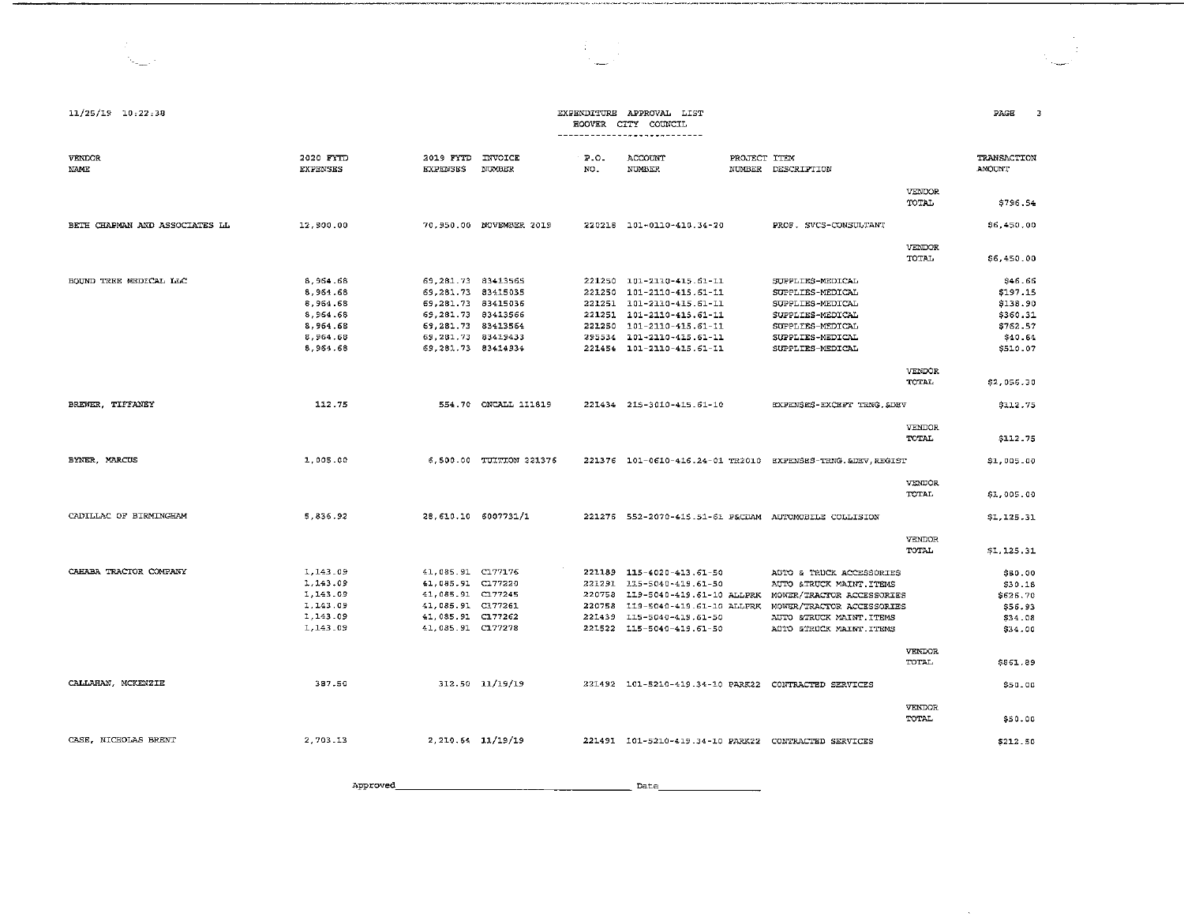11/25/19 10:22:38

EXPENDITURE APPROVAL LIST
HOOVER CITY COUNCIL

| VENDOR NAME | 2020 FYTD EXPENSES | 2019 FYTD EXPENSES | INVOICE NUMBER | P.O. NO. | ACCOUNT NUMBER | PROJECT NUMBER | ITEM DESCRIPTION | | TRANSACTION AMOUNT |
|---|---|---|---|---|---|---|---|---|---|
| | | | | | | | | VENDOR TOTAL | $796.54 |
| BETH CHAPMAN AND ASSOCIATES LL | 12,900.00 | 70,950.00 | NOVEMBER 2019 | 220218 | 101-0110-410.34-20 | | PROF. SVCS-CONSULTANT | | $6,450.00 |
| | | | | | | | | VENDOR TOTAL | $6,450.00 |
| BOUND TREE MEDICAL LLC | 8,964.68 | 69,281.73 | 83413565 | 221250 | 101-2110-415.61-11 | | SUPPLIES-MEDICAL | | $46.66 |
| | 8,964.68 | 69,281.73 | 83415035 | 221250 | 101-2110-415.61-11 | | SUPPLIES-MEDICAL | | $197.15 |
| | 8,964.68 | 69,281.73 | 83415036 | 221251 | 101-2110-415.61-11 | | SUPPLIES-MEDICAL | | $138.90 |
| | 8,964.68 | 69,281.73 | 83413566 | 221251 | 101-2110-415.61-11 | | SUPPLIES-MEDICAL | | $360.31 |
| | 8,964.68 | 69,281.73 | 83413564 | 221250 | 101-2110-415.61-11 | | SUPPLIES-MEDICAL | | $762.57 |
| | 8,964.68 | 69,281.73 | 83419433 | 295534 | 101-2110-415.61-11 | | SUPPLIES-MEDICAL | | $40.64 |
| | 8,964.68 | 69,281.73 | 83414934 | 221454 | 101-2110-415.61-11 | | SUPPLIES-MEDICAL | | $510.07 |
| | | | | | | | | VENDOR TOTAL | $2,056.30 |
| BREWER, TIFFANEY | 112.75 | 554.70 | ONCALL 111819 | 221434 | 215-3010-415.61-10 | | EXPENSES-EXCEPT TRNG.&DEV | | $112.75 |
| | | | | | | | | VENDOR TOTAL | $112.75 |
| BYNER, MARCUS | 1,005.00 | 6,500.00 | TUITION 221376 | 221376 | 101-0610-416.24-01 | TR2010 | EXPENSES-TRNG.&DEV,REGIST | | $1,005.00 |
| | | | | | | | | VENDOR TOTAL | $1,005.00 |
| CADILLAC OF BIRMINGHAM | 5,836.92 | 28,610.10 | 6007731/1 | 221276 | 552-2070-415.51-61 | P&CDAM | AUTOMOBILE COLLISION | | $1,125.31 |
| | | | | | | | | VENDOR TOTAL | $1,125.31 |
| CAHABA TRACTOR COMPANY | 1,143.09 | 41,085.91 | C177176 | 221189 | 115-4020-413.61-50 | | AUTO & TRUCK ACCESSORIES | | $80.00 |
| | 1,143.09 | 41,085.91 | C177220 | 221291 | 115-5040-419.61-50 | | AUTO &TRUCK MAINT.ITEMS | | $30.18 |
| | 1,143.09 | 41,085.91 | C177245 | 220758 | 119-5040-419.61-10 | ALLPRK | MOWER/TRACTOR ACCESSORIES | | $626.70 |
| | 1,143.09 | 41,085.91 | C177261 | 220758 | 119-5040-419.61-10 | ALLPRK | MOWER/TRACTOR ACCESSORIES | | $56.93 |
| | 1,143.09 | 41,085.91 | C177262 | 221439 | 115-5040-419.61-50 | | AUTO &TRUCK MAINT.ITEMS | | $34.08 |
| | 1,143.09 | 41,085.91 | C177278 | 221522 | 115-5040-419.61-50 | | AUTO &TRUCK MAINT.ITEMS | | $34.00 |
| | | | | | | | | VENDOR TOTAL | $861.89 |
| CALLAHAN, MCKENZIE | 387.50 | 312.50 | 11/19/19 | 221492 | 101-5210-419.34-10 | PARK22 | CONTRACTED SERVICES | | $50.00 |
| | | | | | | | | VENDOR TOTAL | $50.00 |
| CASE, NICHOLAS BRENT | 2,703.13 | 2,210.64 | 11/19/19 | 221491 | 101-5210-419.34-10 | PARK22 | CONTRACTED SERVICES | | $212.50 |

Approved______________________________ Date________________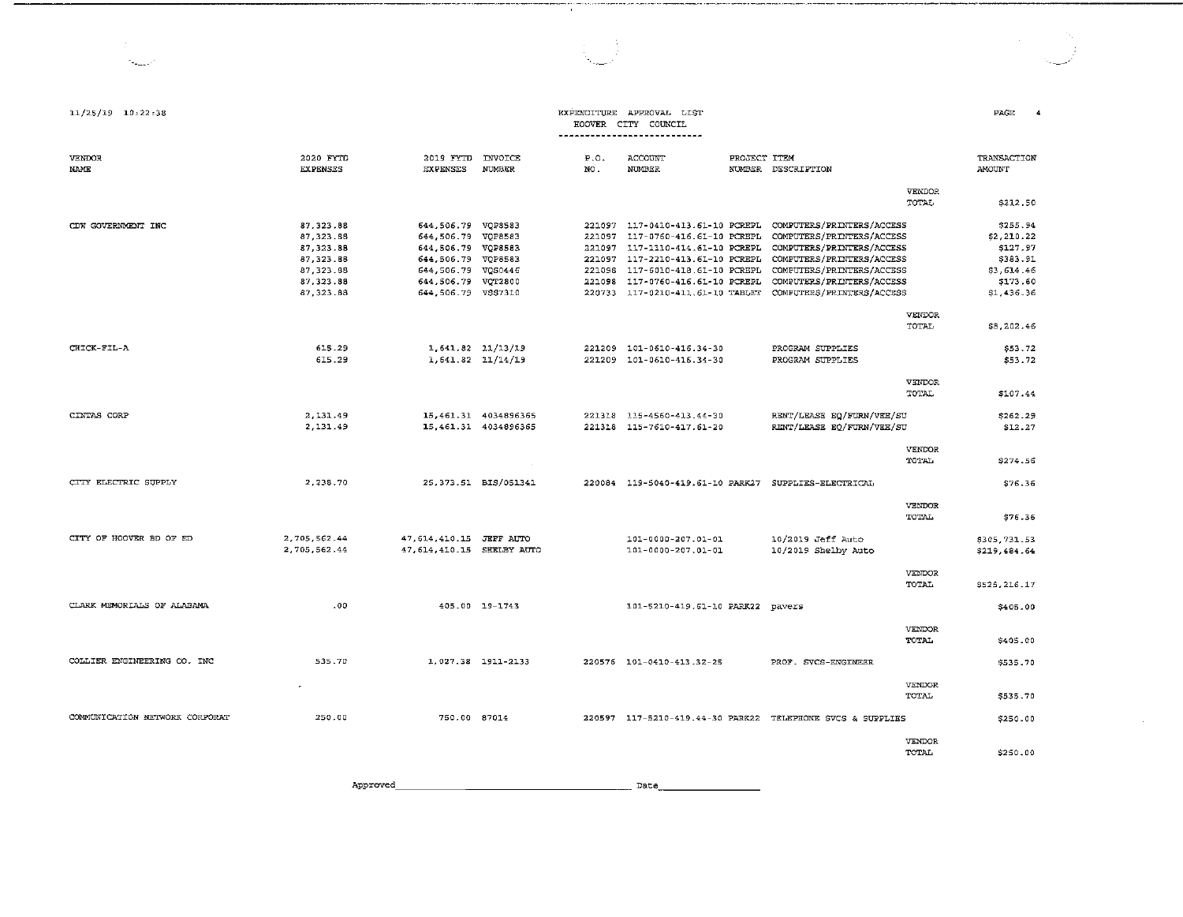11/25/19 10:22:38

# EXPENDITURE APPROVAL LIST
## HOOVER CITY COUNCIL

| VENDOR NAME | 2020 FYTD EXPENSES | 2019 FYTD EXPENSES | INVOICE NUMBER | P.O. NO. | ACCOUNT NUMBER | PROJECT NUMBER | ITEM DESCRIPTION | | TRANSACTION AMOUNT |
|---|---|---|---|---|---|---|---|---|---|
| | | | | | | | | VENDOR TOTAL | $212.50 |
| CDW GOVERNMENT INC | 87,323.88 | 644,506.79 | VQP8583 | 221097 | 117-0410-413.61-10 | PCREPL | COMPUTERS/PRINTERS/ACCESS | | $255.94 |
| | 87,323.88 | 644,506.79 | VQP8583 | 221097 | 117-0760-416.61-10 | PCREPL | COMPUTERS/PRINTERS/ACCESS | | $2,210.22 |
| | 87,323.88 | 644,506.79 | VQP8583 | 221097 | 117-1110-414.61-10 | PCREPL | COMPUTERS/PRINTERS/ACCESS | | $127.97 |
| | 87,323.88 | 644,506.79 | VQP8583 | 221097 | 117-2210-413.61-10 | PCREPL | COMPUTERS/PRINTERS/ACCESS | | $383.91 |
| | 87,323.88 | 644,506.79 | VQS0446 | 221098 | 117-6010-418.61-10 | PCREPL | COMPUTERS/PRINTERS/ACCESS | | $3,614.46 |
| | 87,323.88 | 644,506.79 | VQT2800 | 221098 | 117-0760-416.61-10 | PCREPL | COMPUTERS/PRINTERS/ACCESS | | $173.60 |
| | 87,323.88 | 644,506.79 | VSS7310 | 220733 | 117-0210-411.61-10 | TABLET | COMPUTERS/PRINTERS/ACCESS | | $1,436.36 |
| | | | | | | | | VENDOR TOTAL | $8,202.46 |
| CHICK-FIL-A | 615.29 | 1,641.82 | 11/13/19 | 221209 | 101-0610-416.34-30 | | PROGRAM SUPPLIES | | $53.72 |
| | 615.29 | 1,641.82 | 11/14/19 | 221209 | 101-0610-416.34-30 | | PROGRAM SUPPLIES | | $53.72 |
| | | | | | | | | VENDOR TOTAL | $107.44 |
| CINTAS CORP | 2,131.49 | 15,461.31 | 4034896365 | 221318 | 115-4560-413.44-30 | | RENT/LEASE EQ/FURN/VEH/SU | | $262.29 |
| | 2,131.49 | 15,461.31 | 4034896365 | 221318 | 115-7610-417.61-20 | | RENT/LEASE EQ/FURN/VEH/SU | | $12.27 |
| | | | | | | | | VENDOR TOTAL | $274.56 |
| CITY ELECTRIC SUPPLY | 2,238.70 | 25,373.51 | BIS/051341 | 220084 | 119-5040-419.61-10 | PARK27 | SUPPLIES-ELECTRICAL | | $76.36 |
| | | | | | | | | VENDOR TOTAL | $76.36 |
| CITY OF HOOVER BD OF ED | 2,705,562.44 | 47,614,410.15 | JEFF AUTO | | 101-0000-207.01-01 | | 10/2019 Jeff Auto | | $305,731.53 |
| | 2,705,562.44 | 47,614,410.15 | SHELBY AUTO | | 101-0000-207.01-01 | | 10/2019 Shelby Auto | | $219,484.64 |
| | | | | | | | | VENDOR TOTAL | $525,216.17 |
| CLARK MEMORIALS OF ALABAMA | .00 | 405.00 | 19-1743 | | 101-5210-419.61-10 | PARK22 | pavers | | $405.00 |
| | | | | | | | | VENDOR TOTAL | $405.00 |
| COLLIER ENGINEERING CO. INC | 535.70 | 1,027.38 | 1911-2133 | 220576 | 101-0410-413.32-25 | | PROF. SVCS-ENGINEER | | $535.70 |
| | | | | | | | | VENDOR TOTAL | $535.70 |
| COMMUNICATION NETWORK CORPORAT | 250.00 | 750.00 | 87014 | 220597 | 117-5210-419.44-30 | PARK22 | TELEPHONE SVCS & SUPPLIES | | $250.00 |
| | | | | | | | | VENDOR TOTAL | $250.00 |

Approved_________________________________ Date________________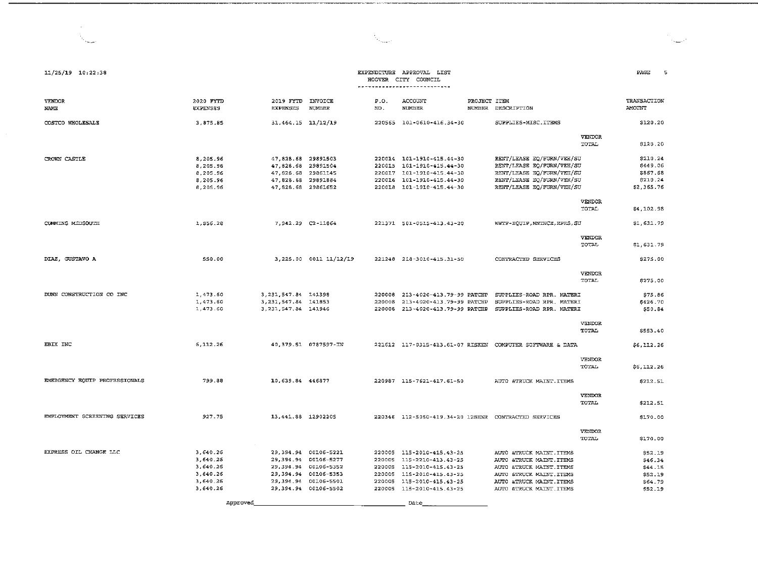11/25/19 10:22:38

# EXPENDITURE APPROVAL LIST
## HOOVER CITY COUNCIL

| VENDOR NAME | 2020 FYTD EXPENSES | 2019 FYTD EXPENSES | INVOICE NUMBER | P.O. NO. | ACCOUNT NUMBER | PROJECT NUMBER | ITEM DESCRIPTION | | TRANSACTION AMOUNT |
|---|---|---|---|---|---|---|---|---|---|
| COSTCO WHOLESALE | 3,875.85 | 31,464.15 | 11/12/19 | 220565 | 101-0610-416.34-30 | | SUPPLIES-MISC.ITEMS | | $120.20 |
| | | | | | | | | VENDOR TOTAL | $120.20 |
| CROWN CASTLE | 8,205.96 | 47,828.68 | 29891503 | 220014 | 101-1910-415.44-30 | | RENT/LEASE EQ/FURN/VEH/SU | | $210.24 |
| | 8,205.96 | 47,828.68 | 29891504 | 220015 | 101-1910-415.44-30 | | RENT/LEASE EQ/FURN/VEH/SU | | $449.06 |
| | 8,205.96 | 47,828.68 | 29861145 | 220017 | 101-1910-415.44-30 | | RENT/LEASE EQ/FURN/VEH/SU | | $867.68 |
| | 8,205.96 | 47,828.68 | 29891884 | 220016 | 101-1910-415.44-30 | | RENT/LEASE EQ/FURN/VEH/SU | | $210.24 |
| | 8,205.96 | 47,828.68 | 29861652 | 220018 | 101-1910-415.44-30 | | RENT/LEASE EQ/FURN/VEH/SU | | $2,365.76 |
| | | | | | | | | VENDOR TOTAL | $4,102.98 |
| CUMMINS MIDSOUTH | 1,856.28 | 7,942.29 | C2-11864 | 221371 | 501-0515-413.43-20 | | WWTP-EQUIP,MNTNCE,RPRS,SU | | $1,631.79 |
| | | | | | | | | VENDOR TOTAL | $1,631.79 |
| DIAZ, GUSTAVO A | 550.00 | 3,225.00 | 0011 11/12/19 | 221248 | 218-3010-415.31-50 | | CONTRACTED SERVICES | | $275.00 |
| | | | | | | | | VENDOR TOTAL | $275.00 |
| DUNN CONSTRUCTION CO INC | 1,473.60 | 3,231,547.84 | 141398 | 220008 | 213-4020-413.79-99 | PATCHP | SUPPLIES-ROAD RPR. MATERI | | $75.86 |
| | 1,473.60 | 3,231,547.84 | 141853 | 220008 | 213-4020-413.79-99 | PATCHP | SUPPLIES-ROAD RPR. MATERI | | $426.70 |
| | 1,473.60 | 3,231,547.84 | 141946 | 220008 | 213-4020-413.79-99 | PATCHP | SUPPLIES-ROAD RPR. MATERI | | $50.84 |
| | | | | | | | | VENDOR TOTAL | $553.40 |
| EBIX INC | 6,112.26 | 40,379.51 | 0787597-IN | 221612 | 117-0315-413.61-07 | RISKEN | COMPUTER SOFTWARE & DATA | | $6,112.26 |
| | | | | | | | | VENDOR TOTAL | $6,112.26 |
| EMERGENCY EQUIP PROFESSIONALS | 799.88 | 10,639.84 | 446877 | 220987 | 115-7621-417.61-50 | | AUTO &TRUCK MAINT.ITEMS | | $212.51 |
| | | | | | | | | VENDOR TOTAL | $212.51 |
| EMPLOYMENT SCREENING SERVICES | 927.75 | 13,441.88 | 12902205 | 220346 | 112-5050-419.34-20 | 12SENR | CONTRACTED SERVICES | | $170.00 |
| | | | | | | | | VENDOR TOTAL | $170.00 |
| EXPRESS OIL CHANGE LLC | 3,640.26 | 29,394.94 | 00106-5221 | 220005 | 115-2010-415.43-25 | | AUTO &TRUCK MAINT.ITEMS | | $52.19 |
| | 3,640.26 | 29,394.94 | 00106-5277 | 220005 | 115-2210-413.43-25 | | AUTO &TRUCK MAINT.ITEMS | | $46.34 |
| | 3,640.26 | 29,394.94 | 00106-5352 | 220005 | 115-2010-415.43-25 | | AUTO &TRUCK MAINT.ITEMS | | $44.15 |
| | 3,640.26 | 29,394.94 | 00106-5353 | 220005 | 115-2010-415.43-25 | | AUTO &TRUCK MAINT.ITEMS | | $52.19 |
| | 3,640.26 | 29,394.94 | 00106-5501 | 220005 | 115-2010-415.43-25 | | AUTO &TRUCK MAINT.ITEMS | | $64.79 |
| | 3,640.26 | 29,394.94 | 00106-5502 | 220005 | 115-2010-415.43-25 | | AUTO &TRUCK MAINT.ITEMS | | $52.19 |

Approved\_\_\_\_\_\_\_\_\_\_\_\_\_\_\_\_\_\_\_\_\_\_\_\_\_\_\_\_\_\_ Date\_\_\_\_\_\_\_\_\_\_\_\_\_\_\_\_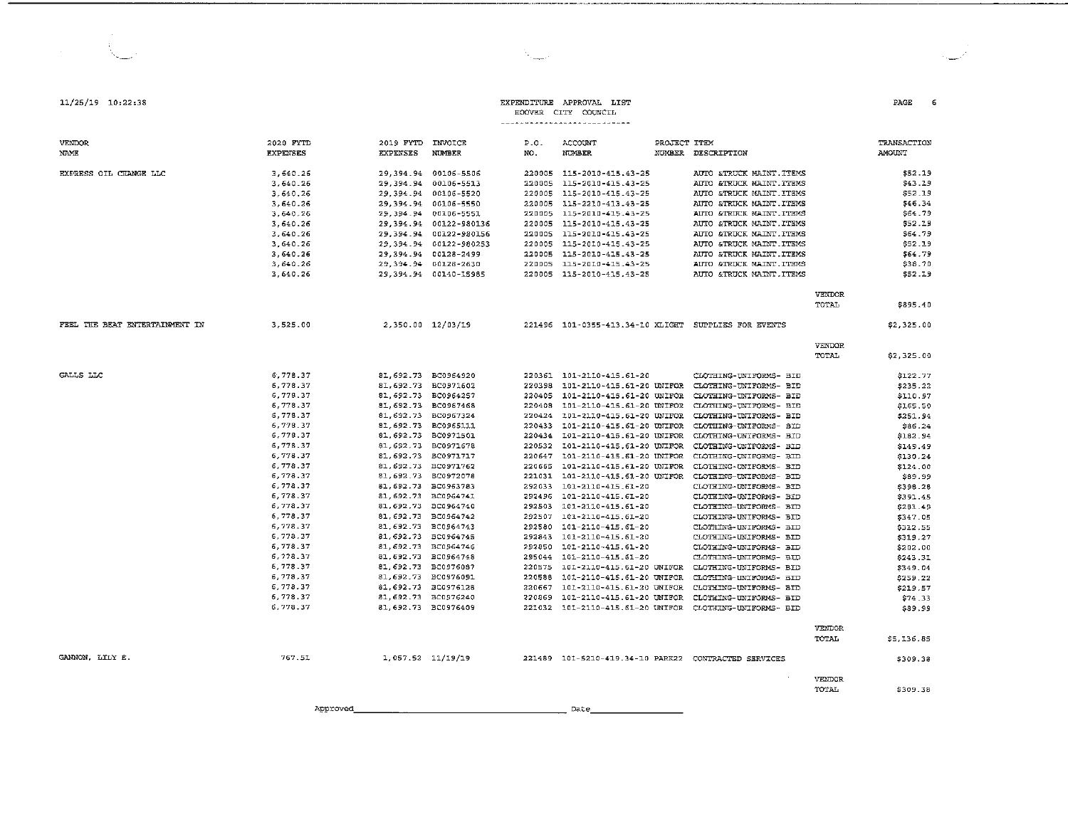11/25/19 10:22:38

# EXPENDITURE APPROVAL LIST
## HOOVER CITY COUNCIL

| VENDOR NAME | 2020 FYTD EXPENSES | 2019 FYTD EXPENSES | INVOICE NUMBER | P.O. NO. | ACCOUNT NUMBER | PROJECT NUMBER | ITEM DESCRIPTION | | TRANSACTION AMOUNT |
|---|---|---|---|---|---|---|---|---|---|
| EXPRESS OIL CHANGE LLC | 3,640.26 | 29,394.94 | 00106-5506 | 220005 | 115-2010-415.43-25 | | AUTO &TRUCK MAINT.ITEMS | | $52.19 |
| | 3,640.26 | 29,394.94 | 00106-5513 | 220005 | 115-2010-415.43-25 | | AUTO &TRUCK MAINT.ITEMS | | $43.19 |
| | 3,640.26 | 29,394.94 | 00106-5520 | 220005 | 115-2010-415.43-25 | | AUTO &TRUCK MAINT.ITEMS | | $52.19 |
| | 3,640.26 | 29,394.94 | 00106-5550 | 220005 | 115-2210-413.43-25 | | AUTO &TRUCK MAINT.ITEMS | | $46.34 |
| | 3,640.26 | 29,394.94 | 00106-5551 | 220005 | 115-2010-415.43-25 | | AUTO &TRUCK MAINT.ITEMS | | $64.79 |
| | 3,640.26 | 29,394.94 | 00122-980136 | 220005 | 115-2010-415.43-25 | | AUTO &TRUCK MAINT.ITEMS | | $52.19 |
| | 3,640.26 | 29,394.94 | 00122-980156 | 220005 | 115-2010-415.43-25 | | AUTO &TRUCK MAINT.ITEMS | | $64.79 |
| | 3,640.26 | 29,394.94 | 00122-980253 | 220005 | 115-2010-415.43-25 | | AUTO &TRUCK MAINT.ITEMS | | $52.19 |
| | 3,640.26 | 29,394.94 | 00128-2499 | 220005 | 115-2010-415.43-25 | | AUTO &TRUCK MAINT.ITEMS | | $64.79 |
| | 3,640.26 | 29,394.94 | 00128-2630 | 220005 | 115-2010-415.43-25 | | AUTO &TRUCK MAINT.ITEMS | | $38.70 |
| | 3,640.26 | 29,394.94 | 00140-15985 | 220005 | 115-2010-415.43-25 | | AUTO &TRUCK MAINT.ITEMS | | $52.19 |
| | | | | | | | | VENDOR TOTAL | $895.40 |
| FEEL THE BEAT ENTERTAINMENT IN | 3,525.00 | 2,350.00 | 12/03/19 | 221496 | 101-0355-413.34-10 | XLIGHT | SUPPLIES FOR EVENTS | | $2,325.00 |
| | | | | | | | | VENDOR TOTAL | $2,325.00 |
| GALLS LLC | 6,778.37 | 81,692.73 | BC0964920 | 220361 | 101-2110-415.61-20 | | CLOTHING-UNIFORMS- BID | | $122.77 |
| | 6,778.37 | 81,692.73 | BC0971602 | 220398 | 101-2110-415.61-20 | UNIFOR | CLOTHING-UNIFORMS- BID | | $235.22 |
| | 6,778.37 | 81,692.73 | BC0964257 | 220405 | 101-2110-415.61-20 | UNIFOR | CLOTHING-UNIFORMS- BID | | $110.97 |
| | 6,778.37 | 81,692.73 | BC0967468 | 220408 | 101-2110-415.61-20 | UNIFOR | CLOTHING-UNIFORMS- BID | | $165.50 |
| | 6,778.37 | 81,692.73 | BC0967324 | 220424 | 101-2110-415.61-20 | UNIFOR | CLOTHING-UNIFORMS- BID | | $251.94 |
| | 6,778.37 | 81,692.73 | BC0965111 | 220433 | 101-2110-415.61-20 | UNIFOR | CLOTHING-UNIFORMS- BID | | $86.24 |
| | 6,778.37 | 81,692.73 | BC0971501 | 220434 | 101-2110-415.61-20 | UNIFOR | CLOTHING-UNIFORMS- BID | | $182.94 |
| | 6,778.37 | 81,692.73 | BC0971678 | 220532 | 101-2110-415.61-20 | UNIFOR | CLOTHING-UNIFORMS- BID | | $149.49 |
| | 6,778.37 | 81,692.73 | BC0971717 | 220647 | 101-2110-415.61-20 | UNIFOR | CLOTHING-UNIFORMS- BID | | $130.24 |
| | 6,778.37 | 81,692.73 | BC0971762 | 220665 | 101-2110-415.61-20 | UNIFOR | CLOTHING-UNIFORMS- BID | | $124.00 |
| | 6,778.37 | 81,692.73 | BC0972078 | 221031 | 101-2110-415.61-20 | UNIFOR | CLOTHING-UNIFORMS- BID | | $89.99 |
| | 6,778.37 | 81,692.73 | BC0963783 | 292033 | 101-2110-415.61-20 | | CLOTHING-UNIFORMS- BID | | $398.28 |
| | 6,778.37 | 81,692.73 | BC0964741 | 292496 | 101-2110-415.61-20 | | CLOTHING-UNIFORMS- BID | | $391.45 |
| | 6,778.37 | 81,692.73 | BC0964740 | 292503 | 101-2110-415.61-20 | | CLOTHING-UNIFORMS- BID | | $281.49 |
| | 6,778.37 | 81,692.73 | BC0964742 | 292507 | 101-2110-415.61-20 | | CLOTHING-UNIFORMS- BID | | $347.05 |
| | 6,778.37 | 81,692.73 | BC0964743 | 292580 | 101-2110-415.61-20 | | CLOTHING-UNIFORMS- BID | | $322.55 |
| | 6,778.37 | 81,692.73 | BC0964745 | 292843 | 101-2110-415.61-20 | | CLOTHING-UNIFORMS- BID | | $319.27 |
| | 6,778.37 | 81,692.73 | BC0964746 | 292850 | 101-2110-415.61-20 | | CLOTHING-UNIFORMS- BID | | $202.00 |
| | 6,778.37 | 81,692.73 | BC0964748 | 295044 | 101-2110-415.61-20 | | CLOTHING-UNIFORMS- BID | | $243.31 |
| | 6,778.37 | 81,692.73 | BC0976087 | 220575 | 101-2110-415.61-20 | UNIFOR | CLOTHING-UNIFORMS- BID | | $349.04 |
| | 6,778.37 | 81,692.73 | BC0976091 | 220588 | 101-2110-415.61-20 | UNIFOR | CLOTHING-UNIFORMS- BID | | $259.22 |
| | 6,778.37 | 81,692.73 | BC0976126 | 220667 | 101-2110-415.61-20 | UNIFOR | CLOTHING-UNIFORMS- BID | | $219.57 |
| | 6,778.37 | 81,692.73 | BC0976240 | 220869 | 101-2110-415.61-20 | UNIFOR | CLOTHING-UNIFORMS- BID | | $74.33 |
| | 6,778.37 | 81,692.73 | BC0976409 | 221032 | 101-2110-415.61-20 | UNIFOR | CLOTHING-UNIFORMS- BID | | $89.99 |
| | | | | | | | | VENDOR TOTAL | $5,136.85 |
| GANNON, LILY E. | 767.51 | 1,057.52 | 11/19/19 | 221489 | 101-5210-419.34-10 | PARK22 | CONTRACTED SERVICES | | $309.38 |
| | | | | | | | | VENDOR TOTAL | $309.38 |

Approved________________________________ Date________________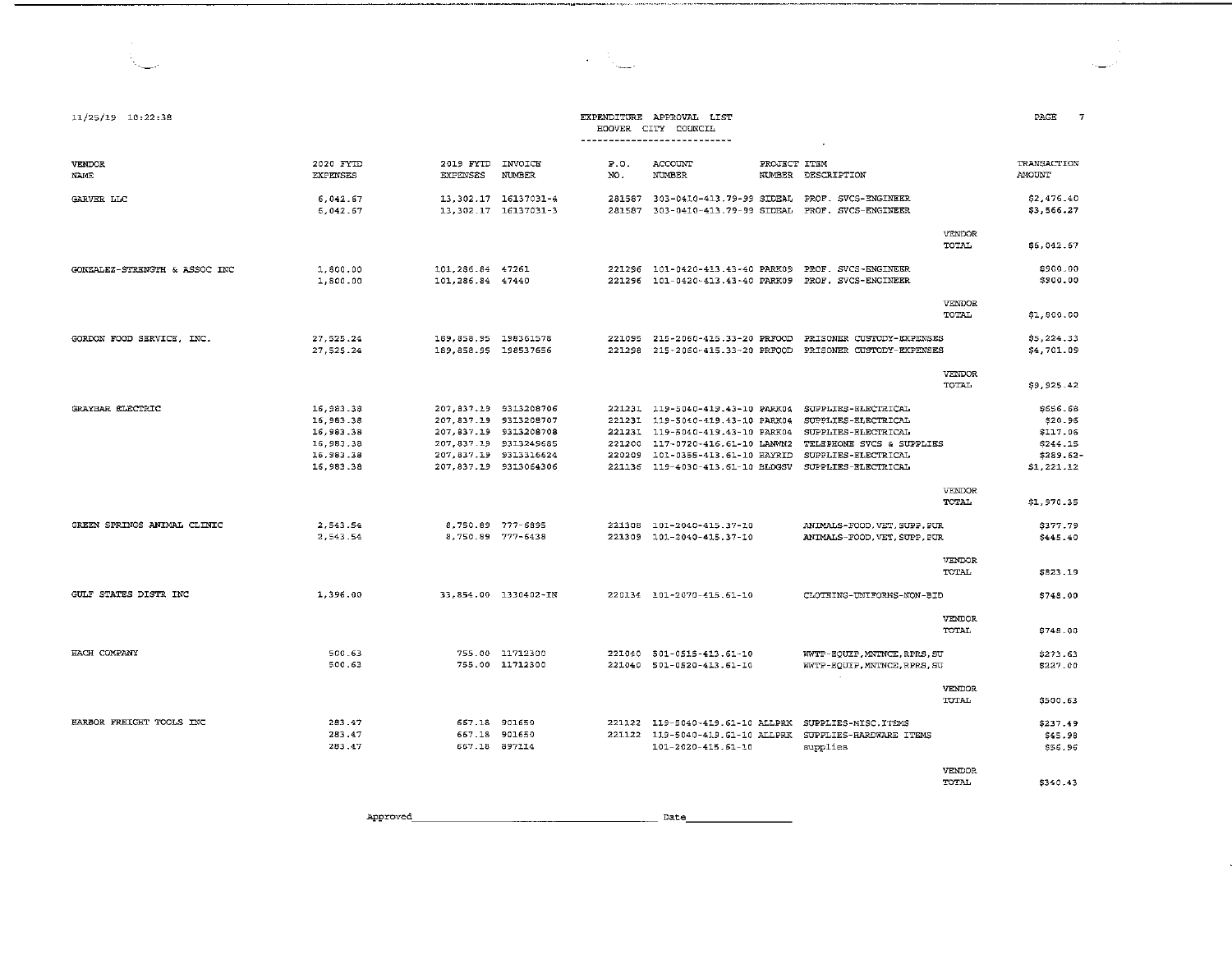11/25/19 10:22:38

# EXPENDITURE APPROVAL LIST
## HOOVER CITY COUNCIL

| VENDOR NAME | 2020 FYTD EXPENSES | 2019 FYTD EXPENSES | INVOICE NUMBER | P.O. NO. | ACCOUNT NUMBER | PROJECT NUMBER | ITEM DESCRIPTION | | TRANSACTION AMOUNT |
|---|---|---|---|---|---|---|---|---|---|
| GARVER LLC | 6,042.67 | 13,302.17 | 16137031-4 | 281587 | 303-0410-413.79-99 | SIDEAL | PROF. SVCS-ENGINEER | | $2,476.40 |
| | 6,042.67 | 13,302.17 | 16137031-3 | 281587 | 303-0410-413.79-99 | SIDEAL | PROF. SVCS-ENGINEER | | $3,566.27 |
| | | | | | | | | VENDOR TOTAL | $6,042.67 |
| GONZALEZ-STRENGTH & ASSOC INC | 1,800.00 | 101,286.84 | 47261 | 221296 | 101-0420-413.43-40 | PARK09 | PROF. SVCS-ENGINEER | | $900.00 |
| | 1,800.00 | 101,286.84 | 47440 | 221296 | 101-0420-413.43-40 | PARK09 | PROF. SVCS-ENGINEER | | $900.00 |
| | | | | | | | | VENDOR TOTAL | $1,800.00 |
| GORDON FOOD SERVICE, INC. | 27,525.24 | 189,858.95 | 198361578 | 221095 | 215-2060-415.33-20 | PRFOOD | PRISONER CUSTODY-EXPENSES | | $5,224.33 |
| | 27,525.24 | 189,858.95 | 198537656 | 221298 | 215-2060-415.33-20 | PRFOOD | PRISONER CUSTODY-EXPENSES | | $4,701.09 |
| | | | | | | | | VENDOR TOTAL | $9,925.42 |
| GRAYBAR ELECTRIC | 16,983.38 | 207,837.19 | 9313208706 | 221231 | 119-5040-419.43-10 | PARK04 | SUPPLIES-ELECTRICAL | | $656.68 |
| | 16,983.38 | 207,837.19 | 9313208707 | 221231 | 119-5040-419.43-10 | PARK04 | SUPPLIES-ELECTRICAL | | $20.96 |
| | 16,983.38 | 207,837.19 | 9313208708 | 221231 | 119-5040-419.43-10 | PARK04 | SUPPLIES-ELECTRICAL | | $117.06 |
| | 16,983.38 | 207,837.19 | 9313249685 | 221200 | 117-0720-416.61-10 | LANWN2 | TELEPHONE SVCS & SUPPLIES | | $244.15 |
| | 16,983.38 | 207,837.19 | 9313316624 | 220209 | 101-0355-413.61-10 | HAYRID | SUPPLIES-ELECTRICAL | | $289.62- |
| | 16,983.38 | 207,837.19 | 9313064306 | 221136 | 119-4030-413.61-10 | BLDGSV | SUPPLIES-ELECTRICAL | | $1,221.12 |
| | | | | | | | | VENDOR TOTAL | $1,970.35 |
| GREEN SPRINGS ANIMAL CLINIC | 2,543.54 | 8,750.89 | 777-5895 | 221308 | 101-2040-415.37-10 | | ANIMALS-FOOD,VET,SUPP,PUR | | $377.79 |
| | 2,543.54 | 8,750.89 | 777-6438 | 221309 | 101-2040-415.37-10 | | ANIMALS-FOOD,VET,SUPP,PUR | | $445.40 |
| | | | | | | | | VENDOR TOTAL | $823.19 |
| GULF STATES DISTR INC | 1,396.00 | 33,854.00 | 1330402-IN | 220134 | 101-2070-415.61-10 | | CLOTHING-UNIFORMS-NON-BID | | $748.00 |
| | | | | | | | | VENDOR TOTAL | $748.00 |
| HACH COMPANY | 500.63 | 755.00 | 11712300 | 221040 | 501-0515-413.61-10 | | WWTP-EQUIP,MNTNCE,RPRS,SU | | $273.63 |
| | 500.63 | 755.00 | 11712300 | 221040 | 501-0520-413.61-10 | | WWTP-EQUIP,MNTNCE,RPRS,SU | | $227.00 |
| | | | | | | | | VENDOR TOTAL | $500.63 |
| HARBOR FREIGHT TOOLS INC | 283.47 | 667.18 | 901650 | 221122 | 119-5040-419.61-10 | ALLPRK | SUPPLIES-MISC.ITEMS | | $237.49 |
| | 283.47 | 667.18 | 901650 | 221122 | 119-5040-419.61-10 | ALLPRK | SUPPLIES-HARDWARE ITEMS | | $45.98 |
| | 283.47 | 667.18 | 897114 | | 101-2020-415.61-10 | | supplies | | $56.96 |
| | | | | | | | | VENDOR TOTAL | $340.43 |

Approved______________________________ Date________________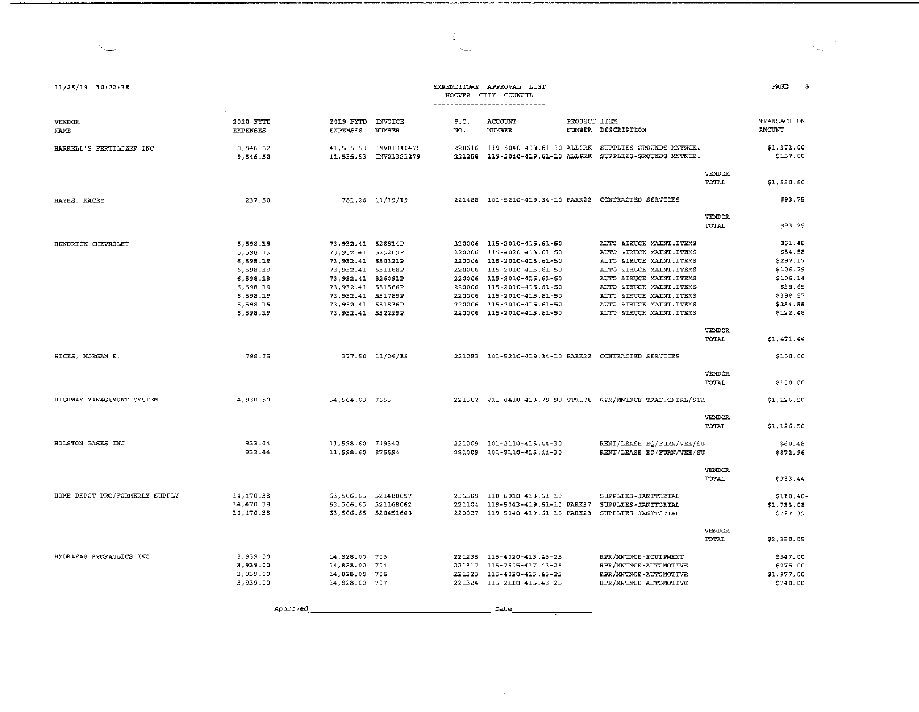11/25/19 10:22:38

EXPENDITURE APPROVAL LIST
HOOVER CITY COUNCIL

| VENDOR NAME | 2020 FYTD EXPENSES | 2019 FYTD EXPENSES | INVOICE NUMBER | P.O. NO. | ACCOUNT NUMBER | PROJECT NUMBER | ITEM DESCRIPTION | | TRANSACTION AMOUNT |
|---|---|---|---|---|---|---|---|---|---|
| HARRELL'S FERTILIZER INC | 9,846.52 | 41,535.53 | INV01310476 | 220616 | 119-5040-419.61-10 | ALLPRK | SUPPLIES-GROUNDS MNTNCE. | | $1,373.00 |
| | 9,846.52 | 41,535.53 | INV01321279 | 221258 | 119-5040-419.61-10 | ALLPRK | SUPPLIES-GROUNDS MNTNCE. | | $157.60 |
| | | | | | | | | VENDOR TOTAL | $1,530.60 |
| HAYES, KACEY | 237.50 | 781.26 | 11/19/19 | 221488 | 101-5210-419.34-10 | PARK22 | CONTRACTED SERVICES | | $93.75 |
| | | | | | | | | VENDOR TOTAL | $93.75 |
| HENDRICK CHEVROLET | 6,598.19 | 73,932.41 | 528814P | 220006 | 115-2010-415.61-50 | | AUTO &TRUCK MAINT.ITEMS | | $61.48 |
| | 6,598.19 | 73,932.41 | 529209P | 220006 | 115-4020-413.61-50 | | AUTO &TRUCK MAINT.ITEMS | | $84.58 |
| | 6,598.19 | 73,932.41 | 530321P | 220006 | 115-2010-415.61-50 | | AUTO &TRUCK MAINT.ITEMS | | $297.17 |
| | 6,598.19 | 73,932.41 | 531168P | 220006 | 115-2010-415.61-50 | | AUTO &TRUCK MAINT.ITEMS | | $106.79 |
| | 6,598.19 | 73,932.41 | 526091P | 220006 | 115-2010-415.61-50 | | AUTO &TRUCK MAINT.ITEMS | | $106.14 |
| | 6,598.19 | 73,932.41 | 531566P | 220006 | 115-2010-415.61-50 | | AUTO &TRUCK MAINT.ITEMS | | $39.65 |
| | 6,598.19 | 73,932.41 | 531789P | 220006 | 115-2010-415.61-50 | | AUTO &TRUCK MAINT.ITEMS | | $398.57 |
| | 6,598.19 | 73,932.41 | 531836P | 220006 | 115-2010-415.61-50 | | AUTO &TRUCK MAINT.ITEMS | | $254.58 |
| | 6,598.19 | 73,932.41 | 532299P | 220006 | 115-2010-415.61-50 | | AUTO &TRUCK MAINT.ITEMS | | $122.48 |
| | | | | | | | | VENDOR TOTAL | $1,471.44 |
| HICKS, MORGAN E. | 798.75 | 377.50 | 11/04/19 | 221083 | 101-5210-419.34-10 | PARK22 | CONTRACTED SERVICES | | $100.00 |
| | | | | | | | | VENDOR TOTAL | $100.00 |
| HIGHWAY MANAGEMENT SYSTEM | 4,930.50 | 54,564.83 | 7653 | 221562 | 211-0410-413.79-99 | STRIPE | RPR/MNTNCE-TRAF.CNTRL/STR | | $1,126.50 |
| | | | | | | | | VENDOR TOTAL | $1,126.50 |
| HOLSTON GASES INC | 933.44 | 11,598.60 | 749342 | 221009 | 101-2110-415.44-30 | | RENT/LEASE EQ/FURN/VEH/SU | | $60.48 |
| | 933.44 | 11,598.60 | 875694 | 221009 | 101-2110-415.44-30 | | RENT/LEASE EQ/FURN/VEH/SU | | $872.96 |
| | | | | | | | | VENDOR TOTAL | $933.44 |
| HOME DEPOT PRO/FORMERLY SUPPLY | 14,470.38 | 63,506.65 | 521400697 | 296509 | 110-6030-418.61-10 | | SUPPLIES-JANITORIAL | | $110.40- |
| | 14,470.38 | 63,506.65 | 521168062 | 221104 | 119-5043-419.61-10 | PARK37 | SUPPLIES-JANITORIAL | | $1,733.06 |
| | 14,470.38 | 63,506.65 | 520451600 | 220927 | 119-5040-419.61-10 | PARK23 | SUPPLIES-JANITORIAL | | $727.39 |
| | | | | | | | | VENDOR TOTAL | $2,350.05 |
| HYDRAFAB HYDRAULICS INC | 3,939.00 | 14,828.00 | 703 | 221238 | 115-4020-413.43-25 | | RPR/MNTNCE-EQUIPMENT | | $947.00 |
| | 3,939.00 | 14,828.00 | 704 | 221317 | 115-7605-417.43-25 | | RPR/MNTNCE-AUTOMOTIVE | | $275.00 |
| | 3,939.00 | 14,828.00 | 706 | 221323 | 115-4020-413.43-25 | | RPR/MNTNCE-AUTOMOTIVE | | $1,977.00 |
| | 3,939.00 | 14,828.00 | 707 | 221324 | 115-2110-415.43-25 | | RPR/MNTNCE-AUTOMOTIVE | | $740.00 |

Approved_______________________________ Date_______________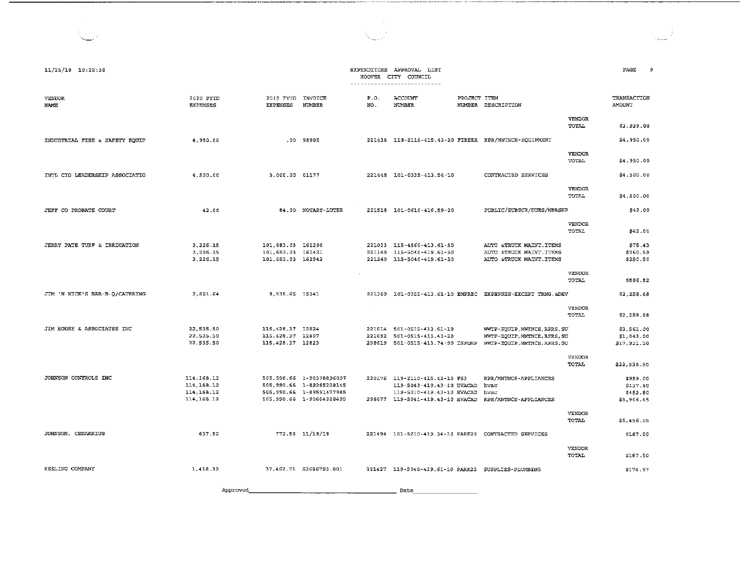11/25/19 10:22:38

EXPENDITURE APPROVAL LIST
HOOVER CITY COUNCIL

| VENDOR NAME | 2020 FYTD EXPENSES | 2019 FYTD EXPENSES | INVOICE NUMBER | P.O. NO. | ACCOUNT NUMBER | PROJECT NUMBER | ITEM DESCRIPTION | | TRANSACTION AMOUNT |
|---|---|---|---|---|---|---|---|---|---|
| | | | | | | | | VENDOR TOTAL | $3,939.00 |
| INDUSTRIAL FIRE & SAFETY EQUIP | 4,950.00 | .00 | 98905 | 221436 | 119-2110-415.43-20 | FIREEX | RPR/MNTNCE-EQUIPMENT | | $4,950.00 |
| | | | | | | | | VENDOR TOTAL | $4,950.00 |
| INTL CIO LEADERSHIP ASSOCIATIO | 4,500.00 | 3,000.00 | 01177 | 221448 | 101-0335-413.54-10 | | CONTRACTED SERVICES | | $4,500.00 |
| | | | | | | | | VENDOR TOTAL | $4,500.00 |
| JEFF CO PROBATE COURT | 42.00 | 84.00 | NOTARY-LUTER | 221518 | 101-0610-416.59-20 | | PUBLIC/SUBSCR/DUES/MBRSHP | | $42.00 |
| | | | | | | | | VENDOR TOTAL | $42.00 |
| JERRY PATE TURF & IRRIGATION | 3,226.15 | 101,683.03 | 161296 | 221033 | 115-4560-413.61-50 | | AUTO &TRUCK MAINT.ITEMS | | $75.43 |
| | 3,226.15 | 101,683.03 | 161421 | 221148 | 115-5040-419.61-50 | | AUTO &TRUCK MAINT.ITEMS | | $260.59 |
| | 3,226.15 | 101,683.03 | 162942 | 221240 | 115-5040-419.61-50 | | AUTO &TRUCK MAINT.ITEMS | | $250.50 |
| | | | | | | | | VENDOR TOTAL | $586.52 |
| JIM 'N NICK'S BAR-B-Q/CATERING | 2,851.64 | 8,535.65 | 15341 | 221369 | 101-0355-413.61-10 | EMPREC | EXPENSES-EXCEPT TRNG.&DEV | | $2,258.68 |
| | | | | | | | | VENDOR TOTAL | $2,258.68 |
| JIM HOUSE & ASSOCIATES INC | 22,535.50 | 115,428.37 | 12824 | 221014 | 501-0515-413.61-10 | | WWTP-EQUIP,MNTNCE,RPRS,SU | | $3,561.00 |
| | 22,535.50 | 115,428.37 | 12807 | 221092 | 501-0515-413.43-20 | | WWTP-EQUIP,MNTNCE,RPRS,SU | | $1,043.00 |
| | 22,535.50 | 115,428.37 | 12823 | 298619 | 501-0515-413.74-99 | INFUMP | WWTP-EQUIP,MNTNCE,RPRS,SU | | $17,931.50 |
| | | | | | | | | VENDOR TOTAL | $22,535.50 |
| JOHNSON CONTROLS INC | 114,168.12 | 505,990.66 | 1-90378896097 | 220176 | 119-2110-415.43-10 | FS3 | RPR/MNTNCE-APPLIANCES | | $959.00 |
| | 114,168.12 | 505,990.66 | 1-89265228145 | | 119-5043-419.43-10 | HVACAD | hvac | | $137.80 |
| | 114,168.12 | 505,990.66 | 1-89591477985 | | 119-5210-419.43-10 | HVACAD | hvac | | $452.80 |
| | 114,168.12 | 505,990.66 | 1-90664288495 | 298677 | 119-5041-419.43-10 | HVACAD | RPR/MNTNCE-APPLIANCES | | $3,906.45 |
| | | | | | | | | VENDOR TOTAL | $5,456.05 |
| JOHNSON, CEDARRIUS | 637.50 | 772.50 | 11/19/19 | 221494 | 101-5210-419.34-10 | PARK22 | CONTRACTED SERVICES | | $187.50 |
| | | | | | | | | VENDOR TOTAL | $187.50 |
| KEELING COMPANY | 1,418.39 | 37,462.71 | S3686793.001 | 221427 | 119-5040-419.61-10 | PARK23 | SUPPLIES-PLUMBING | | $174.97 |

Approved______________________________ Date______________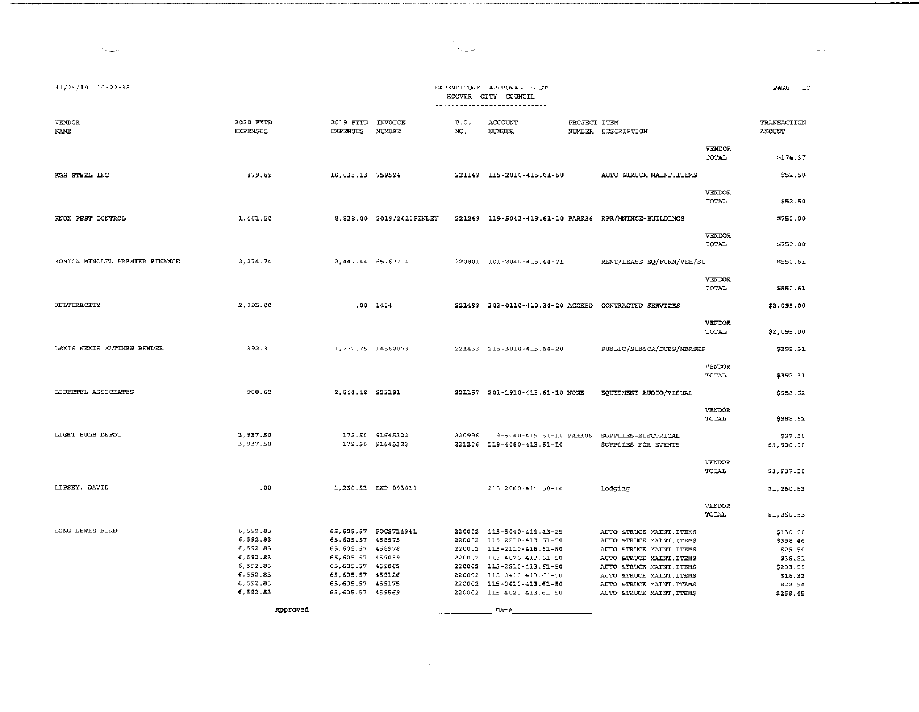11/25/19 10:22:38

EXPENDITURE APPROVAL LIST
HOOVER CITY COUNCIL

| VENDOR NAME | 2020 FYTD EXPENSES | 2019 FYTD EXPENSES | INVOICE NUMBER | P.O. NO. | ACCOUNT NUMBER | PROJECT NUMBER | ITEM DESCRIPTION | | TRANSACTION AMOUNT |
|---|---|---|---|---|---|---|---|---|---|
| | | | | | | | | VENDOR TOTAL | $174.97 |
| KGS STEEL INC | 879.69 | 10,033.13 | 759594 | 221149 | 115-2010-415.61-50 | | AUTO &TRUCK MAINT.ITEMS | | $52.50 |
| | | | | | | | | VENDOR TOTAL | $52.50 |
| KNOX PEST CONTROL | 1,461.50 | 8,838.00 | 2019/2020FINLEY | 221269 | 119-5043-419.61-10 | PARK36 | RPR/MNTNCE-BUILDINGS | | $750.00 |
| | | | | | | | | VENDOR TOTAL | $750.00 |
| KONICA MINOLTA PREMIER FINANCE | 2,274.74 | 2,447.46 | 65767714 | 220801 | 101-2040-415.44-71 | | RENT/LEASE EQ/FURN/VEH/SU | | $550.61 |
| | | | | | | | | VENDOR TOTAL | $550.61 |
| KULTURECITY | 2,095.00 | .00 | 1434 | 221499 | 303-0110-410.34-20 | ACCRED | CONTRACTED SERVICES | | $2,095.00 |
| | | | | | | | | VENDOR TOTAL | $2,095.00 |
| LEXIS NEXIS MATTHEW BENDER | 392.31 | 1,772.75 | 14562073 | 221433 | 215-3010-415.64-20 | | PUBLIC/SUBSCR/DUES/MBRSHP | | $392.31 |
| | | | | | | | | VENDOR TOTAL | $392.31 |
| LIBERTEL ASSOCIATES | 988.62 | 2,844.48 | 223191 | 221157 | 201-1910-415.61-10 | NONE | EQUIPMENT-AUDIO/VISUAL | | $988.62 |
| | | | | | | | | VENDOR TOTAL | $988.62 |
| LIGHT BULB DEPOT | 3,937.50 | 172.50 | 91645322 | 220996 | 119-5040-419.61-10 | PARK06 | SUPPLIES-ELECTRICAL | | $37.50 |
| | 3,937.50 | 172.50 | 91645323 | 221206 | 119-4080-413.61-10 | | SUPPLIES FOR EVENTS | | $3,900.00 |
| | | | | | | | | VENDOR TOTAL | $3,937.50 |
| LIPSEY, DAVID | .00 | 1,260.53 | EXP 093019 | | 215-2060-415.58-10 | | Lodging | | $1,260.53 |
| | | | | | | | | VENDOR TOTAL | $1,260.53 |
| LONG LEWIS FORD | 6,592.83 | 65,605.57 | FOCS714941 | 220002 | 115-5040-419.43-25 | | AUTO &TRUCK MAINT.ITEMS | | $130.00 |
| | 6,592.83 | 65,605.57 | 458975 | 220002 | 115-2210-413.61-50 | | AUTO &TRUCK MAINT.ITEMS | | $358.46 |
| | 6,592.83 | 65,605.57 | 458978 | 220002 | 115-2110-415.61-50 | | AUTO &TRUCK MAINT.ITEMS | | $29.50 |
| | 6,592.83 | 65,605.57 | 459059 | 220002 | 115-4020-413.61-50 | | AUTO &TRUCK MAINT.ITEMS | | $38.21 |
| | 6,592.83 | 65,605.57 | 459062 | 220002 | 115-2210-413.61-50 | | AUTO &TRUCK MAINT.ITEMS | | $293.59 |
| | 6,592.83 | 65,605.57 | 459126 | 220002 | 115-0410-413.61-50 | | AUTO &TRUCK MAINT.ITEMS | | $16.32 |
| | 6,592.83 | 65,605.57 | 459175 | 220002 | 115-0410-413.61-50 | | AUTO &TRUCK MAINT.ITEMS | | $22.94 |
| | 6,592.83 | 65,605.57 | 459569 | 220002 | 115-4020-413.61-50 | | AUTO &TRUCK MAINT.ITEMS | | $268.45 |

Approved\_\_\_\_\_\_\_\_\_\_\_\_\_\_\_\_\_\_\_\_\_\_\_\_\_\_\_\_\_\_ Date\_\_\_\_\_\_\_\_\_\_\_\_\_\_\_\_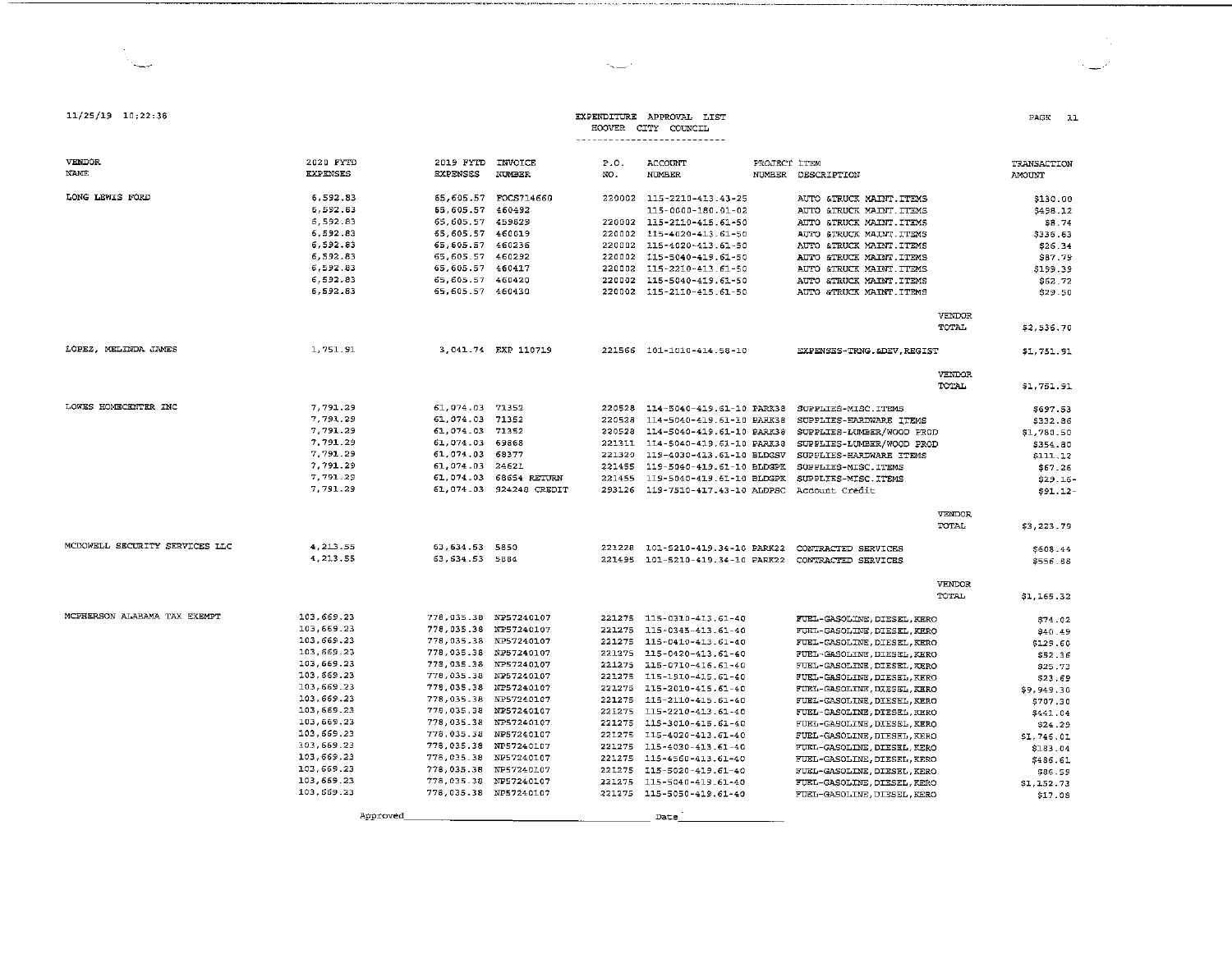11/25/19 10:22:38

EXPENDITURE APPROVAL LIST
HOOVER CITY COUNCIL

| VENDOR NAME | 2020 FYTD EXPENSES | 2019 FYTD EXPENSES | INVOICE NUMBER | P.O. NO. | ACCOUNT NUMBER | PROJECT NUMBER | ITEM DESCRIPTION | TRANSACTION AMOUNT |
|---|---|---|---|---|---|---|---|---|
| LONG LEWIS FORD | 6,592.83 | 65,605.57 | FOCS714660 | 220002 | 115-2210-413.43-25 | | AUTO &TRUCK MAINT.ITEMS | $130.00 |
| | 6,592.83 | 65,605.57 | 460492 | | 115-0000-180.01-02 | | AUTO &TRUCK MAINT.ITEMS | $498.12 |
| | 6,592.83 | 65,605.57 | 459829 | 220002 | 115-2110-415.61-50 | | AUTO &TRUCK MAINT.ITEMS | $8.74 |
| | 6,592.83 | 65,605.57 | 460019 | 220002 | 115-4020-413.61-50 | | AUTO &TRUCK MAINT.ITEMS | $336.63 |
| | 6,592.83 | 65,605.57 | 460236 | 220002 | 115-4020-413.61-50 | | AUTO &TRUCK MAINT.ITEMS | $26.34 |
| | 6,592.83 | 65,605.57 | 460292 | 220002 | 115-5040-419.61-50 | | AUTO &TRUCK MAINT.ITEMS | $87.79 |
| | 6,592.83 | 65,605.57 | 460417 | 220002 | 115-2210-413.61-50 | | AUTO &TRUCK MAINT.ITEMS | $199.39 |
| | 6,592.83 | 65,605.57 | 460420 | 220002 | 115-5040-419.61-50 | | AUTO &TRUCK MAINT.ITEMS | $62.72 |
| | 6,592.83 | 65,605.57 | 460430 | 220002 | 115-2110-415.61-50 | | AUTO &TRUCK MAINT.ITEMS | $29.50 |
| | | | | | | | VENDOR TOTAL | $2,536.70 |
| LOPEZ, MELINDA JAMES | 1,751.91 | 3,041.74 | EXP 110719 | 221566 | 101-1010-414.58-10 | | EXPENSES-TRNG.&DEV,REGIST | $1,751.91 |
| | | | | | | | VENDOR TOTAL | $1,751.91 |
| LOWES HOMECENTER INC | 7,791.29 | 61,074.03 | 71352 | 220528 | 114-5040-419.61-10 | PARK38 | SUPPLIES-MISC.ITEMS | $697.53 |
| | 7,791.29 | 61,074.03 | 71352 | 220528 | 114-5040-419.61-10 | PARK38 | SUPPLIES-HARDWARE ITEMS | $332.86 |
| | 7,791.29 | 61,074.03 | 71352 | 220528 | 114-5040-419.61-10 | PARK38 | SUPPLIES-LUMBER/WOOD PROD | $1,780.50 |
| | 7,791.29 | 61,074.03 | 69868 | 221311 | 114-5040-419.61-10 | PARK38 | SUPPLIES-LUMBER/WOOD PROD | $354.80 |
| | 7,791.29 | 61,074.03 | 68377 | 221320 | 119-4030-413.61-10 | BLDGSV | SUPPLIES-HARDWARE ITEMS | $111.12 |
| | 7,791.29 | 61,074.03 | 24621 | 221455 | 119-5040-419.61-10 | BLDGPK | SUPPLIES-MISC.ITEMS | $67.26 |
| | 7,791.29 | 61,074.03 | 68654 RETURN | 221455 | 119-5040-419.61-10 | BLDGPK | SUPPLIES-MISC.ITEMS | $29.16- |
| | 7,791.29 | 61,074.03 | 924248 CREDIT | 293126 | 119-7510-417.43-10 | ALDPSC | Account Credit | $91.12- |
| | | | | | | | VENDOR TOTAL | $3,223.79 |
| MCDOWELL SECURITY SERVICES LLC | 4,213.55 | 63,634.53 | 5850 | 221228 | 101-5210-419.34-10 | PARK22 | CONTRACTED SERVICES | $608.44 |
| | 4,213.55 | 63,634.53 | 5884 | 221495 | 101-5210-419.34-10 | PARK22 | CONTRACTED SERVICES | $556.88 |
| | | | | | | | VENDOR TOTAL | $1,165.32 |
| MCPHERSON ALABAMA TAX EXEMPT | 103,669.23 | 778,035.38 | NP57240107 | 221275 | 115-0310-413.61-40 | | FUEL-GASOLINE,DIESEL,KERO | $74.02 |
| | 103,669.23 | 778,035.38 | NP57240107 | 221275 | 115-0345-413.61-40 | | FUEL-GASOLINE,DIESEL,KERO | $40.49 |
| | 103,669.23 | 778,035.38 | NP57240107 | 221275 | 115-0410-413.61-40 | | FUEL-GASOLINE,DIESEL,KERO | $125.60 |
| | 103,669.23 | 778,035.38 | NP57240107 | 221275 | 115-0420-413.61-40 | | FUEL-GASOLINE,DIESEL,KERO | $52.36 |
| | 103,669.23 | 778,035.38 | NP57240107 | 221275 | 115-0710-416.61-40 | | FUEL-GASOLINE,DIESEL,KERO | $25.73 |
| | 103,669.23 | 778,035.38 | NP57240107 | 221275 | 115-1910-415.61-40 | | FUEL-GASOLINE,DIESEL,KERO | $23.69 |
| | 103,669.23 | 778,035.38 | NP57240107 | 221275 | 115-2010-415.61-40 | | FUEL-GASOLINE,DIESEL,KERO | $9,949.30 |
| | 103,669.23 | 778,035.38 | NP57240107 | 221275 | 115-2110-415.61-40 | | FUEL-GASOLINE,DIESEL,KERO | $707.30 |
| | 103,669.23 | 778,035.38 | NP57240107 | 221275 | 115-2210-413.61-40 | | FUEL-GASOLINE,DIESEL,KERO | $441.04 |
| | 103,669.23 | 778,035.38 | NP57240107 | 221275 | 115-3010-415.61-40 | | FUEL-GASOLINE,DIESEL,KERO | $24.29 |
| | 103,669.23 | 778,035.38 | NP57240107 | 221275 | 115-4020-413.61-40 | | FUEL-GASOLINE,DIESEL,KERO | $1,746.01 |
| | 103,669.23 | 778,035.38 | NP57240107 | 221275 | 115-4030-413.61-40 | | FUEL-GASOLINE,DIESEL,KERO | $183.04 |
| | 103,669.23 | 778,035.38 | NP57240107 | 221275 | 115-4560-413.61-40 | | FUEL-GASOLINE,DIESEL,KERO | $486.61 |
| | 103,669.23 | 778,035.38 | NP57240107 | 221275 | 115-5020-419.61-40 | | FUEL-GASOLINE,DIESEL,KERO | $86.59 |
| | 103,669.23 | 778,035.38 | NP57240107 | 221275 | 115-5040-419.61-40 | | FUEL-GASOLINE,DIESEL,KERO | $1,152.73 |
| | 103,669.23 | 778,035.38 | NP57240107 | 221275 | 115-5050-419.61-40 | | FUEL-GASOLINE,DIESEL,KERO | $17.08 |

Approved\_\_\_\_\_\_\_\_\_\_\_\_\_\_\_\_\_\_\_\_ Date\_\_\_\_\_\_\_\_\_\_\_\_\_\_\_\_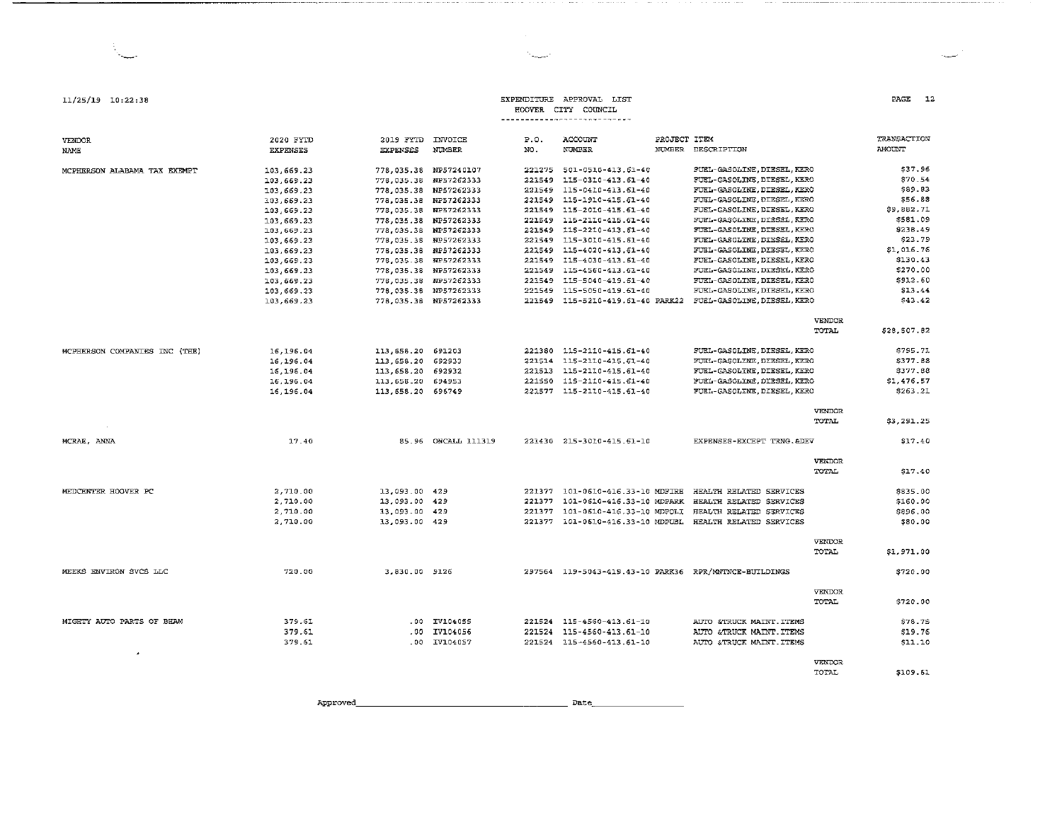11/25/19 10:22:38

# EXPENDITURE APPROVAL LIST
## HOOVER CITY COUNCIL

| VENDOR NAME | 2020 FYTD EXPENSES | 2019 FYTD EXPENSES | INVOICE NUMBER | P.O. NO. | ACCOUNT NUMBER | PROJECT NUMBER | ITEM DESCRIPTION | | TRANSACTION AMOUNT |
|---|---|---|---|---|---|---|---|---|---|
| MCPHERSON ALABAMA TAX EXEMPT | 103,669.23 | 778,035.38 | NP57240107 | 221275 | 501-0510-413.61-40 | | FUEL-GASOLINE, DIESEL, KERO | | $37.96 |
| | 103,669.23 | 778,035.38 | NP57262333 | 221549 | 115-0310-413.61-40 | | FUEL-GASOLINE, DIESEL, KERO | | $70.54 |
| | 103,669.23 | 778,035.38 | NP57262333 | 221549 | 115-0410-413.61-40 | | FUEL-GASOLINE, DIESEL, KERO | | $89.83 |
| | 103,669.23 | 778,035.38 | NP57262333 | 221549 | 115-1910-415.61-40 | | FUEL-GASOLINE, DIESEL, KERO | | $56.88 |
| | 103,669.23 | 778,035.38 | NP57262333 | 221549 | 115-2010-415.61-40 | | FUEL-GASOLINE, DIESEL, KERO | | $9,882.71 |
| | 103,669.23 | 778,035.38 | NP57262333 | 221549 | 115-2110-415.61-40 | | FUEL-GASOLINE, DIESEL, KERO | | $581.09 |
| | 103,669.23 | 778,035.38 | NP57262333 | 221549 | 115-2210-413.61-40 | | FUEL-GASOLINE, DIESEL, KERO | | $238.49 |
| | 103,669.23 | 778,035.38 | NP57262333 | 221549 | 115-3010-415.61-40 | | FUEL-GASOLINE, DIESEL, KERO | | $23.79 |
| | 103,669.23 | 778,035.38 | NP57262333 | 221549 | 115-4020-413.61-40 | | FUEL-GASOLINE, DIESEL, KERO | | $1,016.76 |
| | 103,669.23 | 778,035.38 | NP57262333 | 221549 | 115-4030-413.61-40 | | FUEL-GASOLINE, DIESEL, KERO | | $130.43 |
| | 103,669.23 | 778,035.38 | NP57262333 | 221549 | 115-4560-413.61-40 | | FUEL-GASOLINE, DIESEL, KERO | | $270.00 |
| | 103,669.23 | 778,035.38 | NP57262333 | 221549 | 115-5040-419.61-40 | | FUEL-GASOLINE, DIESEL, KERO | | $912.60 |
| | 103,669.23 | 778,035.38 | NP57262333 | 221549 | 115-5050-419.61-40 | | FUEL-GASOLINE, DIESEL, KERO | | $13.44 |
| | 103,669.23 | 778,035.38 | NP57262333 | 221549 | 115-5210-419.61-40 | PARK22 | FUEL-GASOLINE, DIESEL, KERO | | $43.42 |
| | | | | | | | | VENDOR TOTAL | $28,507.82 |
| MCPHERSON COMPANIES INC (THE) | 16,196.04 | 113,658.20 | 691203 | 221380 | 115-2110-415.61-40 | | FUEL-GASOLINE, DIESEL, KERO | | $795.71 |
| | 16,196.04 | 113,658.20 | 692930 | 221514 | 115-2110-415.61-40 | | FUEL-GASOLINE, DIESEL, KERO | | $377.88 |
| | 16,196.04 | 113,658.20 | 692932 | 221513 | 115-2110-415.61-40 | | FUEL-GASOLINE, DIESEL, KERO | | $377.88 |
| | 16,196.04 | 113,658.20 | 694953 | 221550 | 115-2110-415.61-40 | | FUEL-GASOLINE, DIESEL, KERO | | $1,476.57 |
| | 16,196.04 | 113,658.20 | 696749 | 221577 | 115-2110-415.61-40 | | FUEL-GASOLINE, DIESEL, KERO | | $263.21 |
| | | | | | | | | VENDOR TOTAL | $3,291.25 |
| MCRAE, ANNA | 17.40 | 85.96 | ONCALL 111319 | 221430 | 215-3010-415.61-10 | | EXPENSES-EXCEPT TRNG.&DEV | | $17.40 |
| | | | | | | | | VENDOR TOTAL | $17.40 |
| MEDCENTER HOOVER PC | 2,710.00 | 13,093.00 | 429 | 221377 | 101-0610-416.33-10 | MDFIRE | HEALTH RELATED SERVICES | | $835.00 |
| | 2,710.00 | 13,093.00 | 429 | 221377 | 101-0610-416.33-10 | MDPARK | HEALTH RELATED SERVICES | | $160.00 |
| | 2,710.00 | 13,093.00 | 429 | 221377 | 101-0610-416.33-10 | MDPOLI | HEALTH RELATED SERVICES | | $896.00 |
| | 2,710.00 | 13,093.00 | 429 | 221377 | 101-0610-416.33-10 | MDPUBL | HEALTH RELATED SERVICES | | $80.00 |
| | | | | | | | | VENDOR TOTAL | $1,971.00 |
| MEEKS ENVIRON SVCS LLC | 720.00 | 3,830.00 | 5126 | 297564 | 119-5043-419.43-10 | PARK36 | RPR/MNTNCE-BUILDINGS | | $720.00 |
| | | | | | | | | VENDOR TOTAL | $720.00 |
| MIGHTY AUTO PARTS OF BHAM | 379.61 | .00 | IV104055 | 221524 | 115-4560-413.61-10 | | AUTO &TRUCK MAINT.ITEMS | | $78.75 |
| | 379.61 | .00 | IV104056 | 221524 | 115-4560-413.61-10 | | AUTO &TRUCK MAINT.ITEMS | | $19.76 |
| | 379.61 | .00 | IV104057 | 221524 | 115-4560-413.61-10 | | AUTO &TRUCK MAINT.ITEMS | | $11.10 |
| | | | | | | | | VENDOR TOTAL | $109.61 |

Approved\_\_\_\_\_\_\_\_\_\_\_\_\_\_\_\_\_\_\_\_\_\_\_\_\_\_\_\_\_\_ Date\_\_\_\_\_\_\_\_\_\_\_\_\_\_\_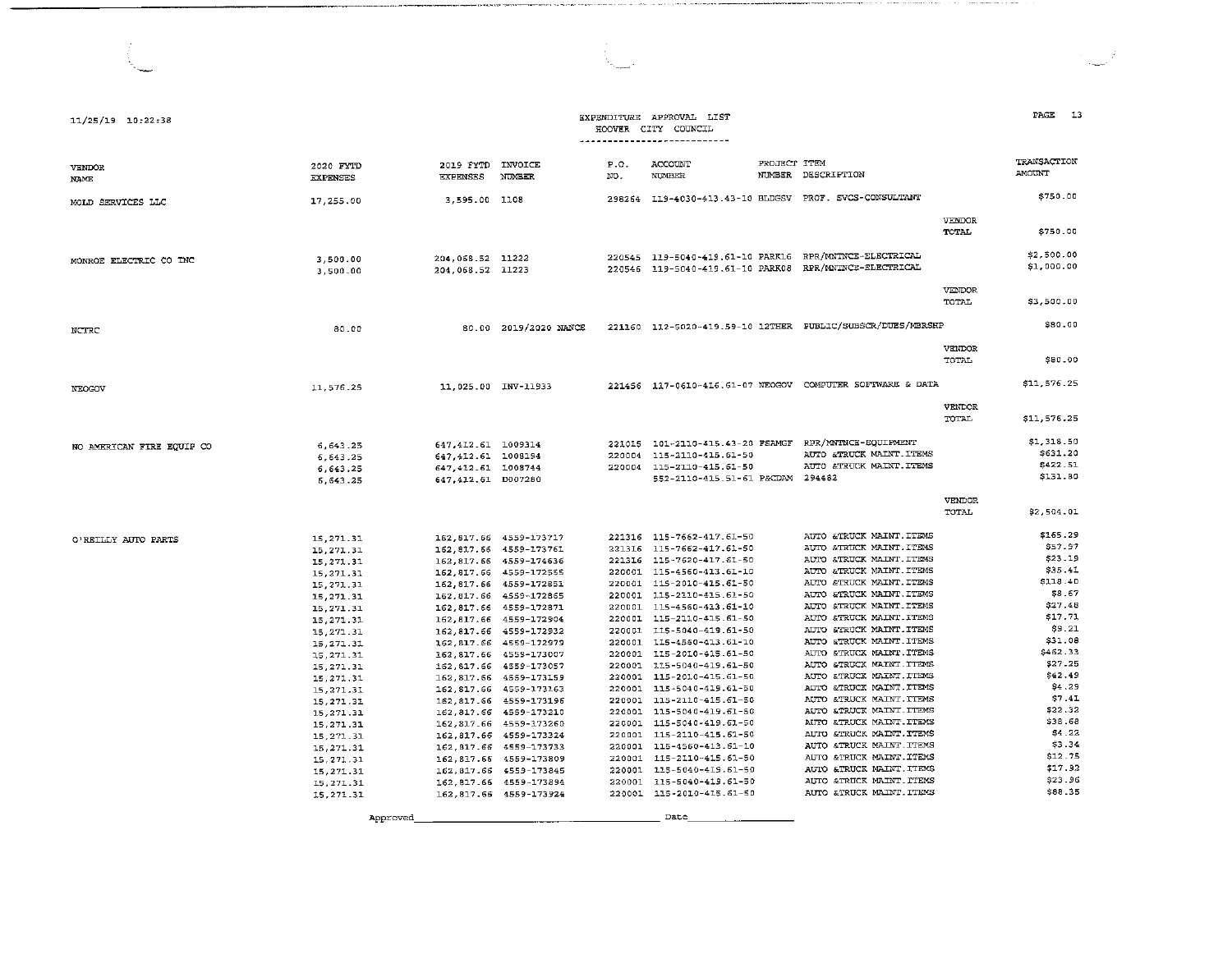11/25/19 10:22:38

EXPENDITURE APPROVAL LIST
HOOVER CITY COUNCIL

| VENDOR NAME | 2020 FYTD EXPENSES | 2019 FYTD EXPENSES | INVOICE NUMBER | P.O. NO. | ACCOUNT NUMBER | PROJECT NUMBER | ITEM DESCRIPTION | | TRANSACTION AMOUNT |
|---|---|---|---|---|---|---|---|---|---|
| MOLD SERVICES LLC | 17,255.00 | 3,595.00 | 1108 | 298264 | 119-4030-413.43-10 | BLDGSV | PROF. SVCS-CONSULTANT | | $750.00 |
| | | | | | | | | VENDOR TOTAL | $750.00 |
| MONROE ELECTRIC CO INC | 3,500.00 | 204,068.52 | 11222 | 220545 | 119-5040-419.61-10 | PARK16 | RPR/MNTNCE-ELECTRICAL | | $2,500.00 |
| | 3,500.00 | 204,068.52 | 11223 | 220546 | 119-5040-419.61-10 | PARK08 | RPR/MNTNCE-ELECTRICAL | | $1,000.00 |
| | | | | | | | | VENDOR TOTAL | $3,500.00 |
| NCTRC | 80.00 | 80.00 | 2019/2020 NANCE | 221160 | 112-5020-419.59-10 | 12THER | PUBLIC/SUBSCR/DUES/MBRSHP | | $80.00 |
| | | | | | | | | VENDOR TOTAL | $80.00 |
| NEOGOV | 11,576.25 | 11,025.00 | INV-11933 | 221456 | 117-0610-416.61-07 | NEOGOV | COMPUTER SOFTWARE & DATA | | $11,576.25 |
| | | | | | | | | VENDOR TOTAL | $11,576.25 |
| NO AMERICAN FIRE EQUIP CO | 6,643.25 | 647,412.61 | 1009314 | 221015 | 101-2110-415.43-20 | FSAMGF | RPR/MNTNCE-EQUIPMENT | | $1,318.50 |
| | 6,643.25 | 647,412.61 | 1008194 | 220004 | 115-2110-415.61-50 | | AUTO &TRUCK MAINT.ITEMS | | $631.20 |
| | 6,643.25 | 647,412.61 | 1008744 | 220004 | 115-2110-415.61-50 | | AUTO &TRUCK MAINT.ITEMS | | $422.51 |
| | 6,643.25 | 647,412.61 | D007280 | | 552-2110-415.51-61 | P&CDAM | 294682 | | $131.80 |
| | | | | | | | | VENDOR TOTAL | $2,504.01 |
| O'REILLY AUTO PARTS | 15,271.31 | 162,817.66 | 4559-173717 | 221316 | 115-7662-417.61-50 | | AUTO &TRUCK MAINT.ITEMS | | $165.29 |
| | 15,271.31 | 162,817.66 | 4559-173761 | 221316 | 115-7662-417.61-50 | | AUTO &TRUCK MAINT.ITEMS | | $57.97 |
| | 15,271.31 | 162,817.66 | 4559-174636 | 221316 | 115-7620-417.61-50 | | AUTO &TRUCK MAINT.ITEMS | | $23.19 |
| | 15,271.31 | 162,817.66 | 4559-172555 | 220001 | 115-4560-413.61-10 | | AUTO &TRUCK MAINT.ITEMS | | $35.41 |
| | 15,271.31 | 162,817.66 | 4559-172851 | 220001 | 115-2010-415.61-50 | | AUTO &TRUCK MAINT.ITEMS | | $118.40 |
| | 15,271.31 | 162,817.66 | 4559-172865 | 220001 | 115-2110-415.61-50 | | AUTO &TRUCK MAINT.ITEMS | | $8.67 |
| | 15,271.31 | 162,817.66 | 4559-172871 | 220001 | 115-4560-413.61-10 | | AUTO &TRUCK MAINT.ITEMS | | $27.48 |
| | 15,271.31 | 162,817.66 | 4559-172904 | 220001 | 115-2110-415.61-50 | | AUTO &TRUCK MAINT.ITEMS | | $17.71 |
| | 15,271.31 | 162,817.66 | 4559-172932 | 220001 | 115-5040-419.61-50 | | AUTO &TRUCK MAINT.ITEMS | | $9.21 |
| | 15,271.31 | 162,817.66 | 4559-172979 | 220001 | 115-4560-413.61-10 | | AUTO &TRUCK MAINT.ITEMS | | $31.08 |
| | 15,271.31 | 162,817.66 | 4559-173007 | 220001 | 115-2010-415.61-50 | | AUTO &TRUCK MAINT.ITEMS | | $462.33 |
| | 15,271.31 | 162,817.66 | 4559-173057 | 220001 | 115-5040-419.61-50 | | AUTO &TRUCK MAINT.ITEMS | | $27.25 |
| | 15,271.31 | 162,817.66 | 4559-173159 | 220001 | 115-2010-415.61-50 | | AUTO &TRUCK MAINT.ITEMS | | $42.49 |
| | 15,271.31 | 162,817.66 | 4559-173163 | 220001 | 115-5040-419.61-50 | | AUTO &TRUCK MAINT.ITEMS | | $4.29 |
| | 15,271.31 | 162,817.66 | 4559-173196 | 220001 | 115-2110-415.61-50 | | AUTO &TRUCK MAINT.ITEMS | | $7.41 |
| | 15,271.31 | 162,817.66 | 4559-173210 | 220001 | 115-5040-419.61-50 | | AUTO &TRUCK MAINT.ITEMS | | $22.32 |
| | 15,271.31 | 162,817.66 | 4559-173260 | 220001 | 115-5040-419.61-50 | | AUTO &TRUCK MAINT.ITEMS | | $38.68 |
| | 15,271.31 | 162,817.66 | 4559-173324 | 220001 | 115-2110-415.61-50 | | AUTO &TRUCK MAINT.ITEMS | | $4.22 |
| | 15,271.31 | 162,817.66 | 4559-173733 | 220001 | 115-4560-413.61-10 | | AUTO &TRUCK MAINT.ITEMS | | $3.34 |
| | 15,271.31 | 162,817.66 | 4559-173809 | 220001 | 115-2110-415.61-50 | | AUTO &TRUCK MAINT.ITEMS | | $12.75 |
| | 15,271.31 | 162,817.66 | 4559-173845 | 220001 | 115-5040-419.61-50 | | AUTO &TRUCK MAINT.ITEMS | | $17.92 |
| | 15,271.31 | 162,817.66 | 4559-173894 | 220001 | 115-5040-419.61-50 | | AUTO &TRUCK MAINT.ITEMS | | $23.96 |
| | 15,271.31 | 162,817.66 | 4559-173924 | 220001 | 115-2010-415.61-50 | | AUTO &TRUCK MAINT.ITEMS | | $88.35 |

Approved_______________________________ Date______________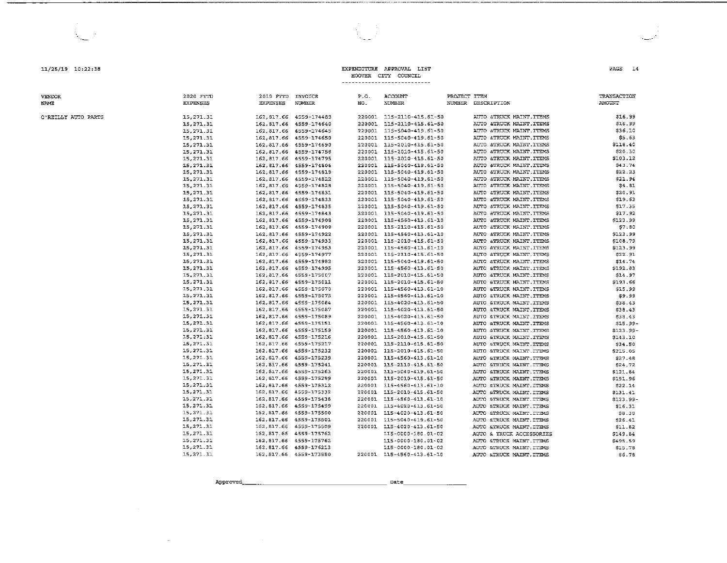11/25/19 10:22:38

# EXPENDITURE APPROVAL LIST
## HOOVER CITY COUNCIL

| VENDOR NAME | 2020 FYTD EXPENSES | 2019 FYTD EXPENSES | INVOICE NUMBER | P.O. NO. | ACCOUNT NUMBER | PROJECT NUMBER | ITEM DESCRIPTION | TRANSACTION AMOUNT |
|---|---|---|---|---|---|---|---|---|
| O'REILLY AUTO PARTS | 15,271.31 | 162,817.66 | 4559-174489 | 220001 | 115-2110-415.61-50 | | AUTO &TRUCK MAINT.ITEMS | $16.99 |
| | 15,271.31 | 162,817.66 | 4559-174640 | 220001 | 115-2110-415.61-50 | | AUTO &TRUCK MAINT.ITEMS | $16.99 |
| | 15,271.31 | 162,817.66 | 4559-174645 | 220001 | 115-5040-419.61-50 | | AUTO &TRUCK MAINT.ITEMS | $36.10 |
| | 15,271.31 | 162,817.66 | 4559-174650 | 220001 | 115-5040-419.61-50 | | AUTO &TRUCK MAINT.ITEMS | $5.63 |
| | 15,271.31 | 162,817.66 | 4559-174690 | 220001 | 115-2010-415.61-50 | | AUTO &TRUCK MAINT.ITEMS | $118.40 |
| | 15,271.31 | 162,817.66 | 4559-174758 | 220001 | 115-2010-415.61-50 | | AUTO &TRUCK MAINT.ITEMS | $20.30 |
| | 15,271.31 | 162,817.66 | 4559-174795 | 220001 | 115-2010-415.61-50 | | AUTO &TRUCK MAINT.ITEMS | $103.12 |
| | 15,271.31 | 162,817.66 | 4559-174806 | 220001 | 115-5040-419.61-50 | | AUTO &TRUCK MAINT.ITEMS | $43.74 |
| | 15,271.31 | 162,817.66 | 4559-174819 | 220001 | 115-5040-419.61-50 | | AUTO &TRUCK MAINT.ITEMS | $22.23 |
| | 15,271.31 | 162,817.66 | 4559-174822 | 220001 | 115-5040-419.61-50 | | AUTO &TRUCK MAINT.ITEMS | $21.94 |
| | 15,271.31 | 162,817.66 | 4559-174828 | 220001 | 115-5040-419.61-50 | | AUTO &TRUCK MAINT.ITEMS | $4.81 |
| | 15,271.31 | 162,817.66 | 4559-174831 | 220001 | 115-5040-419.61-50 | | AUTO &TRUCK MAINT.ITEMS | $20.91 |
| | 15,271.31 | 162,817.66 | 4559-174833 | 220001 | 115-5040-419.61-50 | | AUTO &TRUCK MAINT.ITEMS | $19.63 |
| | 15,271.31 | 162,817.66 | 4559-174835 | 220001 | 115-5040-419.61-50 | | AUTO &TRUCK MAINT.ITEMS | $17.35 |
| | 15,271.31 | 162,817.66 | 4559-174843 | 220001 | 115-5040-419.61-50 | | AUTO &TRUCK MAINT.ITEMS | $17.92 |
| | 15,271.31 | 162,817.66 | 4559-174908 | 220001 | 115-4560-413.61-10 | | AUTO &TRUCK MAINT.ITEMS | $123.99 |
| | 15,271.31 | 162,817.66 | 4559-174909 | 220001 | 115-2110-415.61-50 | | AUTO &TRUCK MAINT.ITEMS | $7.80 |
| | 15,271.31 | 162,817.66 | 4559-174922 | 220001 | 115-4560-413.61-10 | | AUTO &TRUCK MAINT.ITEMS | $123.99 |
| | 15,271.31 | 162,817.66 | 4559-174933 | 220001 | 115-2010-415.61-50 | | AUTO &TRUCK MAINT.ITEMS | $108.79 |
| | 15,271.31 | 162,817.66 | 4559-174953 | 220001 | 115-4560-413.61-10 | | AUTO &TRUCK MAINT.ITEMS | $123.99 |
| | 15,271.31 | 162,817.66 | 4559-174977 | 220001 | 115-2110-415.61-50 | | AUTO &TRUCK MAINT.ITEMS | $22.91 |
| | 15,271.31 | 162,817.66 | 4559-174982 | 220001 | 115-5040-419.61-50 | | AUTO &TRUCK MAINT.ITEMS | $14.74 |
| | 15,271.31 | 162,817.66 | 4559-174995 | 220001 | 115-4560-413.61-50 | | AUTO &TRUCK MAINT.ITEMS | $192.83 |
| | 15,271.31 | 162,817.66 | 4559-175007 | 220001 | 115-2010-415.61-50 | | AUTO &TRUCK MAINT.ITEMS | $14.97 |
| | 15,271.31 | 162,817.66 | 4559-175011 | 220001 | 115-2010-415.61-50 | | AUTO &TRUCK MAINT.ITEMS | $193.66 |
| | 15,271.31 | 162,817.66 | 4559-175070 | 220001 | 115-4560-413.61-10 | | AUTO &TRUCK MAINT.ITEMS | $15.99 |
| | 15,271.31 | 162,817.66 | 4559-175075 | 220001 | 115-4560-413.61-10 | | AUTO &TRUCK MAINT.ITEMS | $9.99 |
| | 15,271.31 | 162,817.66 | 4559-175084 | 220001 | 115-4020-413.61-50 | | AUTO &TRUCK MAINT.ITEMS | $38.43 |
| | 15,271.31 | 162,817.66 | 4559-175087 | 220001 | 115-4020-413.61-50 | | AUTO &TRUCK MAINT.ITEMS | $38.43 |
| | 15,271.31 | 162,817.66 | 4559-175089 | 220001 | 115-4020-413.61-50 | | AUTO &TRUCK MAINT.ITEMS | $38.43 |
| | 15,271.31 | 162,817.66 | 4559-175151 | 220001 | 115-4560-413.61-10 | | AUTO &TRUCK MAINT.ITEMS | $15.99- |
| | 15,271.31 | 162,817.66 | 4559-175159 | 220001 | 115-4560-413.61-10 | | AUTO &TRUCK MAINT.ITEMS | $123.99- |
| | 15,271.31 | 162,817.66 | 4559-175216 | 220001 | 115-2010-415.61-50 | | AUTO &TRUCK MAINT.ITEMS | $143.10 |
| | 15,271.31 | 162,817.66 | 4559-175217 | 220001 | 115-2110-415.61-50 | | AUTO &TRUCK MAINT.ITEMS | $34.50 |
| | 15,271.31 | 162,817.66 | 4559-175232 | 220001 | 115-2010-415.61-50 | | AUTO &TRUCK MAINT.ITEMS | $215.05 |
| | 15,271.31 | 162,817.66 | 4559-175239 | 220001 | 115-4560-413.61-10 | | AUTO &TRUCK MAINT.ITEMS | $27.48 |
| | 15,271.31 | 162,817.66 | 4559-175241 | 220001 | 115-2110-415.61-50 | | AUTO &TRUCK MAINT.ITEMS | $24.72 |
| | 15,271.31 | 162,817.66 | 4559-175263 | 220001 | 115-5040-419.61-50 | | AUTO &TRUCK MAINT.ITEMS | $131.84 |
| | 15,271.31 | 162,817.66 | 4559-175299 | 220001 | 115-2010-415.61-50 | | AUTO &TRUCK MAINT.ITEMS | $191.96 |
| | 15,271.31 | 162,817.66 | 4559-175312 | 220001 | 115-4560-413.61-10 | | AUTO &TRUCK MAINT.ITEMS | $22.14 |
| | 15,271.31 | 162,817.66 | 4559-175332 | 220001 | 115-2010-415.61-50 | | AUTO &TRUCK MAINT.ITEMS | $131.41 |
| | 15,271.31 | 162,817.66 | 4559-175438 | 220001 | 115-4560-413.61-10 | | AUTO &TRUCK MAINT.ITEMS | $123.99- |
| | 15,271.31 | 162,817.66 | 4559-175499 | 220001 | 115-4020-413.61-50 | | AUTO &TRUCK MAINT.ITEMS | $16.31 |
| | 15,271.31 | 162,817.66 | 4559-175500 | 220001 | 115-4020-413.61-50 | | AUTO &TRUCK MAINT.ITEMS | $8.30 |
| | 15,271.31 | 162,817.66 | 4559-175501 | 220001 | 115-5040-419.61-50 | | AUTO &TRUCK MAINT.ITEMS | $26.41 |
| | 15,271.31 | 162,817.66 | 4559-175509 | 220001 | 115-4020-413.61-50 | | AUTO &TRUCK MAINT.ITEMS | $11.82 |
| | 15,271.31 | 162,817.66 | 4559-175762 | | 115-0000-180.01-02 | | AUTO & TRUCK ACCESSORIES | $149.84 |
| | 15,271.31 | 162,817.66 | 4559-175762 | | 115-0000-180.01-02 | | AUTO &TRUCK MAINT.ITEMS | $495.59 |
| | 15,271.31 | 162,817.66 | 4559-176213 | | 115-0000-180.01-02 | | AUTO &TRUCK MAINT.ITEMS | $15.78 |
| | 15,271.31 | 162,817.66 | 4559-173880 | 220001 | 115-4560-413.61-10 | | AUTO &TRUCK MAINT.ITEMS | $6.78 |

Approved\_\_\_\_\_\_\_\_\_\_\_\_\_\_\_\_\_\_\_\_\_\_\_\_\_\_\_\_\_\_\_\_ Date\_\_\_\_\_\_\_\_\_\_\_\_\_\_\_\_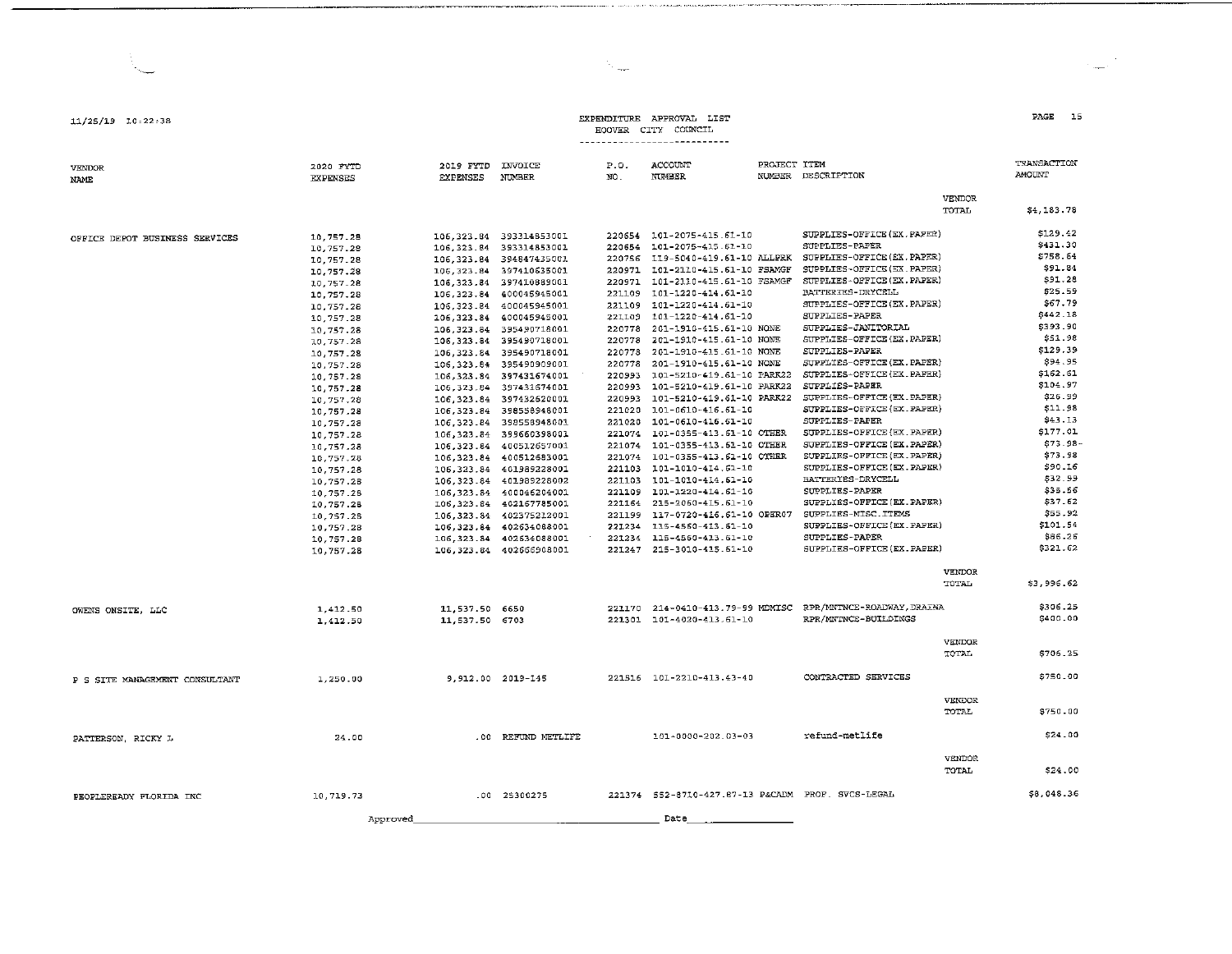# EXPENDITURE APPROVAL LIST

## HOOVER CITY COUNCIL

11/25/19 10:22:38

| VENDOR NAME | 2020 FYTD EXPENSES | 2019 FYTD EXPENSES | INVOICE NUMBER | P.O. NO. | ACCOUNT NUMBER | PROJECT NUMBER | ITEM DESCRIPTION | | TRANSACTION AMOUNT |
|---|---|---|---|---|---|---|---|---|---|
| | | | | | | | | VENDOR TOTAL | $4,183.78 |
| OFFICE DEPOT BUSINESS SERVICES | 10,757.28 | 106,323.84 | 393314853001 | 220654 | 101-2075-415.61-10 | | SUPPLIES-OFFICE(EX.PAPER) | | $129.42 |
| | 10,757.28 | 106,323.84 | 393314853001 | 220654 | 101-2075-415.61-10 | | SUPPLIES-PAPER | | $431.30 |
| | 10,757.28 | 106,323.84 | 394847435001 | 220766 | 119-5040-419.61-10 | ALLPRK | SUPPLIES-OFFICE(EX.PAPER) | | $758.64 |
| | 10,757.28 | 106,323.84 | 397410635001 | 220971 | 101-2110-415.61-10 | FSAMGF | SUPPLIES-OFFICE(EX.PAPER) | | $91.84 |
| | 10,757.28 | 106,323.84 | 397410889001 | 220971 | 101-2110-415.61-10 | FSAMGF | SUPPLIES-OFFICE(EX.PAPER) | | $91.28 |
| | 10,757.28 | 106,323.84 | 400045945001 | 221109 | 101-1220-414.61-10 | | BATTERIES-DRYCELL | | $25.59 |
| | 10,757.28 | 106,323.84 | 400045945001 | 221109 | 101-1220-414.61-10 | | SUPPLIES-OFFICE(EX.PAPER) | | $67.79 |
| | 10,757.28 | 106,323.84 | 400045945001 | 221109 | 101-1220-414.61-10 | | SUPPLIES-PAPER | | $442.18 |
| | 10,757.28 | 106,323.84 | 395490718001 | 220778 | 201-1910-415.61-10 | NONE | SUPPLIES-JANITORIAL | | $393.90 |
| | 10,757.28 | 106,323.84 | 395490718001 | 220778 | 201-1910-415.61-10 | NONE | SUPPLIES-OFFICE(EX.PAPER) | | $51.98 |
| | 10,757.28 | 106,323.84 | 395490718001 | 220778 | 201-1910-415.61-10 | NONE | SUPPLIES-PAPER | | $129.39 |
| | 10,757.28 | 106,323.84 | 395490909001 | 220778 | 201-1910-415.61-10 | NONE | SUPPLIES-OFFICE(EX.PAPER) | | $94.95 |
| | 10,757.28 | 106,323.84 | 397431674001 | 220993 | 101-5210-419.61-10 | PARK22 | SUPPLIES-OFFICE(EX.PAPER) | | $162.61 |
| | 10,757.28 | 106,323.84 | 397431674001 | 220993 | 101-5210-419.61-10 | PARK22 | SUPPLIES-PAPER | | $104.97 |
| | 10,757.28 | 106,323.84 | 397432620001 | 220993 | 101-5210-419.61-10 | PARK22 | SUPPLIES-OFFICE(EX.PAPER) | | $26.99 |
| | 10,757.28 | 106,323.84 | 398558948001 | 221020 | 101-0610-416.61-10 | | SUPPLIES-OFFICE(EX.PAPER) | | $11.98 |
| | 10,757.28 | 106,323.84 | 398558948001 | 221020 | 101-0610-416.61-10 | | SUPPLIES-PAPER | | $43.13 |
| | 10,757.28 | 106,323.84 | 399660398001 | 221074 | 101-0355-413.61-10 | OTHER | SUPPLIES-OFFICE(EX.PAPER) | | $177.01 |
| | 10,757.28 | 106,323.84 | 400512657001 | 221074 | 101-0355-413.61-10 | OTHER | SUPPLIES-OFFICE(EX.PAPER) | | $73.98- |
| | 10,757.28 | 106,323.84 | 400512683001 | 221074 | 101-0355-413.61-10 | OTHER | SUPPLIES-OFFICE(EX.PAPER) | | $73.98 |
| | 10,757.28 | 106,323.84 | 401989228001 | 221103 | 101-1010-414.61-10 | | SUPPLIES-OFFICE(EX.PAPER) | | $90.16 |
| | 10,757.28 | 106,323.84 | 401989228002 | 221103 | 101-1010-414.61-10 | | BATTERIES-DRYCELL | | $32.99 |
| | 10,757.28 | 106,323.84 | 400046204001 | 221109 | 101-1220-414.61-10 | | SUPPLIES-PAPER | | $35.56 |
| | 10,757.28 | 106,323.84 | 402167785001 | 221164 | 215-2060-415.61-10 | | SUPPLIES-OFFICE(EX.PAPER) | | $37.62 |
| | 10,757.28 | 106,323.84 | 402375212001 | 221199 | 117-0720-416.61-10 | OPER07 | SUPPLIES-MISC.ITEMS | | $55.92 |
| | 10,757.28 | 106,323.84 | 402634088001 | 221234 | 115-4560-413.61-10 | | SUPPLIES-OFFICE(EX.PAPER) | | $101.54 |
| | 10,757.28 | 106,323.84 | 402634088001 | 221234 | 115-4560-413.61-10 | | SUPPLIES-PAPER | | $86.26 |
| | 10,757.28 | 106,323.84 | 402666908001 | 221247 | 215-3010-415.61-10 | | SUPPLIES-OFFICE(EX.PAPER) | | $321.62 |
| | | | | | | | | VENDOR TOTAL | $3,996.62 |
| OWENS ONSITE, LLC | 1,412.50 | 11,537.50 | 6650 | 221170 | 214-0410-413.79-99 | MDMISC | RPR/MNTNCE-ROADWAY,DRAINA | | $306.25 |
| | 1,412.50 | 11,537.50 | 6703 | 221301 | 101-4020-413.61-10 | | RPR/MNTNCE-BUILDINGS | | $400.00 |
| | | | | | | | | VENDOR TOTAL | $706.25 |
| P S SITE MANAGEMENT CONSULTANT | 1,250.00 | 9,912.00 | 2019-145 | 221516 | 101-2210-413.43-40 | | CONTRACTED SERVICES | | $750.00 |
| | | | | | | | | VENDOR TOTAL | $750.00 |
| PATTERSON, RICKY L | 24.00 | .00 | REFUND METLIFE | | 101-0000-202.03-03 | | refund-metlife | | $24.00 |
| | | | | | | | | VENDOR TOTAL | $24.00 |
| PEOPLEREADY FLORIDA INC | 10,719.73 | .00 | 25300275 | 221374 | 552-8710-427.87-13 | P&CADM | PROF. SVCS-LEGAL | | $8,048.36 |

Approved_____________________________ Date__________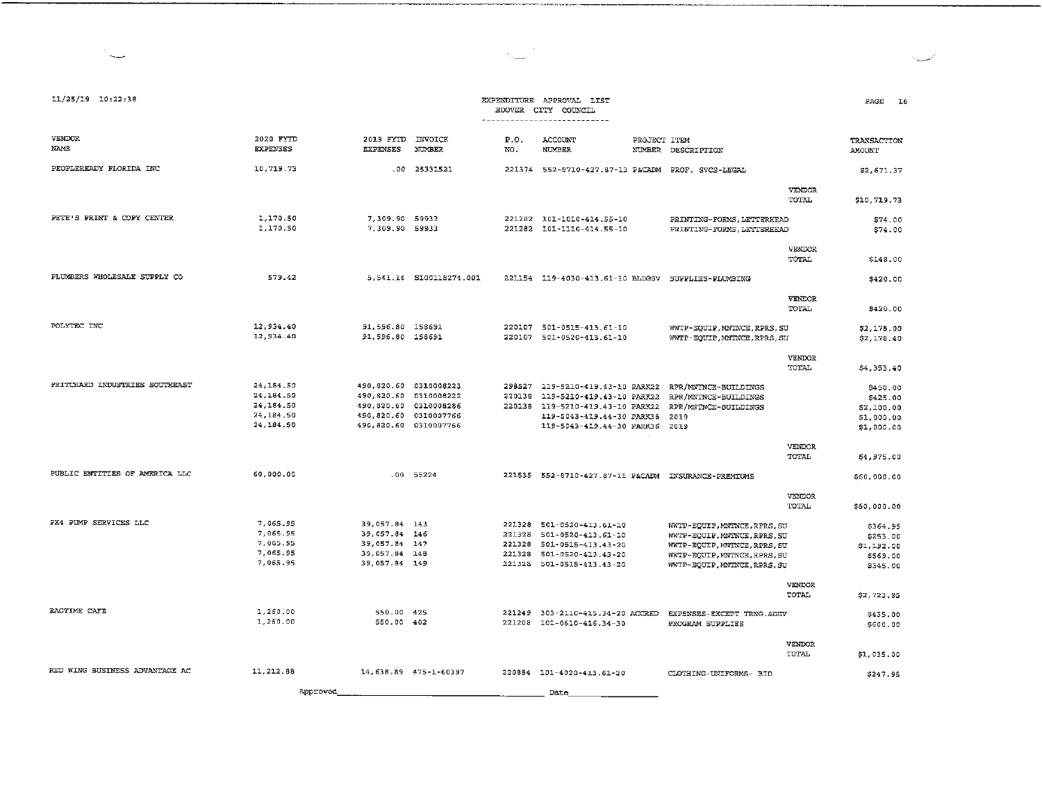11/25/19 10:22:38

EXPENDITURE APPROVAL LIST
HOOVER CITY COUNCIL

| VENDOR NAME | 2020 FYTD EXPENSES | 2019 FYTD EXPENSES | INVOICE NUMBER | P.O. NO. | ACCOUNT NUMBER | PROJECT NUMBER | ITEM DESCRIPTION | | TRANSACTION AMOUNT |
|---|---|---|---|---|---|---|---|---|---|
| PEOPLEREADY FLORIDA INC | 10,719.73 | .00 | 25331521 | 221374 | 552-8710-427.87-13 | P&CADM | PROF. SVCS-LEGAL | | $2,671.37 |
| | | | | | | | | VENDOR TOTAL | $10,719.73 |
| PETE'S PRINT & COPY CENTER | 1,170.50 | 7,309.90 | 59933 | 221282 | 101-1010-414.55-10 | | PRINTING-FORMS,LETTERHEAD | | $74.00 |
| | 1,170.50 | 7,309.90 | 59933 | 221282 | 101-1110-414.55-10 | | PRINTING-FORMS,LETTERHEAD | | $74.00 |
| | | | | | | | | VENDOR TOTAL | $148.00 |
| PLUMBERS WHOLESALE SUPPLY CO | 579.42 | 5,541.14 | S100118274.001 | 221154 | 119-4030-413.61-10 | BLDGSV | SUPPLIES-PLUMBING | | $420.00 |
| | | | | | | | | VENDOR TOTAL | $420.00 |
| POLYTEC INC | 12,934.40 | 91,596.80 | 158691 | 220107 | 501-0515-413.61-10 | | WWTP-EQUIP,MNTNCE,RPRS,SU | | $2,175.00 |
| | 12,934.40 | 91,596.80 | 158691 | 220107 | 501-0520-413.61-10 | | WWTP-EQUIP,MNTNCE,RPRS,SU | | $2,178.40 |
| | | | | | | | | VENDOR TOTAL | $4,353.40 |
| PRITCHARD INDUSTRIES SOUTHEAST | 24,184.50 | 490,820.60 | 0310008223 | 298527 | 119-5210-419.43-10 | PARK22 | RPR/MNTNCE-BUILDINGS | | $450.00 |
| | 24,184.50 | 490,820.60 | 0310008222 | 220138 | 119-5210-419.43-10 | PARK22 | RPR/MNTNCE-BUILDINGS | | $425.00 |
| | 24,184.50 | 490,820.60 | 0310008286 | 220138 | 119-5210-419.43-10 | PARK22 | RPR/MNTNCE-BUILDINGS | | $2,100.00 |
| | 24,184.50 | 490,820.60 | 0310007766 | | 119-5043-419.44-30 | PARK36 | 2019 | | $1,000.00 |
| | 24,184.50 | 490,820.60 | 0310007766 | | 119-5043-419.44-30 | PARK36 | 2019 | | $1,000.00 |
| | | | | | | | | VENDOR TOTAL | $4,975.00 |
| PUBLIC ENTITIES OF AMERICA LLC | 60,000.00 | .00 | 55224 | 221535 | 552-8710-427.87-11 | P&CADM | INSURANCE-PREMIUMS | | $60,000.00 |
| | | | | | | | | VENDOR TOTAL | $60,000.00 |
| PX4 PUMP SERVICES LLC | 7,065.95 | 39,057.84 | 143 | 221328 | 501-0520-413.61-10 | | WWTP-EQUIP,MNTNCE,RPRS,SU | | $364.95 |
| | 7,065.95 | 39,057.84 | 146 | 221328 | 501-0520-413.61-10 | | WWTP-EQUIP,MNTNCE,RPRS,SU | | $253.00 |
| | 7,065.95 | 39,057.84 | 147 | 221328 | 501-0515-413.43-20 | | WWTP-EQUIP,MNTNCE,RPRS,SU | | $1,192.00 |
| | 7,065.95 | 39,057.84 | 148 | 221328 | 501-0520-413.43-20 | | WWTP-EQUIP,MNTNCE,RPRS,SU | | $569.00 |
| | 7,065.95 | 39,057.84 | 149 | 221328 | 501-0515-413.43-20 | | WWTP-EQUIP,MNTNCE,RPRS,SU | | $345.00 |
| | | | | | | | | VENDOR TOTAL | $2,723.95 |
| RAGTIME CAFE | 1,260.00 | 550.00 | 425 | 221249 | 303-2110-415.34-20 | ACCRED | EXPENSES-EXCEPT TRNG.&DEV | | $435.00 |
| | 1,260.00 | 550.00 | 402 | 221208 | 101-0610-416.34-30 | | PROGRAM SUPPLIES | | $600.00 |
| | | | | | | | | VENDOR TOTAL | $1,035.00 |
| RED WING BUSINESS ADVANTAGE AC | 11,212.88 | 14,638.89 | 475-1-60397 | 220884 | 101-4020-413.61-20 | | CLOTHING-UNIFORMS- BID | | $247.95 |

Approved\_\_\_\_\_\_\_\_\_\_\_\_\_\_\_\_\_\_\_\_\_\_\_\_\_\_\_\_\_\_ Date\_\_\_\_\_\_\_\_\_\_\_\_\_\_\_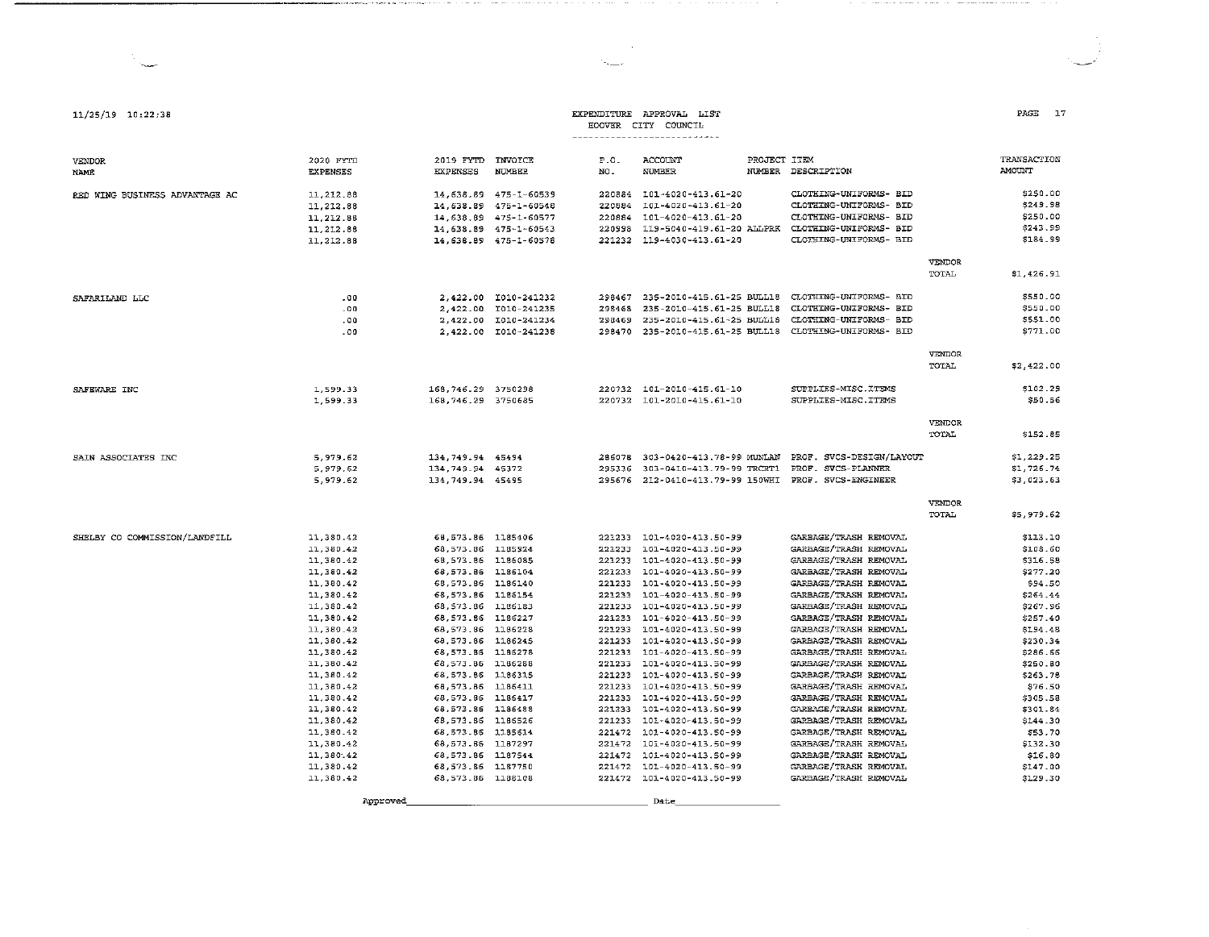11/25/19 10:22:38

EXPENDITURE APPROVAL LIST
HOOVER CITY COUNCIL

| VENDOR NAME | 2020 FYTD EXPENSES | 2019 FYTD EXPENSES | INVOICE NUMBER | P.O. NO. | ACCOUNT NUMBER | PROJECT NUMBER | ITEM DESCRIPTION | | TRANSACTION AMOUNT |
|---|---|---|---|---|---|---|---|---|---|
| RED WING BUSINESS ADVANTAGE AC | 11,212.88 | 14,638.89 | 475-1-60539 | 220884 | 101-4020-413.61-20 | | CLOTHING-UNIFORMS- BID | | $250.00 |
| | 11,212.88 | 14,638.89 | 475-1-60548 | 220884 | 101-4020-413.61-20 | | CLOTHING-UNIFORMS- BID | | $249.98 |
| | 11,212.88 | 14,638.89 | 475-1-60577 | 220884 | 101-4020-413.61-20 | | CLOTHING-UNIFORMS- BID | | $250.00 |
| | 11,212.88 | 14,638.89 | 475-1-60543 | 220998 | 119-5040-419.61-20 | ALLPRK | CLOTHING-UNIFORMS- BID | | $243.99 |
| | 11,212.88 | 14,638.89 | 475-1-60578 | 221232 | 119-4030-413.61-20 | | CLOTHING-UNIFORMS- BID | | $184.99 |
| | | | | | | | | VENDOR TOTAL | $1,426.91 |
| SAFARILAND LLC | .00 | 2,422.00 | I010-241232 | 298467 | 235-2010-415.61-25 | BULL18 | CLOTHING-UNIFORMS- BID | | $550.00 |
| | .00 | 2,422.00 | I010-241235 | 298468 | 235-2010-415.61-25 | BULL18 | CLOTHING-UNIFORMS- BID | | $550.00 |
| | .00 | 2,422.00 | I010-241234 | 298469 | 235-2010-415.61-25 | BULL18 | CLOTHING-UNIFORMS- BID | | $551.00 |
| | .00 | 2,422.00 | I010-241238 | 298470 | 235-2010-415.61-25 | BULL18 | CLOTHING-UNIFORMS- BID | | $771.00 |
| | | | | | | | | VENDOR TOTAL | $2,422.00 |
| SAFEWARE INC | 1,599.33 | 168,746.29 | 3750298 | 220732 | 101-2010-415.61-10 | | SUPPLIES-MISC.ITEMS | | $102.29 |
| | 1,599.33 | 168,746.29 | 3750685 | 220732 | 101-2010-415.61-10 | | SUPPLIES-MISC.ITEMS | | $50.56 |
| | | | | | | | | VENDOR TOTAL | $152.85 |
| SAIN ASSOCIATES INC | 5,979.62 | 134,749.94 | 45494 | 286078 | 303-0420-413.78-99 | MUNLAN | PROF. SVCS-DESIGN/LAYOUT | | $1,229.25 |
| | 5,979.62 | 134,749.94 | 45372 | 295336 | 303-0410-413.79-99 | TRCRT1 | PROF. SVCS-PLANNER | | $1,726.74 |
| | 5,979.62 | 134,749.94 | 45495 | 295676 | 212-0410-413.79-99 | 150WHI | PROF. SVCS-ENGINEER | | $3,023.63 |
| | | | | | | | | VENDOR TOTAL | $5,979.62 |
| SHELBY CO COMMISSION/LANDFILL | 11,380.42 | 68,573.86 | 1185406 | 221233 | 101-4020-413.50-99 | | GARBAGE/TRASH REMOVAL | | $113.10 |
| | 11,380.42 | 68,573.86 | 1185924 | 221233 | 101-4020-413.50-99 | | GARBAGE/TRASH REMOVAL | | $108.60 |
| | 11,380.42 | 68,573.86 | 1186085 | 221233 | 101-4020-413.50-99 | | GARBAGE/TRASH REMOVAL | | $316.58 |
| | 11,380.42 | 68,573.86 | 1186104 | 221233 | 101-4020-413.50-99 | | GARBAGE/TRASH REMOVAL | | $277.20 |
| | 11,380.42 | 68,573.86 | 1186140 | 221233 | 101-4020-413.50-99 | | GARBAGE/TRASH REMOVAL | | $94.50 |
| | 11,380.42 | 68,573.86 | 1186154 | 221233 | 101-4020-413.50-99 | | GARBAGE/TRASH REMOVAL | | $264.44 |
| | 11,380.42 | 68,573.86 | 1186183 | 221233 | 101-4020-413.50-99 | | GARBAGE/TRASH REMOVAL | | $267.96 |
| | 11,380.42 | 68,573.86 | 1186227 | 221233 | 101-4020-413.50-99 | | GARBAGE/TRASH REMOVAL | | $257.40 |
| | 11,380.42 | 68,573.86 | 1186228 | 221233 | 101-4020-413.50-99 | | GARBAGE/TRASH REMOVAL | | $194.48 |
| | 11,380.42 | 68,573.86 | 1186245 | 221233 | 101-4020-413.50-99 | | GARBAGE/TRASH REMOVAL | | $230.34 |
| | 11,380.42 | 68,573.86 | 1186278 | 221233 | 101-4020-413.50-99 | | GARBAGE/TRASH REMOVAL | | $286.66 |
| | 11,380.42 | 68,573.86 | 1186288 | 221233 | 101-4020-413.50-99 | | GARBAGE/TRASH REMOVAL | | $250.80 |
| | 11,380.42 | 68,573.86 | 1186315 | 221233 | 101-4020-413.50-99 | | GARBAGE/TRASH REMOVAL | | $263.78 |
| | 11,380.42 | 68,573.86 | 1186411 | 221233 | 101-4020-413.50-99 | | GARBAGE/TRASH REMOVAL | | $76.50 |
| | 11,380.42 | 68,573.86 | 1186417 | 221233 | 101-4020-413.50-99 | | GARBAGE/TRASH REMOVAL | | $305.58 |
| | 11,380.42 | 68,573.86 | 1186488 | 221233 | 101-4020-413.50-99 | | GARBAGE/TRASH REMOVAL | | $301.84 |
| | 11,380.42 | 68,573.86 | 1186526 | 221233 | 101-4020-413.50-99 | | GARBAGE/TRASH REMOVAL | | $144.30 |
| | 11,380.42 | 68,573.86 | 1186614 | 221472 | 101-4020-413.50-99 | | GARBAGE/TRASH REMOVAL | | $53.70 |
| | 11,380.42 | 68,573.86 | 1187297 | 221472 | 101-4020-413.50-99 | | GARBAGE/TRASH REMOVAL | | $132.30 |
| | 11,380.42 | 68,573.86 | 1187544 | 221472 | 101-4020-413.50-99 | | GARBAGE/TRASH REMOVAL | | $16.80 |
| | 11,380.42 | 68,573.86 | 1187750 | 221472 | 101-4020-413.50-99 | | GARBAGE/TRASH REMOVAL | | $147.00 |
| | 11,380.42 | 68,573.86 | 1188108 | 221472 | 101-4020-413.50-99 | | GARBAGE/TRASH REMOVAL | | $129.30 |

Approved_______________________ Date_______________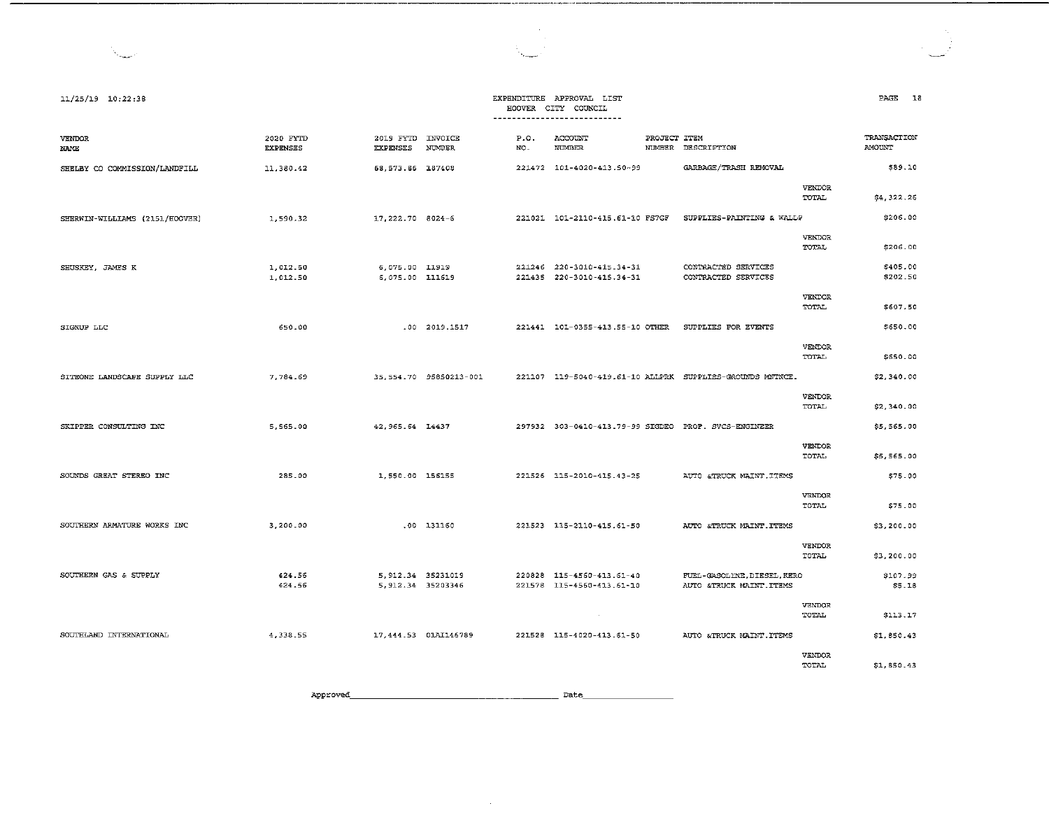11/25/19 10:22:38

EXPENDITURE APPROVAL LIST
HOOVER CITY COUNCIL

| VENDOR NAME | 2020 FYTD EXPENSES | 2019 FYTD EXPENSES | INVOICE NUMBER | P.O. NO. | ACCOUNT NUMBER | PROJECT NUMBER | ITEM DESCRIPTION | | TRANSACTION AMOUNT |
|---|---|---|---|---|---|---|---|---|---|
| SHELBY CO COMMISSION/LANDFILL | 11,380.42 | 68,573.86 | 187408 | 221472 | 101-4020-413.50-99 | | GARBAGE/TRASH REMOVAL | | $89.10 |
| | | | | | | | | VENDOR TOTAL | $4,322.26 |
| SHERWIN-WILLIAMS (2151/HOOVER) | 1,590.32 | 17,222.70 | 8024-6 | 221021 | 101-2110-415.61-10 | FS7GF | SUPPLIES-PAINTING & WALLP | | $206.00 |
| | | | | | | | | VENDOR TOTAL | $206.00 |
| SHUSKEY, JAMES K | 1,012.50 | 6,075.00 | 11919 | 221246 | 220-3010-415.34-31 | | CONTRACTED SERVICES | | $405.00 |
| | 1,012.50 | 6,075.00 | 111619 | 221435 | 220-3010-415.34-31 | | CONTRACTED SERVICES | | $202.50 |
| | | | | | | | | VENDOR TOTAL | $607.50 |
| SIGNUP LLC | 650.00 | .00 | 2019.1517 | 221441 | 101-0355-413.55-10 | OTHER | SUPPLIES FOR EVENTS | | $650.00 |
| | | | | | | | | VENDOR TOTAL | $650.00 |
| SITEONE LANDSCAPE SUPPLY LLC | 7,784.69 | 35,554.70 | 95850213-001 | 221107 | 119-5040-419.61-10 | ALLPRK | SUPPLIES-GROUNDS MNTNCE. | | $2,340.00 |
| | | | | | | | | VENDOR TOTAL | $2,340.00 |
| SKIPPER CONSULTING INC | 5,565.00 | 42,965.64 | 14437 | 297932 | 303-0410-413.79-99 | SIGDEO | PROF. SVCS-ENGINEER | | $5,565.00 |
| | | | | | | | | VENDOR TOTAL | $5,565.00 |
| SOUNDS GREAT STEREO INC | 285.00 | 1,550.00 | 156155 | 221526 | 115-2010-415.43-25 | | AUTO &TRUCK MAINT.ITEMS | | $75.00 |
| | | | | | | | | VENDOR TOTAL | $75.00 |
| SOUTHERN ARMATURE WORKS INC | 3,200.00 | .00 | 131160 | 221523 | 115-2110-415.61-50 | | AUTO &TRUCK MAINT.ITEMS | | $3,200.00 |
| | | | | | | | | VENDOR TOTAL | $3,200.00 |
| SOUTHERN GAS & SUPPLY | 424.56 | 5,912.34 | 35231019 | 220828 | 115-4560-413.61-40 | | FUEL-GASOLINE,DIESEL,KERO | | $107.99 |
| | 424.56 | 5,912.34 | 35203346 | 221578 | 115-4560-413.61-10 | | AUTO &TRUCK MAINT.ITEMS | | $5.18 |
| | | | | | | | | VENDOR TOTAL | $113.17 |
| SOUTHLAND INTERNATIONAL | 4,338.55 | 17,444.53 | 01AI146789 | 221528 | 115-4020-413.61-50 | | AUTO &TRUCK MAINT.ITEMS | | $1,850.43 |
| | | | | | | | | VENDOR TOTAL | $1,850.43 |

Approved______________________________ Date______________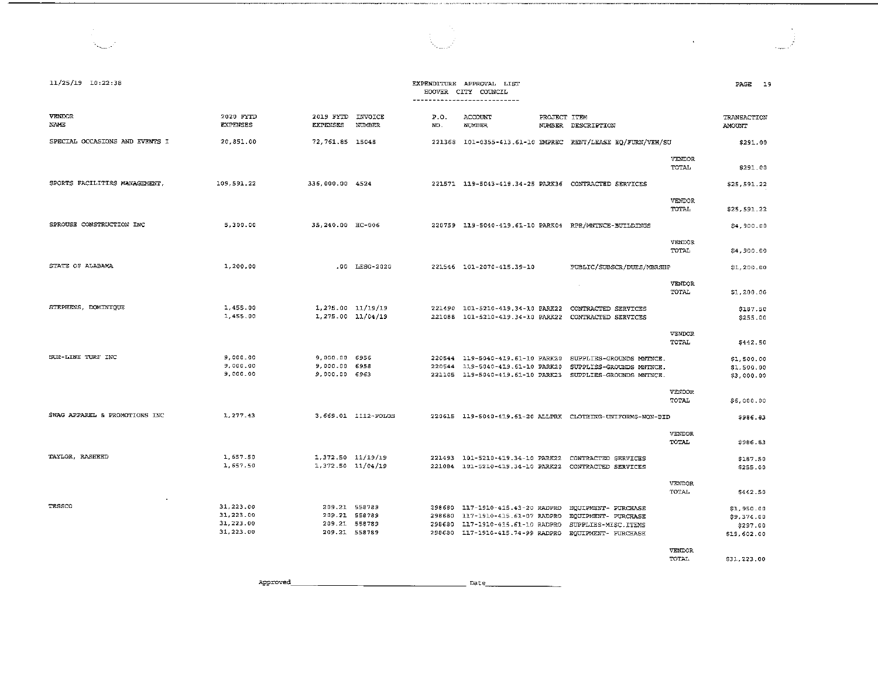11/25/19 10:22:38

EXPENDITURE APPROVAL LIST
HOOVER CITY COUNCIL

| VENDOR NAME | 2020 FYTD EXPENSES | 2019 FYTD EXPENSES | INVOICE NUMBER | P.O. NO. | ACCOUNT NUMBER | PROJECT NUMBER | ITEM DESCRIPTION | | TRANSACTION AMOUNT |
|---|---|---|---|---|---|---|---|---|---|
| SPECIAL OCCASIONS AND EVENTS I | 20,851.00 | 72,761.85 | 15048 | 221368 | 101-0355-413.61-10 | EMPREC | RENT/LEASE EQ/FURN/VEH/SU | | $291.00 |
| | | | | | | | | VENDOR TOTAL | $291.00 |
| SPORTS FACILITIES MANAGEMENT, | 109,591.22 | 336,000.00 | 4524 | 221571 | 119-5043-419.34-25 | PARK36 | CONTRACTED SERVICES | | $25,591.22 |
| | | | | | | | | VENDOR TOTAL | $25,591.22 |
| SPROUSE CONSTRUCTION INC | 5,300.00 | 35,240.00 | HC-006 | 220759 | 119-5040-419.61-10 | PARK04 | RPR/MNTNCE-BUILDINGS | | $4,900.00 |
| | | | | | | | | VENDOR TOTAL | $4,900.00 |
| STATE OF ALABAMA | 1,200.00 | .00 | LESO-2020 | 221546 | 101-2070-415.39-10 | | PUBLIC/SUBSCR/DUES/MBRSHP | | $1,200.00 |
| | | | | | | | | VENDOR TOTAL | $1,200.00 |
| STEPHENS, DOMINIQUE | 1,455.00 | 1,275.00 | 11/19/19 | 221490 | 101-5210-419.34-10 | PARK22 | CONTRACTED SERVICES | | $187.50 |
| | 1,455.00 | 1,275.00 | 11/04/19 | 221088 | 101-5210-419.34-10 | PARK22 | CONTRACTED SERVICES | | $255.00 |
| | | | | | | | | VENDOR TOTAL | $442.50 |
| SUR-LINE TURF INC | 9,000.00 | 9,000.00 | 6956 | 220544 | 119-5040-419.61-10 | PARK20 | SUPPLIES-GROUNDS MNTNCE. | | $1,500.00 |
| | 9,000.00 | 9,000.00 | 6958 | 220544 | 119-5040-419.61-10 | PARK20 | SUPPLIES-GROUNDS MNTNCE. | | $1,500.00 |
| | 9,000.00 | 9,000.00 | 6963 | 221105 | 119-5040-419.61-10 | PARK23 | SUPPLIES-GROUNDS MNTNCE. | | $3,000.00 |
| | | | | | | | | VENDOR TOTAL | $6,000.00 |
| SWAG APPAREL & PROMOTIONS INC | 1,277.43 | 3,669.01 | 1112-POLOS | 220615 | 119-5040-419.61-30 | ALLPRK | CLOTHING-UNIFORMS-NON-BID | | $986.83 |
| | | | | | | | | VENDOR TOTAL | $986.83 |
| TAYLOR, RASHEED | 1,657.50 | 1,372.50 | 11/19/19 | 221493 | 101-5210-419.34-10 | PARK22 | CONTRACTED SERVICES | | $187.50 |
| | 1,657.50 | 1,372.50 | 11/04/19 | 221084 | 101-5210-419.34-10 | PARK22 | CONTRACTED SERVICES | | $255.00 |
| | | | | | | | | VENDOR TOTAL | $442.50 |
| TESSCO | 31,223.00 | 209.21 | 558789 | 298680 | 117-1910-415.43-20 | RADPRO | EQUIPMENT- PURCHASE | | $1,950.00 |
| | 31,223.00 | 209.21 | 558789 | 298680 | 117-1910-415.61-07 | RADPRO | EQUIPMENT- PURCHASE | | $9,374.00 |
| | 31,223.00 | 209.21 | 558789 | 298680 | 117-1910-415.61-10 | RADPRO | SUPPLIES-MISC.ITEMS | | $297.00 |
| | 31,223.00 | 209.21 | 558789 | 298680 | 117-1910-415.74-99 | RADPRO | EQUIPMENT- PURCHASE | | $19,602.00 |
| | | | | | | | | VENDOR TOTAL | $31,223.00 |

Approved\_\_\_\_\_\_\_\_\_\_\_\_\_\_\_\_\_\_\_\_\_\_\_\_\_\_\_\_\_\_ Date\_\_\_\_\_\_\_\_\_\_\_\_\_\_\_\_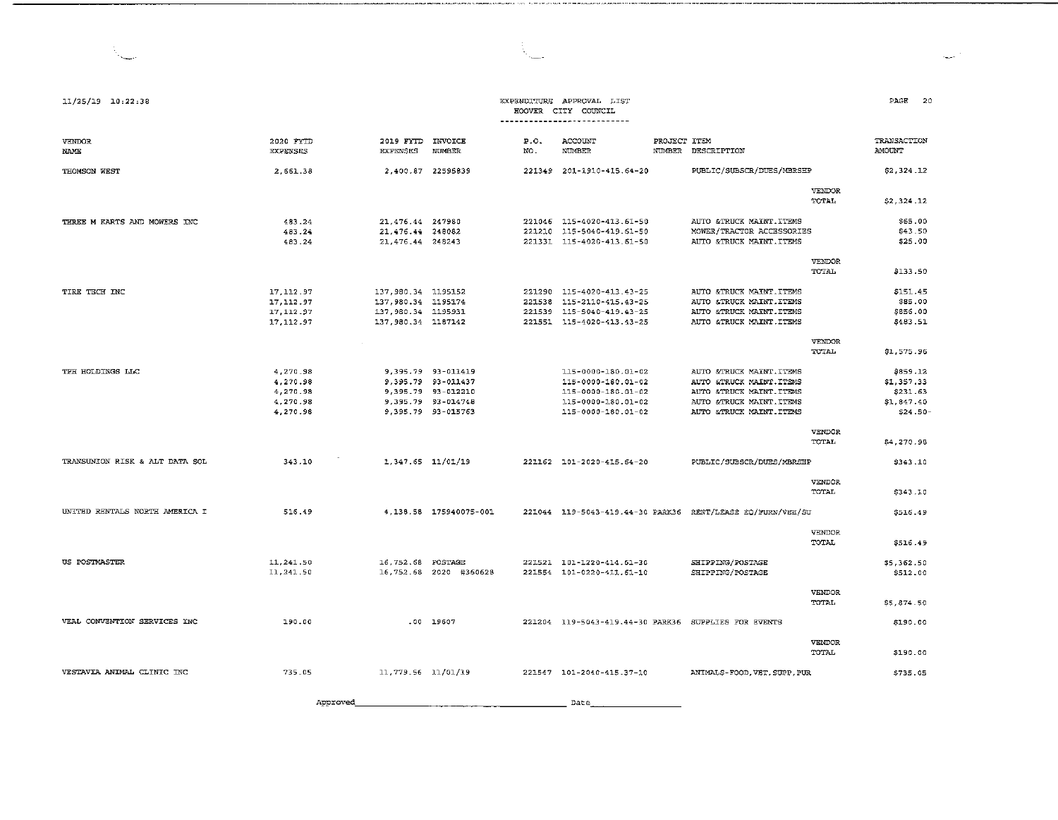EXPENDITURE APPROVAL LIST
HOOVER CITY COUNCIL

11/25/19 10:22:38

| VENDOR NAME | 2020 FYTD EXPENSES | 2019 FYTD EXPENSES | INVOICE NUMBER | P.O. NO. | ACCOUNT NUMBER | PROJECT NUMBER | ITEM DESCRIPTION | | TRANSACTION AMOUNT |
|---|---|---|---|---|---|---|---|---|---|
| THOMSON WEST | 2,561.38 | 2,400.87 | 22595839 | 221349 | 201-1910-415.64-20 | | PUBLIC/SUBSCR/DUES/MBRSHP | | $2,324.12 |
| | | | | | | | | VENDOR TOTAL | $2,324.12 |
| THREE M KARTS AND MOWERS INC | 483.24 | 21,476.44 | 247980 | 221046 | 115-4020-413.61-50 | | AUTO &TRUCK MAINT.ITEMS | | $65.00 |
| | 483.24 | 21,476.44 | 248082 | 221210 | 115-5040-419.61-50 | | MOWER/TRACTOR ACCESSORIES | | $43.50 |
| | 483.24 | 21,476.44 | 248243 | 221331 | 115-4020-413.61-50 | | AUTO &TRUCK MAINT.ITEMS | | $25.00 |
| | | | | | | | | VENDOR TOTAL | $133.50 |
| TIRE TECH INC | 17,112.97 | 137,980.34 | 1195152 | 221290 | 115-4020-413.43-25 | | AUTO &TRUCK MAINT.ITEMS | | $151.45 |
| | 17,112.97 | 137,980.34 | 1195174 | 221538 | 115-2110-415.43-25 | | AUTO &TRUCK MAINT.ITEMS | | $85.00 |
| | 17,112.97 | 137,980.34 | 1195931 | 221539 | 115-5040-419.43-25 | | AUTO &TRUCK MAINT.ITEMS | | $856.00 |
| | 17,112.97 | 137,980.34 | 1187142 | 221551 | 115-4020-413.43-25 | | AUTO &TRUCK MAINT.ITEMS | | $483.51 |
| | | | | | | | | VENDOR TOTAL | $1,575.96 |
| TPH HOLDINGS LLC | 4,270.98 | 9,395.79 | 93-011419 | | 115-0000-180.01-02 | | AUTO &TRUCK MAINT.ITEMS | | $859.12 |
| | 4,270.98 | 9,395.79 | 93-011437 | | 115-0000-180.01-02 | | AUTO &TRUCK MAINT.ITEMS | | $1,357.33 |
| | 4,270.98 | 9,395.79 | 93-012210 | | 115-0000-180.01-02 | | AUTO &TRUCK MAINT.ITEMS | | $231.63 |
| | 4,270.98 | 9,395.79 | 93-014748 | | 115-0000-180.01-02 | | AUTO &TRUCK MAINT.ITEMS | | $1,847.40 |
| | 4,270.98 | 9,395.79 | 93-015763 | | 115-0000-180.01-02 | | AUTO &TRUCK MAINT.ITEMS | | $24.50- |
| | | | | | | | | VENDOR TOTAL | $4,270.98 |
| TRANSUNION RISK & ALT DATA SOL | 343.10 | 1,347.65 | 11/01/19 | 221162 | 101-2020-415.64-20 | | PUBLIC/SUBSCR/DUES/MBRSHP | | $343.10 |
| | | | | | | | | VENDOR TOTAL | $343.10 |
| UNITED RENTALS NORTH AMERICA I | 516.49 | 4,138.58 | 175940075-001 | 221044 | 119-5043-419.44-30 | PARK36 | RENT/LEASE EQ/FURN/VEH/SU | | $516.49 |
| | | | | | | | | VENDOR TOTAL | $516.49 |
| US POSTMASTER | 11,241.50 | 16,752.68 | POSTAGE | 221521 | 101-1220-414.62-30 | | SHIPPING/POSTAGE | | $5,362.50 |
| | 11,241.50 | 16,752.68 | 2020 #360628 | 221554 | 101-0220-411.62-10 | | SHIPPING/POSTAGE | | $512.00 |
| | | | | | | | | VENDOR TOTAL | $5,874.50 |
| VEAL CONVENTION SERVICES INC | 190.00 | .00 | 19607 | 221204 | 119-5043-419.44-30 | PARK36 | SUPPLIES FOR EVENTS | | $190.00 |
| | | | | | | | | VENDOR TOTAL | $190.00 |
| VESTAVIA ANIMAL CLINIC INC | 735.05 | 11,779.56 | 11/01/19 | 221547 | 101-2040-415.37-10 | | ANIMALS-FOOD,VET,SUPP,PUR | | $735.05 |

Approved_______________________________ Date_______________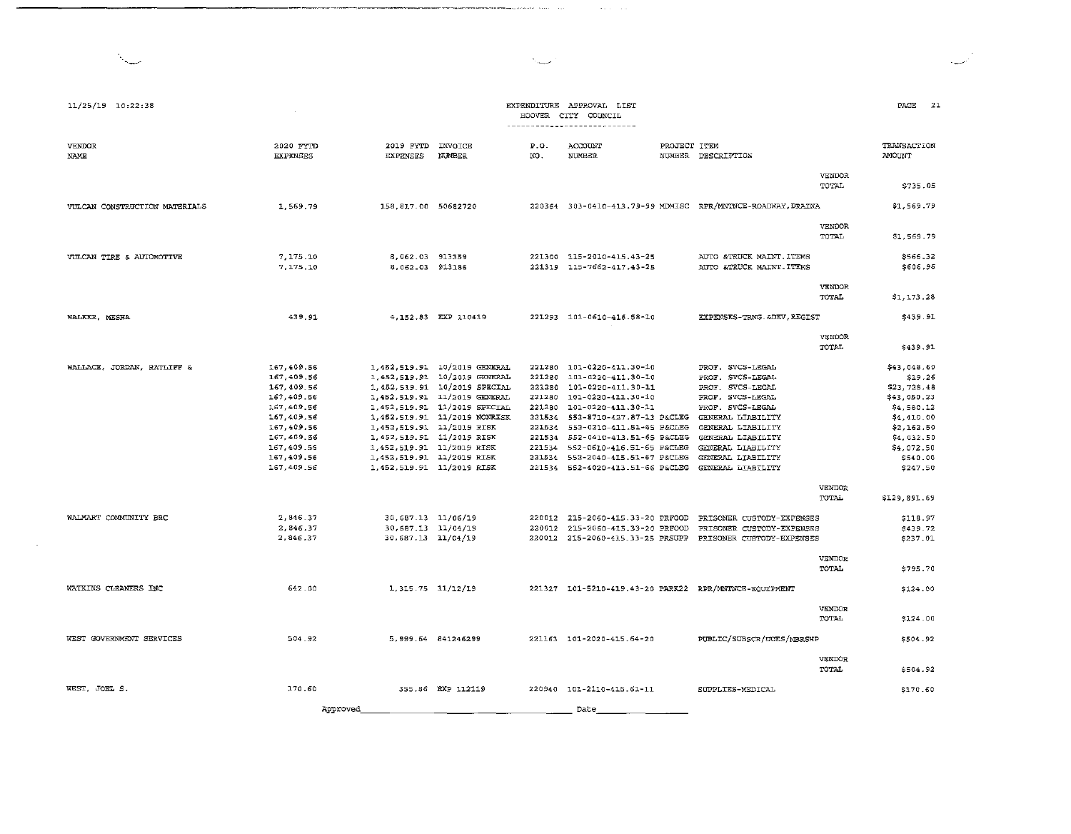11/25/19 10:22:38

EXPENDITURE APPROVAL LIST
HOOVER CITY COUNCIL

| VENDOR NAME | 2020 FYTD EXPENSES | 2019 FYTD EXPENSES | INVOICE NUMBER | P.O. NO. | ACCOUNT NUMBER | PROJECT NUMBER | ITEM DESCRIPTION | | TRANSACTION AMOUNT |
|---|---|---|---|---|---|---|---|---|---|
| | | | | | | | | VENDOR TOTAL | $735.05 |
| VULCAN CONSTRUCTION MATERIALS | 1,569.79 | 158,817.00 | 50682720 | 220364 | 303-0410-413.79-99 | MDMISC | RPR/MNTNCE-ROADWAY,DRAINA | | $1,569.79 |
| | | | | | | | | VENDOR TOTAL | $1,569.79 |
| VULCAN TIRE & AUTOMOTIVE | 7,175.10 | 8,062.03 | 913359 | 221300 | 115-2010-415.43-25 | | AUTO &TRUCK MAINT.ITEMS | | $566.32 |
| | 7,175.10 | 8,062.03 | 913186 | 221319 | 115-7662-417.43-25 | | AUTO &TRUCK MAINT.ITEMS | | $606.96 |
| | | | | | | | | VENDOR TOTAL | $1,173.28 |
| WALKER, MESHA | 439.91 | 4,152.83 | EXP 110419 | 221293 | 101-0610-416.58-10 | | EXPENSES-TRNG.&DEV,REGIST | | $439.91 |
| | | | | | | | | VENDOR TOTAL | $439.91 |
| WALLACE, JORDAN, RATLIFF & | 167,409.56 | 1,452,519.91 | 10/2019 GENERAL | 221280 | 101-0220-411.30-10 | | PROF. SVCS-LEGAL | | $43,048.60 |
| | 167,409.56 | 1,452,519.91 | 10/2019 GENERAL | 221280 | 101-0220-411.30-10 | | PROF. SVCS-LEGAL | | $19.26 |
| | 167,409.56 | 1,452,519.91 | 10/2019 SPECIAL | 221280 | 101-0220-411.30-11 | | PROF. SVCS-LEGAL | | $23,728.48 |
| | 167,409.56 | 1,452,519.91 | 11/2019 GENERAL | 221280 | 101-0220-411.30-10 | | PROF. SVCS-LEGAL | | $43,050.23 |
| | 167,409.56 | 1,452,519.91 | 11/2019 SPECIAL | 221280 | 101-0220-411.30-11 | | PROF. SVCS-LEGAL | | $4,580.12 |
| | 167,409.56 | 1,452,519.91 | 11/2019 NONRISK | 221534 | 552-8710-427.87-13 | P&CLEG | GENERAL LIABILITY | | $4,410.00 |
| | 167,409.56 | 1,452,519.91 | 11/2019 RISK | 221534 | 552-0210-411.51-65 | P&CLEG | GENERAL LIABILITY | | $2,162.50 |
| | 167,409.56 | 1,452,519.91 | 11/2019 RISK | 221534 | 552-0410-413.51-65 | P&CLEG | GENERAL LIABILITY | | $4,032.50 |
| | 167,409.56 | 1,452,519.91 | 11/2019 RISK | 221534 | 552-0610-416.51-65 | P&CLEG | GENERAL LIABILITY | | $4,072.50 |
| | 167,409.56 | 1,452,519.91 | 11/2019 RISK | 221534 | 552-2040-415.51-67 | P&CLEG | GENERAL LIABILITY | | $540.00 |
| | 167,409.56 | 1,452,519.91 | 11/2019 RISK | 221534 | 552-4020-413.51-66 | P&CLEG | GENERAL LIABILITY | | $247.50 |
| | | | | | | | | VENDOR TOTAL | $129,891.69 |
| WALMART COMMUNITY BRC | 2,846.37 | 30,687.13 | 11/06/19 | 220012 | 215-2060-415.33-20 | PRFOOD | PRISONER CUSTODY-EXPENSES | | $118.97 |
| | 2,846.37 | 30,687.13 | 11/04/19 | 220012 | 215-2060-415.33-20 | PRFOOD | PRISONER CUSTODY-EXPENSES | | $439.72 |
| | 2,846.37 | 30,687.13 | 11/04/19 | 220012 | 215-2060-415.33-25 | PRSUPP | PRISONER CUSTODY-EXPENSES | | $237.01 |
| | | | | | | | | VENDOR TOTAL | $795.70 |
| WATKINS CLEANERS INC | 642.00 | 1,315.75 | 11/12/19 | 221327 | 101-5210-419.43-20 | PARK22 | RPR/MNTNCE-EQUIPMENT | | $124.00 |
| | | | | | | | | VENDOR TOTAL | $124.00 |
| WEST GOVERNMENT SERVICES | 504.92 | 5,999.64 | 841246299 | 221163 | 101-2020-415.64-20 | | PUBLIC/SUBSCR/DUES/MBRSHP | | $504.92 |
| | | | | | | | | VENDOR TOTAL | $504.92 |
| WEST, JOEL S. | 170.60 | 355.86 | EXP 112119 | 220940 | 101-2110-415.61-11 | | SUPPLIES-MEDICAL | | $170.60 |

Approved_______________________________ Date_______________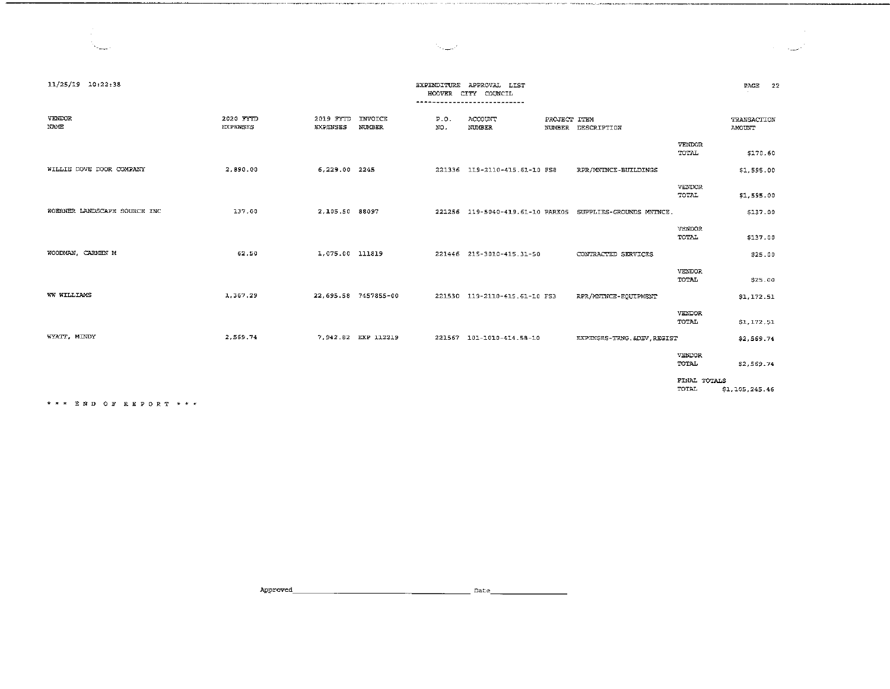11/25/19 10:22:38

EXPENDITURE APPROVAL LIST
HOOVER CITY COUNCIL

| VENDOR NAME | 2020 FYTD EXPENSES | 2019 FYTD EXPENSES | INVOICE NUMBER | P.O. NO. | ACCOUNT NUMBER | PROJECT NUMBER | ITEM DESCRIPTION | | TRANSACTION AMOUNT |
|---|---|---|---|---|---|---|---|---|---|
| | | | | | | | | VENDOR TOTAL | $170.60 |
| WILLIE DOVE DOOR COMPANY | 2,890.00 | 6,229.00 | 2245 | 221336 | 119-2110-415.61-10 | FS8 | RPR/MNTNCE-BUILDINGS | | $1,595.00 |
| | | | | | | | | VENDOR TOTAL | $1,595.00 |
| WOERNER LANDSCAPE SOURCE INC | 137.00 | 2,105.50 | 88097 | 221256 | 119-5040-419.61-10 | PARK05 | SUPPLIES-GROUNDS MNTNCE. | | $137.00 |
| | | | | | | | | VENDOR TOTAL | $137.00 |
| WOODMAN, CARMEN M | 62.50 | 1,075.00 | 111819 | 221446 | 215-3010-415.31-50 | | CONTRACTED SERVICES | | $25.00 |
| | | | | | | | | VENDOR TOTAL | $25.00 |
| WW WILLIAMS | 1,367.29 | 22,695.58 | 7457855-00 | 221530 | 119-2110-415.61-10 | FS3 | RPR/MNTNCE-EQUIPMENT | | $1,172.51 |
| | | | | | | | | VENDOR TOTAL | $1,172.51 |
| WYATT, MINDY | 2,569.74 | 7,942.82 | EXP 112219 | 221567 | 101-1010-414.58-10 | | EXPENSES-TRNG.&DEV,REGIST | | $2,569.74 |
| | | | | | | | | VENDOR TOTAL | $2,569.74 |
| | | | | | | | | FINAL TOTALS TOTAL | $1,105,245.46 |

\* \* \* E N D O F R E P O R T \* \* \*

Approved_______________________ Date_______________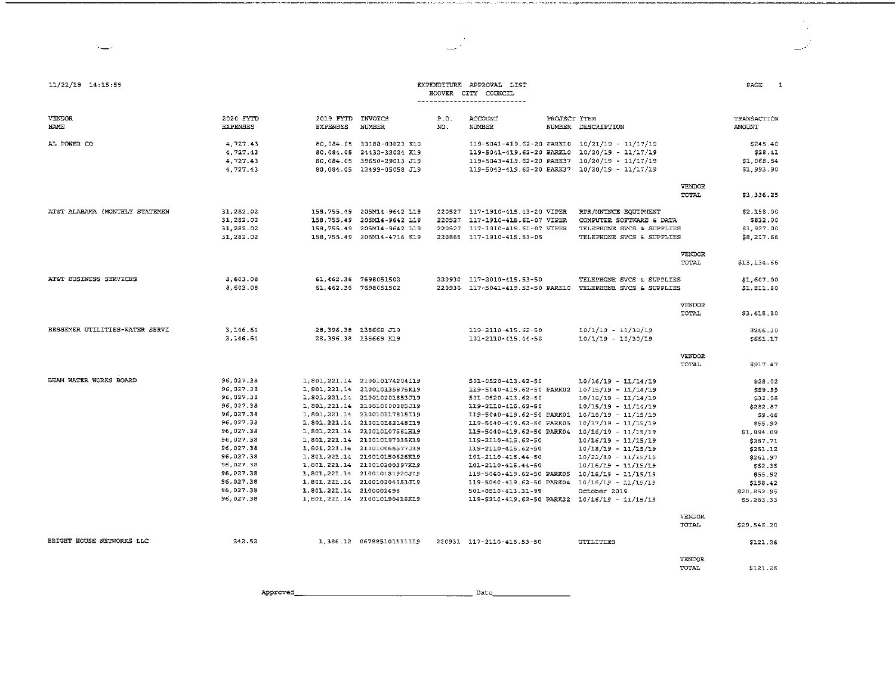11/22/19 14:15:59

# EXPENDITURE APPROVAL LIST
## HOOVER CITY COUNCIL

| VENDOR NAME | 2020 FYTD EXPENSES | 2019 FYTD EXPENSES | INVOICE NUMBER | P.O. NO. | ACCOUNT NUMBER | PROJECT NUMBER | ITEM DESCRIPTION | | TRANSACTION AMOUNT |
|---|---|---|---|---|---|---|---|---|---|
| AL POWER CO | 4,727.43 | 80,084.05 | 33188-03023 K19 | | 119-5041-419.62-20 | PARK10 | 10/21/19 - 11/17/19 | | $245.40 |
| | 4,727.43 | 80,084.05 | 24432-32024 K19 | | 119-5041-419.62-20 | PARK10 | 10/20/19 - 11/17/19 | | $28.41 |
| | 4,727.43 | 80,084.05 | 39650-29013 J19 | | 119-5043-419.62-20 | PARK37 | 10/20/19 - 11/17/19 | | $1,068.54 |
| | 4,727.43 | 80,084.05 | 12499-05058 J19 | | 119-5043-419.62-20 | PARK37 | 10/20/19 - 11/17/19 | | $1,993.90 |
| | | | | | | | | VENDOR TOTAL | $3,336.25 |
| AT&T ALABAMA (MONTHLY STATEMEN | 31,282.02 | 158,755.49 | 205M14-9642 L19 | 220527 | 117-1910-415.43-20 | VIPER | RPR/MNTNCE-EQUIPMENT | | $2,158.00 |
| | 31,282.02 | 158,755.49 | 205M14-9642 L19 | 220527 | 117-1910-415.61-07 | VIPER | COMPUTER SOFTWARE & DATA | | $832.00 |
| | 31,282.02 | 158,755.49 | 205M14-9642 L19 | 220527 | 117-1910-415.61-07 | VIPER | TELEPHONE SVCS & SUPPLIES | | $1,927.00 |
| | 31,282.02 | 158,755.49 | 205M14-4716 K19 | 220865 | 117-1910-415.53-05 | | TELEPHONE SVCS & SUPPLIES | | $8,217.66 |
| | | | | | | | | VENDOR TOTAL | $13,134.66 |
| AT&T BUSINESS SERVICES | 8,603.08 | 61,462.36 | 7698051502 | 220930 | 117-2010-415.53-50 | | TELEPHONE SVCS & SUPPLIES | | $1,607.00 |
| | 8,603.08 | 61,462.36 | 7698051502 | 220930 | 117-5041-419.53-50 | PARK10 | TELEPHONE SVCS & SUPPLIES | | $1,811.80 |
| | | | | | | | | VENDOR TOTAL | $3,418.80 |
| BESSEMER UTILITIES-WATER SERVI | 3,146.64 | 28,396.38 | 135668 J19 | | 119-2110-415.62-50 | | 10/1/19 - 10/30/19 | | $266.30 |
| | 3,146.64 | 28,396.38 | 135669 K19 | | 101-2110-415.44-50 | | 10/1/19 - 10/30/19 | | $651.17 |
| | | | | | | | | VENDOR TOTAL | $917.47 |
| BHAM WATER WORKS BOARD | 96,027.38 | 1,801,221.14 | 210010174204I19 | | 501-0520-413.62-50 | | 10/16/19 - 11/14/19 | | $28.02 |
| | 96,027.38 | 1,801,221.14 | 210010135875K19 | | 119-5040-419.62-50 | PARK02 | 10/15/19 - 11/14/19 | | $59.99 |
| | 96,027.38 | 1,801,221.14 | 210010201853J19 | | 501-0520-413.62-50 | | 10/16/19 - 11/14/19 | | $32.08 |
| | 96,027.38 | 1,801,221.14 | 210010000285J19 | | 119-2110-415.62-50 | | 10/15/19 - 11/14/19 | | $282.87 |
| | 96,027.38 | 1,801,221.14 | 210010117818I19 | | 119-5040-419.62-50 | PARK01 | 10/16/19 - 11/15/19 | | $9.46 |
| | 96,027.38 | 1,801,221.14 | 210010182148I19 | | 119-5040-419.62-50 | PARK05 | 10/17/19 - 11/15/19 | | $55.92 |
| | 96,027.38 | 1,801,221.14 | 210010107581H19 | | 119-5040-419.62-50 | PARK04 | 10/16/19 - 11/15/19 | | $1,894.09 |
| | 96,027.38 | 1,801,221.14 | 210010197035K19 | | 119-2110-415.62-50 | | 10/16/19 - 11/15/19 | | $287.71 |
| | 96,027.38 | 1,801,221.14 | 210010068577J19 | | 119-2110-415.62-50 | | 10/18/19 - 11/15/19 | | $251.12 |
| | 96,027.38 | 1,801,221.14 | 210010150626K19 | | 101-2110-415.44-50 | | 10/22/19 - 11/15/19 | | $261.97 |
| | 96,027.38 | 1,801,221.14 | 210010200397K19 | | 101-2110-415.44-50 | | 10/16/19 - 11/15/19 | | $52.35 |
| | 96,027.38 | 1,801,221.14 | 210010181920J19 | | 119-5040-419.62-50 | PARK05 | 10/16/19 - 11/15/19 | | $55.92 |
| | 96,027.38 | 1,801,221.14 | 210010204053J19 | | 119-5040-419.62-50 | PARK04 | 10/16/19 - 11/15/19 | | $158.42 |
| | 96,027.38 | 1,801,221.14 | 2100002498 | | 501-0510-413.31-99 | | October 2019 | | $20,852.95 |
| | 96,027.38 | 1,801,221.14 | 210010190418K19 | | 119-5210-419.62-50 | PARK22 | 10/16/19 - 11/15/19 | | $5,263.33 |
| | | | | | | | | VENDOR TOTAL | $29,546.20 |
| BRIGHT HOUSE NETWORKS LLC | 242.52 | 1,386.12 | 067885101111119 | 220931 | 117-2110-415.53-50 | | UTILITIES | | $121.26 |
| | | | | | | | | VENDOR TOTAL | $121.26 |

Approved______________________________ Date________________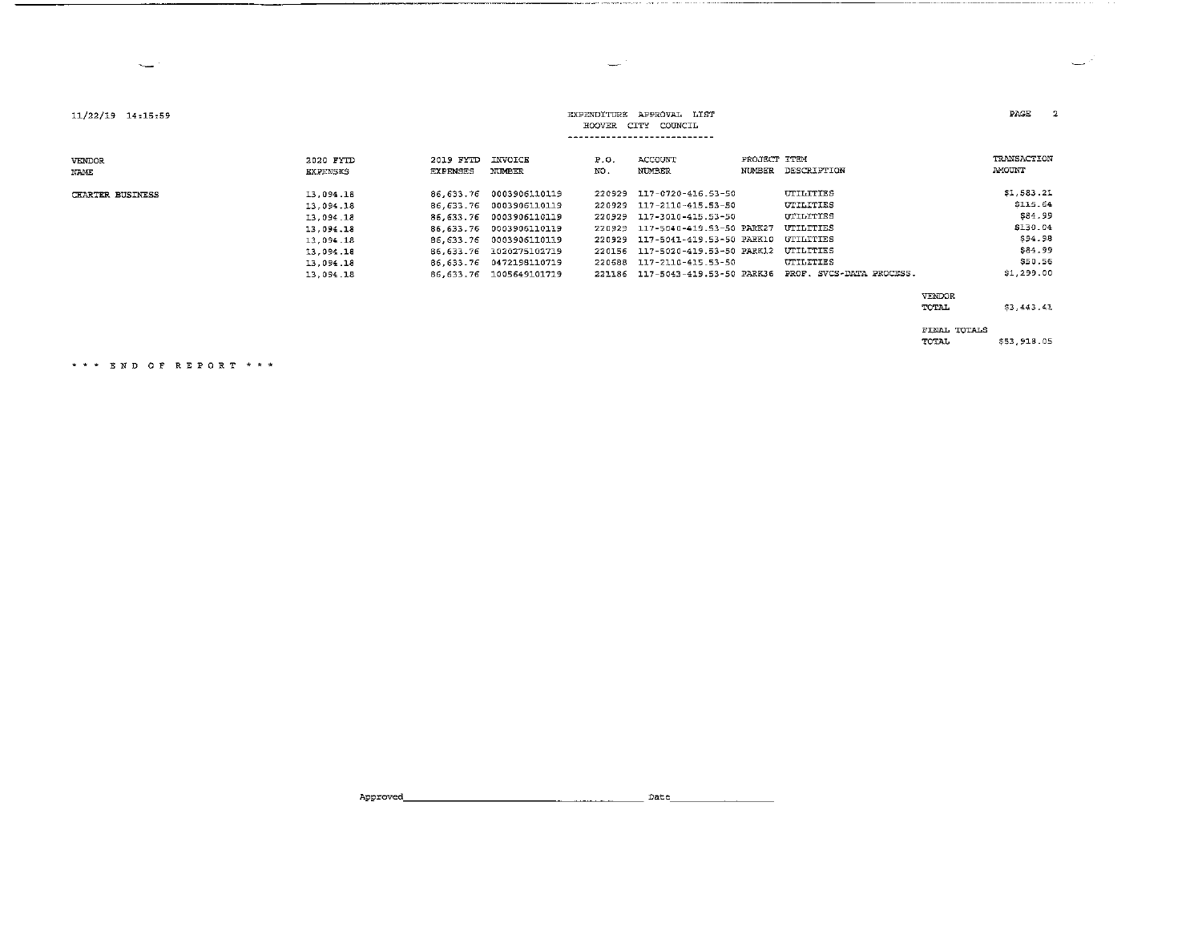11/22/19 14:15:59

EXPENDITURE APPROVAL LIST
HOOVER CITY COUNCIL

| VENDOR NAME | 2020 FYTD EXPENSES | 2019 FYTD EXPENSES | INVOICE NUMBER | P.O. NO. | ACCOUNT NUMBER | PROJECT NUMBER | ITEM DESCRIPTION | TRANSACTION AMOUNT |
|---|---|---|---|---|---|---|---|---|
| CHARTER BUSINESS | 13,094.18 | 86,633.76 | 0003906110119 | 220929 | 117-0720-416.53-50 | | UTILITIES | $1,583.21 |
| | 13,094.18 | 86,633.76 | 0003906110119 | 220929 | 117-2110-415.53-50 | | UTILITIES | $115.64 |
| | 13,094.18 | 86,633.76 | 0003906110119 | 220929 | 117-3010-415.53-50 | | UTILITIES | $84.99 |
| | 13,094.18 | 86,633.76 | 0003906110119 | 220929 | 117-5040-419.53-50 | PARK27 | UTILITIES | $130.04 |
| | 13,094.18 | 86,633.76 | 0003906110119 | 220929 | 117-5041-419.53-50 | PARK10 | UTILITIES | $94.98 |
| | 13,094.18 | 86,633.76 | 1020275102719 | 220156 | 117-5020-419.53-50 | PARK12 | UTILITIES | $84.99 |
| | 13,094.18 | 86,633.76 | 0472198110719 | 220688 | 117-2110-415.53-50 | | UTILITIES | $50.56 |
| | 13,094.18 | 86,633.76 | 1005649101719 | 221186 | 117-5043-419.53-50 | PARK36 | PROF. SVCS-DATA PROCESS. | $1,299.00 |
| | | | | | | | VENDOR TOTAL | $3,443.41 |
| | | | | | | | FINAL TOTALS TOTAL | $53,918.05 |

\* \* \* END OF REPORT \* \* \*

Approved________________________________ Date____________________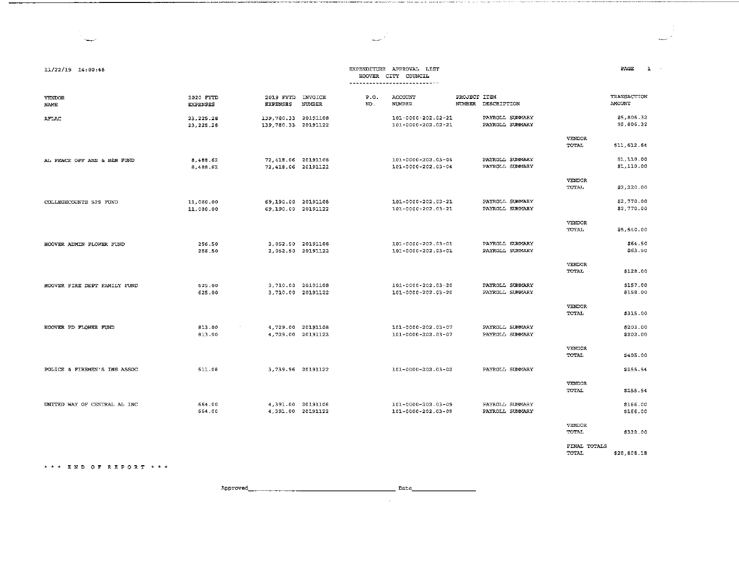11/22/19 14:00:48

# EXPENDITURE APPROVAL LIST
## HOOVER CITY COUNCIL

| VENDOR NAME | 2020 FYTD EXPENSES | 2019 FYTD EXPENSES | INVOICE NUMBER | P.O. NO. | ACCOUNT NUMBER | PROJECT NUMBER | ITEM DESCRIPTION | | TRANSACTION AMOUNT |
|---|---|---|---|---|---|---|---|---|---|
| AFLAC | 23,225.28 | 139,780.33 | 20191108 | | 101-0000-202.02-21 | | PAYROLL SUMMARY | | $5,806.32 |
| | 23,225.28 | 139,780.33 | 20191122 | | 101-0000-202.02-21 | | PAYROLL SUMMARY | | $5,806.32 |
| | | | | | | | | VENDOR TOTAL | $11,612.64 |
| AL PEACE OFF ANN & BEN FUND | 8,488.62 | 72,418.06 | 20191108 | | 101-0000-202.03-04 | | PAYROLL SUMMARY | | $1,110.00 |
| | 8,488.62 | 72,418.06 | 20191122 | | 101-0000-202.03-04 | | PAYROLL SUMMARY | | $1,110.00 |
| | | | | | | | | VENDOR TOTAL | $2,220.00 |
| COLLEGECOUNTS 529 FUND | 11,080.00 | 69,190.00 | 20191108 | | 101-0000-202.03-21 | | PAYROLL SUMMARY | | $2,770.00 |
| | 11,080.00 | 69,190.00 | 20191122 | | 101-0000-202.03-21 | | PAYROLL SUMMARY | | $2,770.00 |
| | | | | | | | | VENDOR TOTAL | $5,540.00 |
| HOOVER ADMIN FLOWER FUND | 256.50 | 2,052.50 | 20191108 | | 101-0000-202.03-01 | | PAYROLL SUMMARY | | $64.50 |
| | 256.50 | 2,052.50 | 20191122 | | 101-0000-202.03-01 | | PAYROLL SUMMARY | | $63.50 |
| | | | | | | | | VENDOR TOTAL | $128.00 |
| HOOVER FIRE DEPT FAMILY FUND | 625.00 | 3,710.00 | 20191108 | | 101-0000-202.03-20 | | PAYROLL SUMMARY | | $157.00 |
| | 625.00 | 3,710.00 | 20191122 | | 101-0000-202.03-20 | | PAYROLL SUMMARY | | $158.00 |
| | | | | | | | | VENDOR TOTAL | $315.00 |
| HOOVER PD FLOWER FUND | 813.00 | 4,729.00 | 20191108 | | 101-0000-202.03-07 | | PAYROLL SUMMARY | | $203.00 |
| | 813.00 | 4,729.00 | 20191122 | | 101-0000-202.03-07 | | PAYROLL SUMMARY | | $202.00 |
| | | | | | | | | VENDOR TOTAL | $405.00 |
| POLICE & FIREMEN'S INS ASSOC | 511.08 | 3,739.96 | 20191122 | | 101-0000-202.03-02 | | PAYROLL SUMMARY | | $255.54 |
| | | | | | | | | VENDOR TOTAL | $255.54 |
| UNITED WAY OF CENTRAL AL INC | 664.00 | 4,391.00 | 20191108 | | 101-0000-202.03-09 | | PAYROLL SUMMARY | | $166.00 |
| | 664.00 | 4,391.00 | 20191122 | | 101-0000-202.03-09 | | PAYROLL SUMMARY | | $166.00 |
| | | | | | | | | VENDOR TOTAL | $332.00 |
| | | | | | | | | FINAL TOTALS TOTAL | $20,808.18 |

\* \* \* END OF REPORT \* \* \*

Approved\_\_\_\_\_\_\_\_\_\_\_\_\_\_\_\_\_\_\_\_\_\_\_\_\_\_\_\_\_\_ Date\_\_\_\_\_\_\_\_\_\_\_\_\_\_\_\_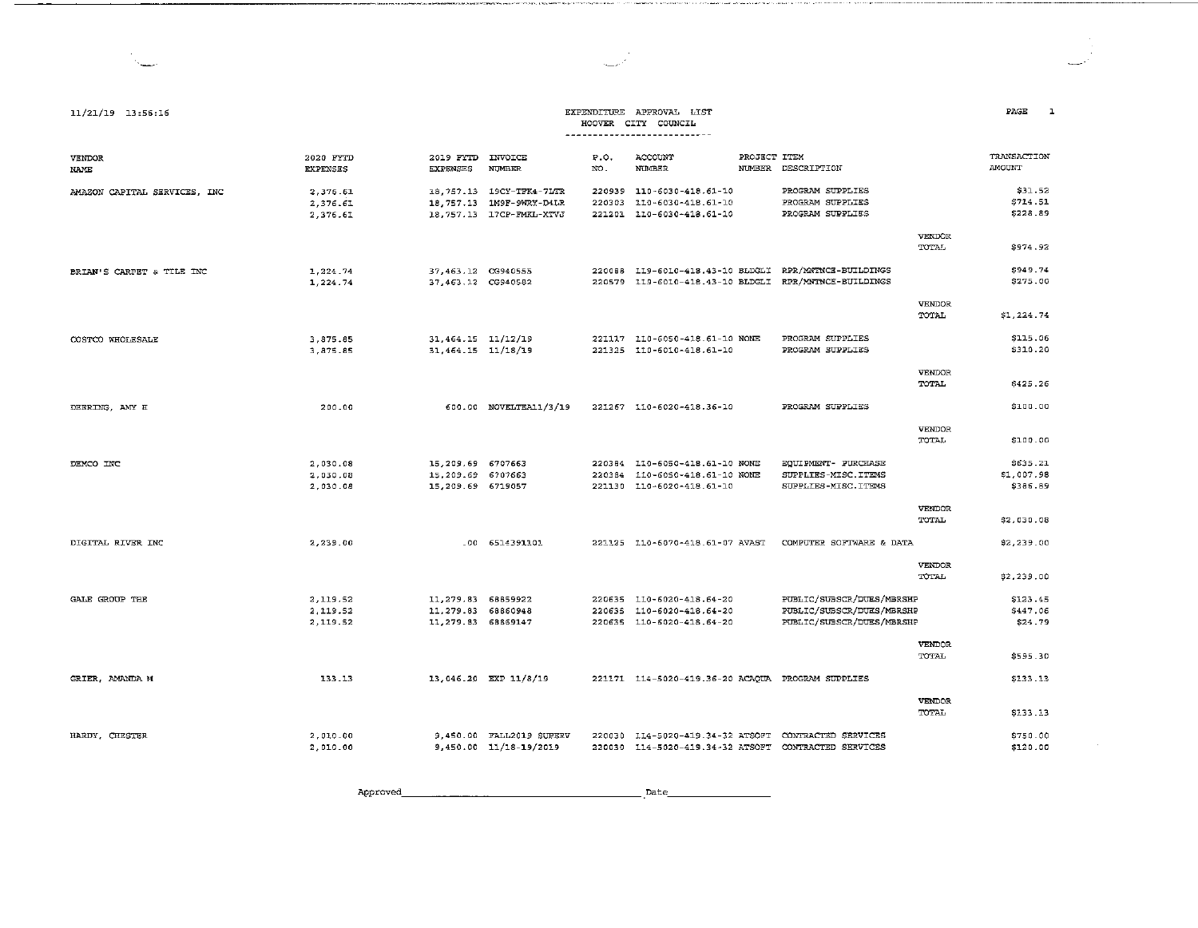11/21/19 13:56:16

# EXPENDITURE APPROVAL LIST
## HOOVER CITY COUNCIL

| VENDOR NAME | 2020 FYTD EXPENSES | 2019 FYTD EXPENSES | INVOICE NUMBER | P.O. NO. | ACCOUNT NUMBER | PROJECT NUMBER | ITEM DESCRIPTION | | TRANSACTION AMOUNT |
|---|---|---|---|---|---|---|---|---|---|
| AMAZON CAPITAL SERVICES, INC | 2,376.61 | 18,757.13 | 19CY-TFK4-7LTR | 220939 | 110-6030-418.61-10 | | PROGRAM SUPPLIES | | $31.52 |
| | 2,376.61 | 18,757.13 | 1M9F-9WRY-D4LR | 220303 | 110-6030-418.61-10 | | PROGRAM SUPPLIES | | $714.51 |
| | 2,376.61 | 18,757.13 | 17CP-FMKL-XTVJ | 221201 | 110-6030-418.61-10 | | PROGRAM SUPPLIES | | $228.89 |
| | | | | | | | | VENDOR TOTAL | $974.92 |
| BRIAN'S CARPET & TILE INC | 1,224.74 | 37,463.12 | CG940555 | 220088 | 119-6010-418.43-10 | BLDGLI | RPR/MNTNCE-BUILDINGS | | $949.74 |
| | 1,224.74 | 37,463.12 | CG940582 | 220579 | 119-6010-418.43-10 | BLDGLI | RPR/MNTNCE-BUILDINGS | | $275.00 |
| | | | | | | | | VENDOR TOTAL | $1,224.74 |
| COSTCO WHOLESALE | 3,875.85 | 31,464.15 | 11/12/19 | 221117 | 110-6050-418.61-10 | NONE | PROGRAM SUPPLIES | | $115.06 |
| | 3,875.85 | 31,464.15 | 11/18/19 | 221325 | 110-6010-418.61-10 | | PROGRAM SUPPLIES | | $310.20 |
| | | | | | | | | VENDOR TOTAL | $425.26 |
| DEERING, AMY H | 200.00 | 600.00 | NOVELTEA11/3/19 | 221267 | 110-6020-418.36-10 | | PROGRAM SUPPLIES | | $100.00 |
| | | | | | | | | VENDOR TOTAL | $100.00 |
| DEMCO INC | 2,030.08 | 15,209.69 | 6707663 | 220384 | 110-6050-418.61-10 | NONE | EQUIPMENT- PURCHASE | | $635.21 |
| | 2,030.08 | 15,209.69 | 6707663 | 220384 | 110-6050-418.61-10 | NONE | SUPPLIES-MISC.ITEMS | | $1,007.98 |
| | 2,030.08 | 15,209.69 | 6719057 | 221130 | 110-6020-418.61-10 | | SUPPLIES-MISC.ITEMS | | $386.89 |
| | | | | | | | | VENDOR TOTAL | $2,030.08 |
| DIGITAL RIVER INC | 2,239.00 | .00 | 6514391101 | 221125 | 110-6070-418.61-07 | AVAST | COMPUTER SOFTWARE & DATA | | $2,239.00 |
| | | | | | | | | VENDOR TOTAL | $2,239.00 |
| GALE GROUP THE | 2,119.52 | 11,279.83 | 68859922 | 220635 | 110-6020-418.64-20 | | PUBLIC/SUBSCR/DUES/MBRSHP | | $123.45 |
| | 2,119.52 | 11,279.83 | 68860948 | 220635 | 110-6020-418.64-20 | | PUBLIC/SUBSCR/DUES/MBRSHP | | $447.06 |
| | 2,119.52 | 11,279.83 | 68869147 | 220635 | 110-6020-418.64-20 | | PUBLIC/SUBSCR/DUES/MBRSHP | | $24.79 |
| | | | | | | | | VENDOR TOTAL | $595.30 |
| GRIER, AMANDA M | 133.13 | 13,046.20 | EXP 11/8/19 | 221171 | 114-5020-419.36-20 | ACAQUA | PROGRAM SUPPLIES | | $133.13 |
| | | | | | | | | VENDOR TOTAL | $133.13 |
| HARDY, CHESTER | 2,010.00 | 9,450.00 | FALL2019 SUPERV | 220030 | 114-5020-419.34-32 | ATSOFT | CONTRACTED SERVICES | | $750.00 |
| | 2,010.00 | 9,450.00 | 11/18-19/2019 | 220030 | 114-5020-419.34-32 | ATSOFT | CONTRACTED SERVICES | | $120.00 |

Approved\_\_\_\_\_\_\_\_\_\_\_\_\_\_\_\_\_\_\_\_\_\_\_\_\_\_\_\_\_\_ Date\_\_\_\_\_\_\_\_\_\_\_\_\_\_\_\_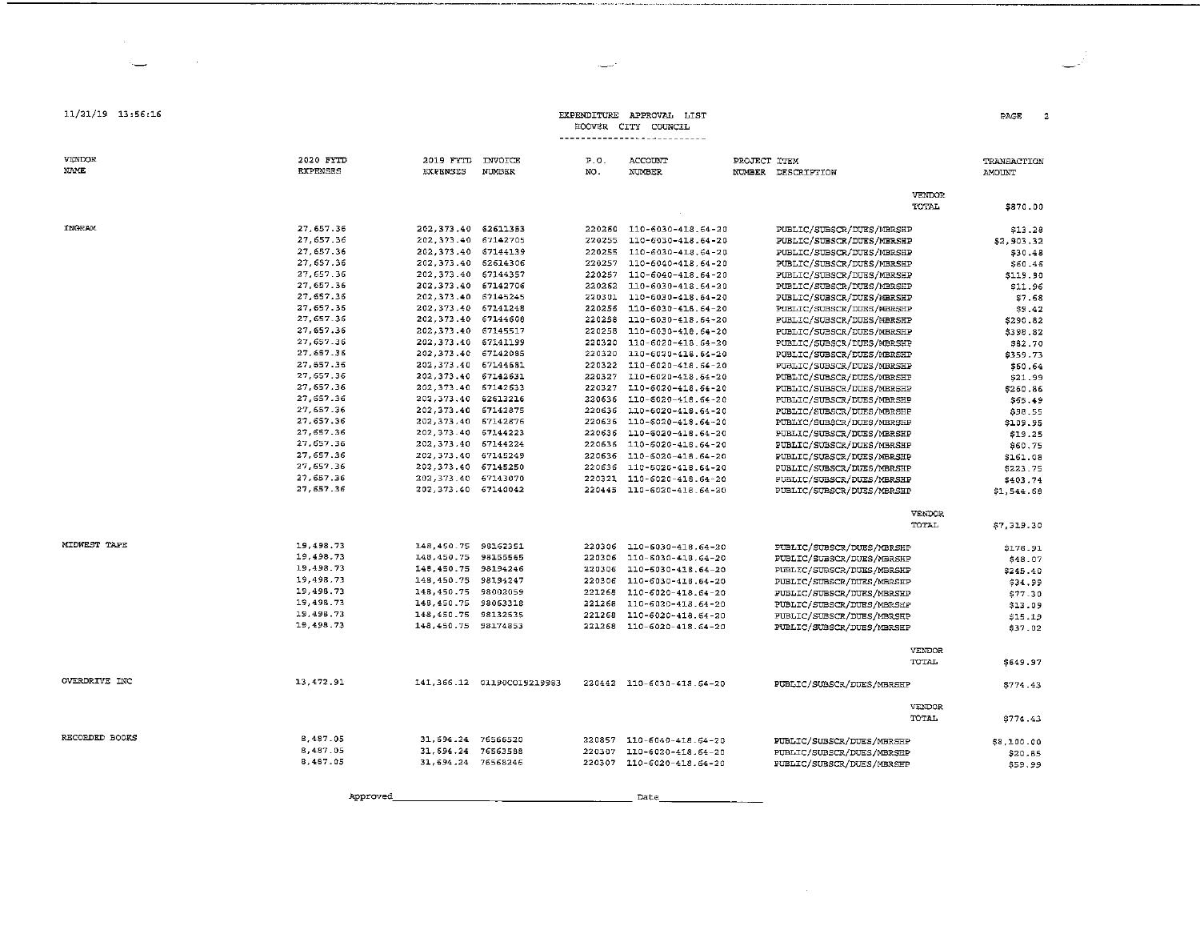11/21/19 13:56:16

# EXPENDITURE APPROVAL LIST
## HOOVER CITY COUNCIL

| VENDOR NAME | 2020 FYTD EXPENSES | 2019 FYTD EXPENSES | INVOICE NUMBER | P.O. NO. | ACCOUNT NUMBER | PROJECT NUMBER | ITEM DESCRIPTION | TRANSACTION AMOUNT |
|---|---|---|---|---|---|---|---|---|
| | | | | | | | VENDOR TOTAL | $870.00 |
| INGRAM | 27,657.36 | 202,373.40 | 62611353 | 220260 | 110-6030-418.64-20 | | PUBLIC/SUBSCR/DUES/MBRSHP | $13.28 |
| | 27,657.36 | 202,373.40 | 67142705 | 220255 | 110-6030-418.64-20 | | PUBLIC/SUBSCR/DUES/MBRSHP | $2,903.32 |
| | 27,657.36 | 202,373.40 | 67144139 | 220255 | 110-6030-418.64-20 | | PUBLIC/SUBSCR/DUES/MBRSHP | $30.48 |
| | 27,657.36 | 202,373.40 | 62614306 | 220257 | 110-6040-418.64-20 | | PUBLIC/SUBSCR/DUES/MBRSHP | $60.46 |
| | 27,657.36 | 202,373.40 | 67144357 | 220257 | 110-6040-418.64-20 | | PUBLIC/SUBSCR/DUES/MBRSHP | $119.90 |
| | 27,657.36 | 202,373.40 | 67142706 | 220262 | 110-6030-418.64-20 | | PUBLIC/SUBSCR/DUES/MBRSHP | $11.96 |
| | 27,657.36 | 202,373.40 | 67145245 | 220301 | 110-6030-418.64-20 | | PUBLIC/SUBSCR/DUES/MBRSHP | $7.68 |
| | 27,657.36 | 202,373.40 | 67141248 | 220256 | 110-6030-418.64-20 | | PUBLIC/SUBSCR/DUES/MBRSHP | $9.42 |
| | 27,657.36 | 202,373.40 | 67144608 | 220258 | 110-6030-418.64-20 | | PUBLIC/SUBSCR/DUES/MBRSHP | $290.82 |
| | 27,657.36 | 202,373.40 | 67145517 | 220258 | 110-6030-418.64-20 | | PUBLIC/SUBSCR/DUES/MBRSHP | $398.82 |
| | 27,657.36 | 202,373.40 | 67141199 | 220320 | 110-6020-418.64-20 | | PUBLIC/SUBSCR/DUES/MBRSHP | $82.70 |
| | 27,657.36 | 202,373.40 | 67142085 | 220320 | 110-6020-418.64-20 | | PUBLIC/SUBSCR/DUES/MBRSHP | $359.73 |
| | 27,657.36 | 202,373.40 | 67144681 | 220322 | 110-6020-418.64-20 | | PUBLIC/SUBSCR/DUES/MBRSHP | $60.64 |
| | 27,657.36 | 202,373.40 | 67142631 | 220327 | 110-6020-418.64-20 | | PUBLIC/SUBSCR/DUES/MBRSHP | $21.99 |
| | 27,657.36 | 202,373.40 | 67142633 | 220327 | 110-6020-418.64-20 | | PUBLIC/SUBSCR/DUES/MBRSHP | $260.86 |
| | 27,657.36 | 202,373.40 | 62613216 | 220636 | 110-6020-418.64-20 | | PUBLIC/SUBSCR/DUES/MBRSHP | $65.49 |
| | 27,657.36 | 202,373.40 | 67142875 | 220636 | 110-6020-418.64-20 | | PUBLIC/SUBSCR/DUES/MBRSHP | $38.55 |
| | 27,657.36 | 202,373.40 | 67142876 | 220636 | 110-6020-418.64-20 | | PUBLIC/SUBSCR/DUES/MBRSHP | $109.95 |
| | 27,657.36 | 202,373.40 | 67144223 | 220636 | 110-6020-418.64-20 | | PUBLIC/SUBSCR/DUES/MBRSHP | $19.25 |
| | 27,657.36 | 202,373.40 | 67144224 | 220636 | 110-6020-418.64-20 | | PUBLIC/SUBSCR/DUES/MBRSHP | $60.75 |
| | 27,657.36 | 202,373.40 | 67145249 | 220636 | 110-6020-418.64-20 | | PUBLIC/SUBSCR/DUES/MBRSHP | $161.08 |
| | 27,657.36 | 202,373.40 | 67145250 | 220636 | 110-6020-418.64-20 | | PUBLIC/SUBSCR/DUES/MBRSHP | $223.75 |
| | 27,657.36 | 202,373.40 | 67143070 | 220321 | 110-6020-418.64-20 | | PUBLIC/SUBSCR/DUES/MBRSHP | $403.74 |
| | 27,657.36 | 202,373.40 | 67140042 | 220445 | 110-6020-418.64-20 | | PUBLIC/SUBSCR/DUES/MBRSHP | $1,544.68 |
| | | | | | | | VENDOR TOTAL | $7,319.30 |
| MIDWEST TAPE | 19,498.73 | 148,450.75 | 98162351 | 220306 | 110-6030-418.64-20 | | PUBLIC/SUBSCR/DUES/MBRSHP | $178.91 |
| | 19,498.73 | 148,450.75 | 98155565 | 220306 | 110-6030-418.64-20 | | PUBLIC/SUBSCR/DUES/MBRSHP | $48.07 |
| | 19,498.73 | 148,450.75 | 98194246 | 220306 | 110-6030-418.64-20 | | PUBLIC/SUBSCR/DUES/MBRSHP | $245.40 |
| | 19,498.73 | 148,450.75 | 98194247 | 220306 | 110-6030-418.64-20 | | PUBLIC/SUBSCR/DUES/MBRSHP | $34.99 |
| | 19,498.73 | 148,450.75 | 98002059 | 221268 | 110-6020-418.64-20 | | PUBLIC/SUBSCR/DUES/MBRSHP | $77.30 |
| | 19,498.73 | 148,450.75 | 98063318 | 221268 | 110-6020-418.64-20 | | PUBLIC/SUBSCR/DUES/MBRSHP | $13.09 |
| | 19,498.73 | 148,450.75 | 98132535 | 221268 | 110-6020-418.64-20 | | PUBLIC/SUBSCR/DUES/MBRSHP | $15.19 |
| | 19,498.73 | 148,450.75 | 98174853 | 221268 | 110-6020-418.64-20 | | PUBLIC/SUBSCR/DUES/MBRSHP | $37.02 |
| | | | | | | | VENDOR TOTAL | $649.97 |
| OVERDRIVE INC | 13,472.91 | 141,366.12 | 01190CO19219983 | 220442 | 110-6030-418.64-20 | | PUBLIC/SUBSCR/DUES/MBRSHP | $774.43 |
| | | | | | | | VENDOR TOTAL | $774.43 |
| RECORDED BOOKS | 8,487.05 | 31,694.24 | 76566520 | 220857 | 110-6040-418.64-20 | | PUBLIC/SUBSCR/DUES/MBRSHP | $8,100.00 |
| | 8,487.05 | 31,694.24 | 76563588 | 220307 | 110-6020-418.64-20 | | PUBLIC/SUBSCR/DUES/MBRSHP | $20.65 |
| | 8,487.05 | 31,694.24 | 76568246 | 220307 | 110-6020-418.64-20 | | PUBLIC/SUBSCR/DUES/MBRSHP | $59.99 |

Approved_______________________________ Date_______________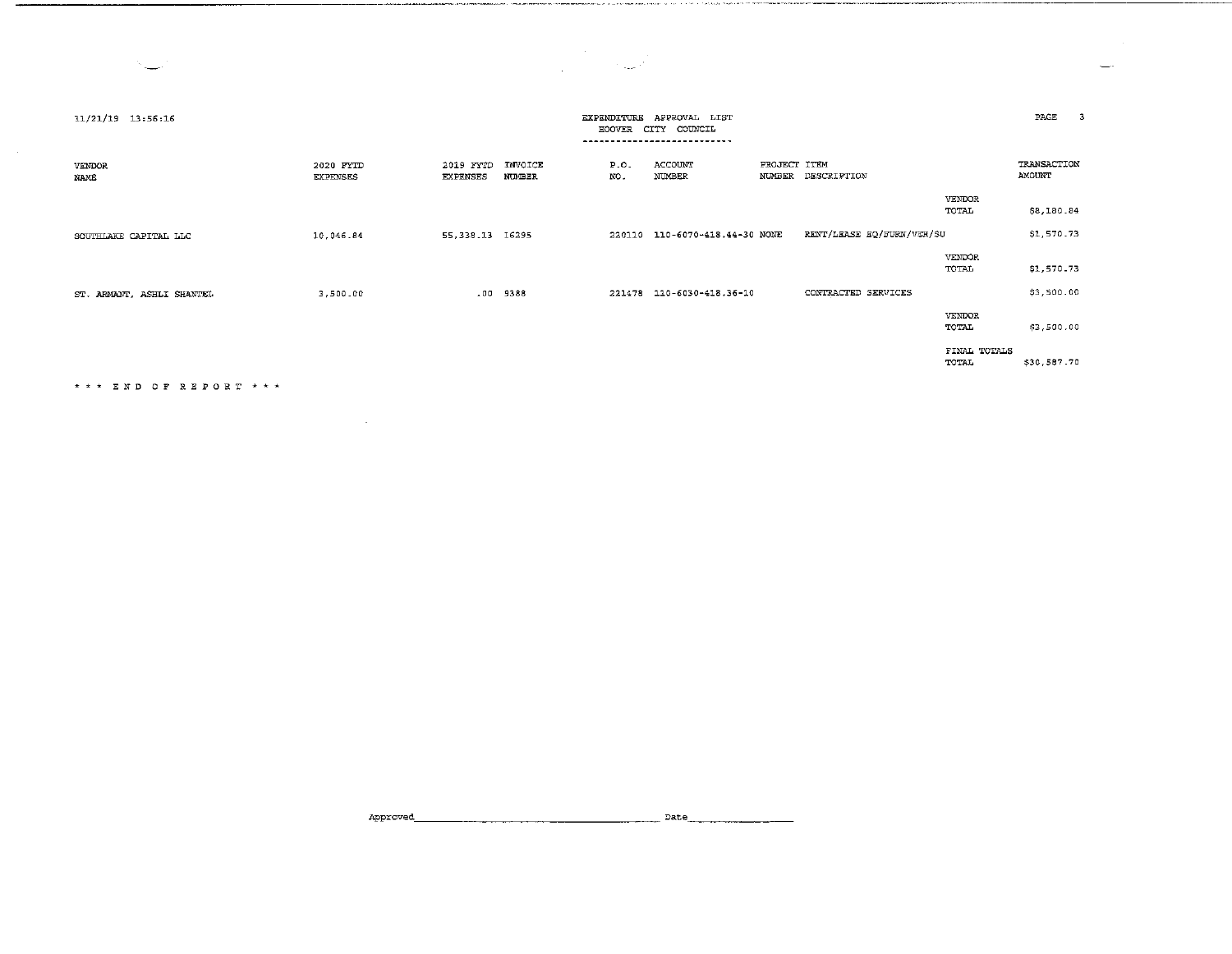11/21/19 13:56:16

EXPENDITURE APPROVAL LIST
HOOVER CITY COUNCIL

| VENDOR NAME | 2020 FYTD EXPENSES | 2019 FYTD EXPENSES | INVOICE NUMBER | P.O. NO. | ACCOUNT NUMBER | PROJECT NUMBER | ITEM DESCRIPTION | | TRANSACTION AMOUNT |
|---|---|---|---|---|---|---|---|---|---|
| | | | | | | | | VENDOR TOTAL | $8,180.84 |
| SOUTHLAKE CAPITAL LLC | 10,046.84 | 55,338.13 | 16295 | 220110 | 110-6070-418.44-30 | NONE | RENT/LEASE EQ/FURN/VEH/SU | | $1,570.73 |
| | | | | | | | | VENDOR TOTAL | $1,570.73 |
| ST. ARMANT, ASHLI SHANTEL | 3,500.00 | .00 | 9388 | 221478 | 110-6030-418.36-10 | | CONTRACTED SERVICES | | $3,500.00 |
| | | | | | | | | VENDOR TOTAL | $3,500.00 |
| | | | | | | | | FINAL TOTALS TOTAL | $30,587.70 |

\* \* \* E N D O F R E P O R T \* \* \*

Approved_______________________________ Date_______________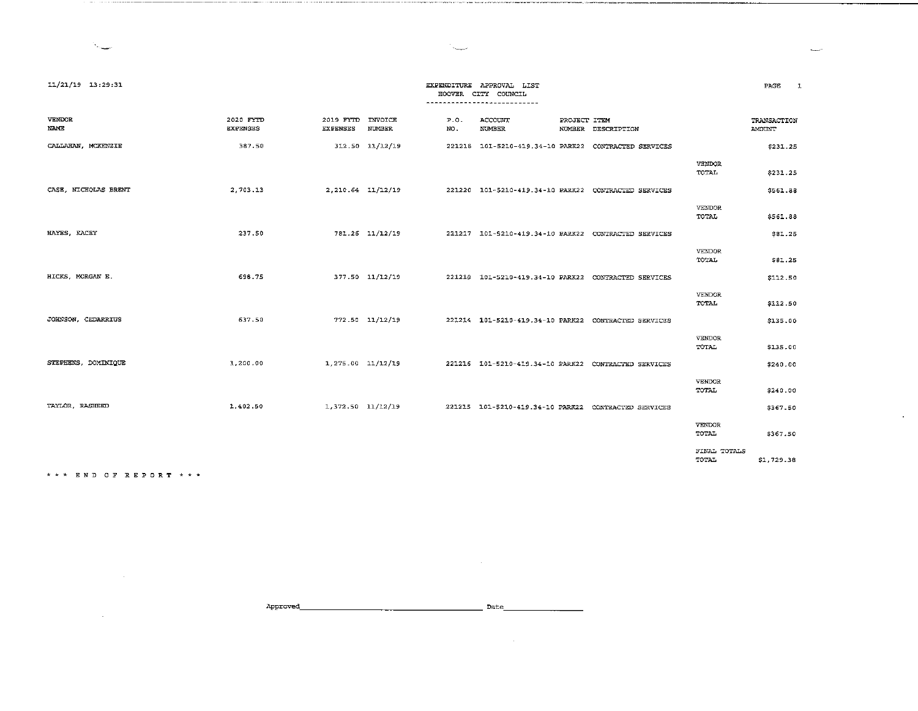11/21/19 13:29:31

**EXPENDITURE APPROVAL LIST**
**HOOVER CITY COUNCIL**

| VENDOR NAME | 2020 FYTD EXPENSES | 2019 FYTD EXPENSES | INVOICE NUMBER | P.O. NO. | ACCOUNT NUMBER | PROJECT NUMBER | ITEM DESCRIPTION | | TRANSACTION AMOUNT |
|---|---|---|---|---|---|---|---|---|---|
| CALLAHAN, MCKENZIE | 387.50 | 312.50 | 11/12/19 | 221218 | 101-5210-419.34-10 | PARK22 | CONTRACTED SERVICES | | $231.25 |
| | | | | | | | | VENDOR TOTAL | $231.25 |
| CASE, NICHOLAS BRENT | 2,703.13 | 2,210.64 | 11/12/19 | 221220 | 101-5210-419.34-10 | PARK22 | CONTRACTED SERVICES | | $561.88 |
| | | | | | | | | VENDOR TOTAL | $561.88 |
| HAYES, KACEY | 237.50 | 781.26 | 11/12/19 | 221217 | 101-5210-419.34-10 | PARK22 | CONTRACTED SERVICES | | $81.25 |
| | | | | | | | | VENDOR TOTAL | $81.25 |
| HICKS, MORGAN E. | 698.75 | 377.50 | 11/12/19 | 221219 | 101-5210-419.34-10 | PARK22 | CONTRACTED SERVICES | | $112.50 |
| | | | | | | | | VENDOR TOTAL | $112.50 |
| JOHNSON, CEDARRIUS | 637.50 | 772.50 | 11/12/19 | 221214 | 101-5210-419.34-10 | PARK22 | CONTRACTED SERVICES | | $135.00 |
| | | | | | | | | VENDOR TOTAL | $135.00 |
| STEPHENS, DOMINIQUE | 1,200.00 | 1,275.00 | 11/12/19 | 221216 | 101-5210-419.34-10 | PARK22 | CONTRACTED SERVICES | | $240.00 |
| | | | | | | | | VENDOR TOTAL | $240.00 |
| TAYLOR, RASHEED | 1,402.50 | 1,372.50 | 11/12/19 | 221215 | 101-5210-419.34-10 | PARK22 | CONTRACTED SERVICES | | $367.50 |
| | | | | | | | | VENDOR TOTAL | $367.50 |
| | | | | | | | | FINAL TOTALS TOTAL | $1,729.38 |

\*\*\* END OF REPORT \*\*\*

Approved________________________________________ Date__________________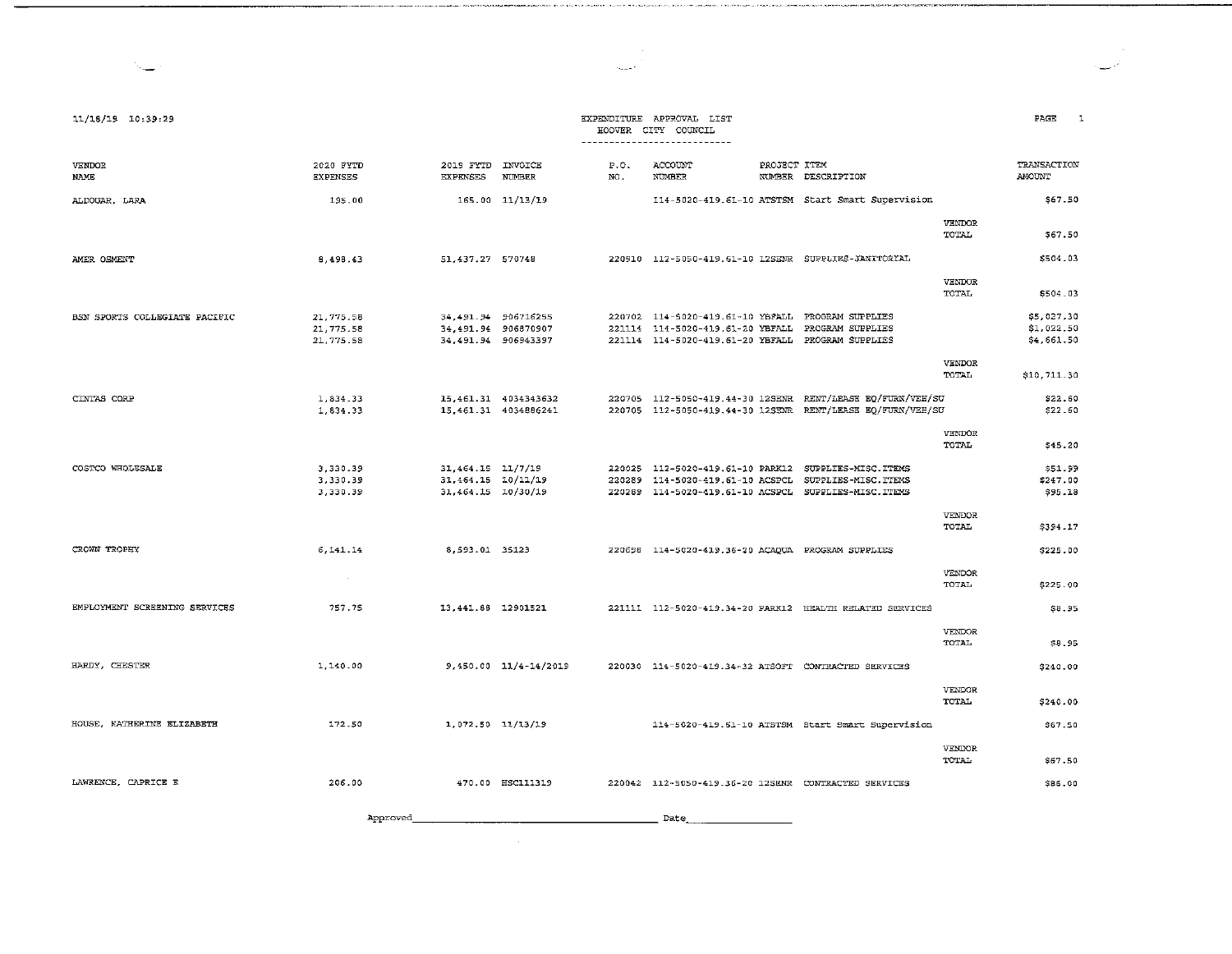11/18/19 10:39:29

EXPENDITURE APPROVAL LIST
HOOVER CITY COUNCIL

| VENDOR NAME | 2020 FYTD EXPENSES | 2019 FYTD EXPENSES | INVOICE NUMBER | P.O. NO. | ACCOUNT NUMBER | PROJECT NUMBER | ITEM DESCRIPTION | | TRANSACTION AMOUNT |
|---|---|---|---|---|---|---|---|---|---|
| ALDOUAR, LARA | 195.00 | 165.00 | 11/13/19 | | 114-5020-419.61-10 | ATSTSM | Start Smart Supervision | | $67.50 |
| | | | | | | | | VENDOR TOTAL | $67.50 |
| AMER OSMENT | 8,498.43 | 51,437.27 | 570748 | 220910 | 112-5050-419.61-10 | 12SENR | SUPPLIES-JANITORIAL | | $504.03 |
| | | | | | | | | VENDOR TOTAL | $504.03 |
| BSN SPORTS COLLEGIATE PACIFIC | 21,775.58 | 34,491.94 | 906716255 | 220702 | 114-5020-419.61-10 | YBFALL | PROGRAM SUPPLIES | | $5,027.30 |
| | 21,775.58 | 34,491.94 | 906870907 | 221114 | 114-5020-419.61-20 | YBFALL | PROGRAM SUPPLIES | | $1,022.50 |
| | 21,775.58 | 34,491.94 | 906943397 | 221114 | 114-5020-419.61-20 | YBFALL | PROGRAM SUPPLIES | | $4,661.50 |
| | | | | | | | | VENDOR TOTAL | $10,711.30 |
| CINTAS CORP | 1,834.33 | 15,461.31 | 4034343632 | 220705 | 112-5050-419.44-30 | 12SENR | RENT/LEASE EQ/FURN/VEH/SU | | $22.60 |
| | 1,834.33 | 15,461.31 | 4034886241 | 220705 | 112-5050-419.44-30 | 12SENR | RENT/LEASE EQ/FURN/VEH/SU | | $22.60 |
| | | | | | | | | VENDOR TOTAL | $45.20 |
| COSTCO WHOLESALE | 3,330.39 | 31,464.15 | 11/7/19 | 220025 | 112-5020-419.61-10 | PARK12 | SUPPLIES-MISC.ITEMS | | $51.99 |
| | 3,330.39 | 31,464.15 | 10/11/19 | 220289 | 114-5020-419.61-10 | ACSPCL | SUPPLIES-MISC.ITEMS | | $247.00 |
| | 3,330.39 | 31,464.15 | 10/30/19 | 220289 | 114-5020-419.61-10 | ACSPCL | SUPPLIES-MISC.ITEMS | | $95.18 |
| | | | | | | | | VENDOR TOTAL | $394.17 |
| CROWN TROPHY | 6,141.14 | 8,593.01 | 35123 | 220698 | 114-5020-419.36-20 | ACAQUA | PROGRAM SUPPLIES | | $225.00 |
| | | | | | | | | VENDOR TOTAL | $225.00 |
| EMPLOYMENT SCREENING SERVICES | 757.75 | 13,441.88 | 12901521 | 221111 | 112-5020-419.34-20 | PARK12 | HEALTH RELATED SERVICES | | $8.95 |
| | | | | | | | | VENDOR TOTAL | $8.95 |
| HARDY, CHESTER | 1,140.00 | 9,450.00 | 11/4-14/2019 | 220030 | 114-5020-419.34-32 | ATSOFT | CONTRACTED SERVICES | | $240.00 |
| | | | | | | | | VENDOR TOTAL | $240.00 |
| HOUSE, KATHERINE ELIZABETH | 172.50 | 1,072.50 | 11/13/19 | | 114-5020-419.61-10 | ATSTSM | Start Smart Supervision | | $67.50 |
| | | | | | | | | VENDOR TOTAL | $67.50 |
| LAWRENCE, CAPRICE E | 206.00 | 470.00 | HSC111319 | 220042 | 112-5050-419.36-20 | 12SENR | CONTRACTED SERVICES | | $86.00 |

Approved_______________________________ Date_______________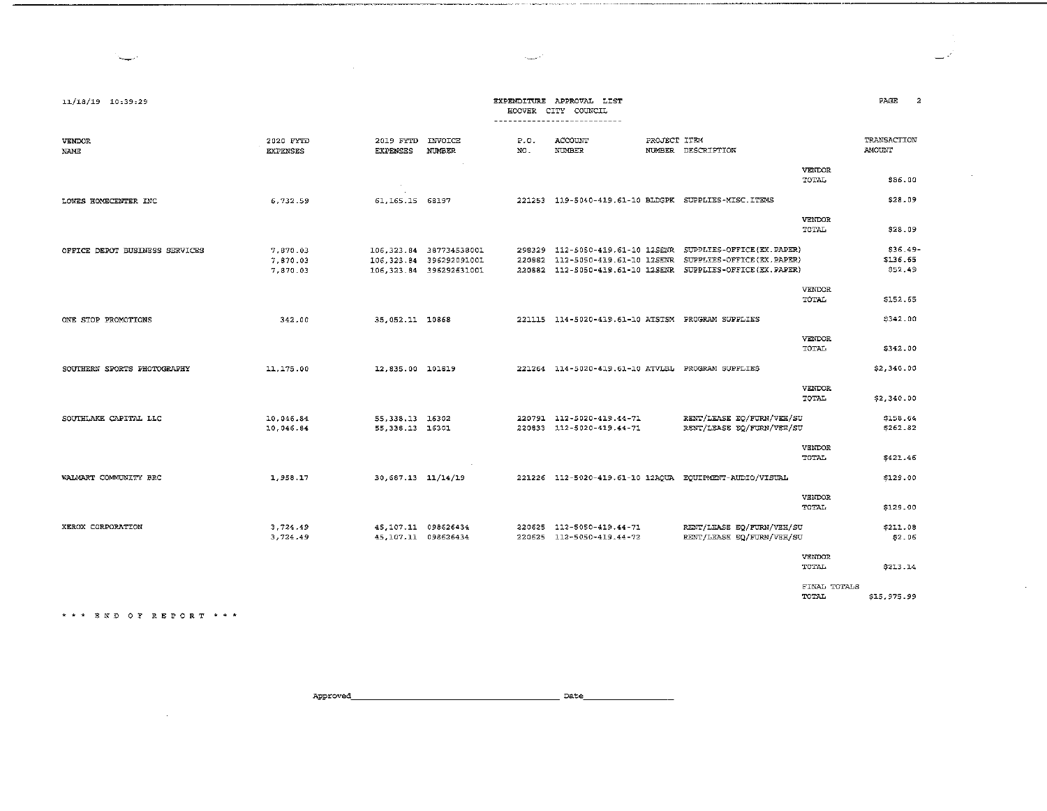11/18/19 10:39:29

# EXPENDITURE APPROVAL LIST
## HOOVER CITY COUNCIL

| VENDOR NAME | 2020 FYTD EXPENSES | 2019 FYTD EXPENSES | INVOICE NUMBER | P.O. NO. | ACCOUNT NUMBER | PROJECT NUMBER | ITEM DESCRIPTION | | TRANSACTION AMOUNT |
|---|---|---|---|---|---|---|---|---|---|
| | | | | | | | | VENDOR TOTAL | $86.00 |
| LOWES HOMECENTER INC | 6,732.59 | 61,165.15 | 68197 | 221253 | 119-5040-419.61-10 | BLDGPK | SUPPLIES-MISC.ITEMS | | $28.09 |
| | | | | | | | | VENDOR TOTAL | $28.09 |
| OFFICE DEPOT BUSINESS SERVICES | 7,870.03 | 106,323.84 | 387734538001 | 298329 | 112-5050-419.61-10 | 12SENR | SUPPLIES-OFFICE(EX.PAPER) | | $36.49- |
| | 7,870.03 | 106,323.84 | 396292091001 | 220882 | 112-5050-419.61-10 | 12SENR | SUPPLIES-OFFICE(EX.PAPER) | | $136.65 |
| | 7,870.03 | 106,323.84 | 396292631001 | 220882 | 112-5050-419.61-10 | 12SENR | SUPPLIES-OFFICE(EX.PAPER) | | $52.49 |
| | | | | | | | | VENDOR TOTAL | $152.65 |
| ONE STOP PROMOTIONS | 342.00 | 35,052.11 | 10868 | 221115 | 114-5020-419.61-10 | ATSTSM | PROGRAM SUPPLIES | | $342.00 |
| | | | | | | | | VENDOR TOTAL | $342.00 |
| SOUTHERN SPORTS PHOTOGRAPHY | 11,175.00 | 12,835.00 | 101819 | 221264 | 114-5020-419.61-10 | ATVLBL | PROGRAM SUPPLIES | | $2,340.00 |
| | | | | | | | | VENDOR TOTAL | $2,340.00 |
| SOUTHLAKE CAPITAL LLC | 10,046.84 | 55,338.13 | 16302 | 220791 | 112-5020-419.44-71 | | RENT/LEASE EQ/FURN/VEH/SU | | $158.64 |
| | 10,046.84 | 55,338.13 | 16301 | 220833 | 112-5020-419.44-71 | | RENT/LEASE EQ/FURN/VEH/SU | | $262.82 |
| | | | | | | | | VENDOR TOTAL | $421.46 |
| WALMART COMMUNITY BRC | 1,958.17 | 30,667.13 | 11/14/19 | 221226 | 112-5020-419.61-10 | 12AQUA | EQUIPMENT-AUDIO/VISUAL | | $129.00 |
| | | | | | | | | VENDOR TOTAL | $129.00 |
| XEROX CORPORATION | 3,724.49 | 45,107.11 | 098626434 | 220625 | 112-5050-419.44-71 | | RENT/LEASE EQ/FURN/VEH/SU | | $211.08 |
| | 3,724.49 | 45,107.11 | 098626434 | 220625 | 112-5050-419.44-72 | | RENT/LEASE EQ/FURN/VEH/SU | | $2.06 |
| | | | | | | | | VENDOR TOTAL | $213.14 |
| | | | | | | | | FINAL TOTALS TOTAL | $15,975.99 |

\*\*\* END OF REPORT \*\*\*

Approved\_\_\_\_\_\_\_\_\_\_\_\_\_\_\_\_\_\_\_\_\_\_\_\_\_\_\_\_\_\_ Date\_\_\_\_\_\_\_\_\_\_\_\_\_\_\_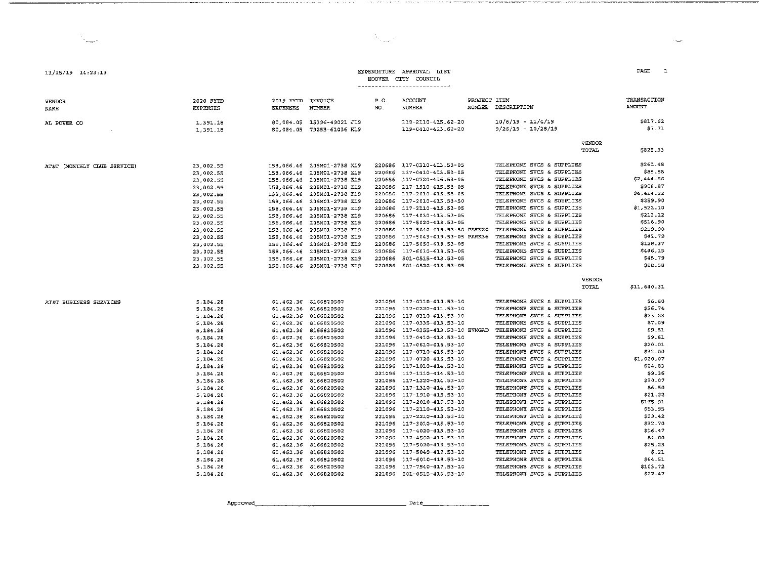11/15/19 14:23:13

# EXPENDITURE APPROVAL LIST
## HOOVER CITY COUNCIL

| VENDOR NAME | 2020 FYTD EXPENSES | 2019 FYTD EXPENSES | INVOICE NUMBER | P.O. NO. | ACCOUNT NUMBER | PROJECT NUMBER | ITEM DESCRIPTION | TRANSACTION AMOUNT |
|---|---|---|---|---|---|---|---|---|
| AL POWER CO | 1,391.18 | 80,084.05 | 15396-49021 J19 | | 119-2110-415.62-20 | | 10/6/19 - 11/4/19 | $817.62 |
| | 1,391.18 | 80,084.05 | 79253-61036 K19 | | 119-0410-413.62-20 | | 9/26/19 - 10/28/19 | $7.71 |
| | | | | | | | VENDOR TOTAL | $825.33 |
| AT&T (MONTHLY CLUB SERVICE) | 23,002.55 | 158,066.46 | 205M01-2738 K19 | 220686 | 117-0310-413.53-05 | | TELEPHONE SVCS & SUPPLIES | $261.48 |
| | 23,002.55 | 158,066.46 | 205M01-2738 K19 | 220686 | 117-0410-413.53-05 | | TELEPHONE SVCS & SUPPLIES | $85.58 |
| | 23,002.55 | 158,066.46 | 205M01-2738 K19 | 220686 | 117-0720-416.53-05 | | TELEPHONE SVCS & SUPPLIES | $2,444.56 |
| | 23,002.55 | 158,066.46 | 205M01-2738 K19 | 220686 | 117-1910-415.53-05 | | TELEPHONE SVCS & SUPPLIES | $908.87 |
| | 23,002.55 | 158,066.46 | 205M01-2738 K19 | 220686 | 117-2010-415.53-05 | | TELEPHONE SVCS & SUPPLIES | $4,414.22 |
| | 23,002.55 | 158,066.46 | 205M01-2738 K19 | 220686 | 117-2010-415.53-50 | | TELEPHONE SVCS & SUPPLIES | $259.90 |
| | 23,002.55 | 158,066.46 | 205M01-2738 K19 | 220686 | 117-2110-415.53-05 | | TELEPHONE SVCS & SUPPLIES | $1,522.10 |
| | 23,002.55 | 158,066.46 | 205M01-2738 K19 | 220686 | 117-4030-413.53-05 | | TELEPHONE SVCS & SUPPLIES | $213.12 |
| | 23,002.55 | 158,066.46 | 205M01-2738 K19 | 220686 | 117-5020-419.53-05 | | TELEPHONE SVCS & SUPPLIES | $518.90 |
| | 23,002.55 | 158,066.46 | 205M01-2738 K19 | 220686 | 117-5040-419.53-50 | PARK20 | TELEPHONE SVCS & SUPPLIES | $259.90 |
| | 23,002.55 | 158,066.46 | 205M01-2738 K19 | 220686 | 117-5043-419.53-05 | PARK36 | TELEPHONE SVCS & SUPPLIES | $42.79 |
| | 23,002.55 | 158,066.46 | 205M01-2738 K19 | 220686 | 117-5050-419.53-05 | | TELEPHONE SVCS & SUPPLIES | $128.37 |
| | 23,002.55 | 158,066.46 | 205M01-2738 K19 | 220686 | 117-6010-418.53-05 | | TELEPHONE SVCS & SUPPLIES | $446.15 |
| | 23,002.55 | 158,066.46 | 205M01-2738 K19 | 220686 | 501-0515-413.53-05 | | TELEPHONE SVCS & SUPPLIES | $45.79 |
| | 23,002.55 | 158,066.46 | 205M01-2738 K19 | 220686 | 501-0520-413.53-05 | | TELEPHONE SVCS & SUPPLIES | $88.58 |
| | | | | | | | VENDOR TOTAL | $11,640.31 |
| AT&T BUSINESS SERVICES | 5,184.28 | 61,462.36 | 8166820502 | 221096 | 117-0110-410.53-10 | | TELEPHONE SVCS & SUPPLIES | $6.60 |
| | 5,184.28 | 61,462.36 | 8166820502 | 221096 | 117-0220-411.53-10 | | TELEPHONE SVCS & SUPPLIES | $26.74 |
| | 5,184.28 | 61,462.36 | 8166820502 | 221096 | 117-0310-413.53-10 | | TELEPHONE SVCS & SUPPLIES | $23.28 |
| | 5,184.28 | 61,462.36 | 8166820502 | 221096 | 117-0335-413.53-10 | | TELEPHONE SVCS & SUPPLIES | $7.09 |
| | 5,184.28 | 61,462.36 | 8166820502 | 221096 | 117-0355-413.53-10 | EVMGAD | TELEPHONE SVCS & SUPPLIES | $9.51 |
| | 5,184.28 | 61,462.36 | 8166820502 | 221096 | 117-0410-413.53-10 | | TELEPHONE SVCS & SUPPLIES | $9.61 |
| | 5,184.28 | 61,462.36 | 8166820502 | 221096 | 117-0610-416.53-10 | | TELEPHONE SVCS & SUPPLIES | $20.01 |
| | 5,184.28 | 61,462.36 | 8166820502 | 221096 | 117-0710-416.53-10 | | TELEPHONE SVCS & SUPPLIES | $32.00 |
| | 5,184.28 | 61,462.36 | 8166820502 | 221096 | 117-0720-416.53-10 | | TELEPHONE SVCS & SUPPLIES | $1,020.97 |
| | 5,184.28 | 61,462.36 | 8166820502 | 221096 | 117-1010-414.53-10 | | TELEPHONE SVCS & SUPPLIES | $24.83 |
| | 5,184.28 | 61,462.36 | 8166820502 | 221096 | 117-1110-414.53-10 | | TELEPHONE SVCS & SUPPLIES | $9.36 |
| | 5,184.28 | 61,462.36 | 8166820502 | 221096 | 117-1220-414.53-10 | | TELEPHONE SVCS & SUPPLIES | $30.07 |
| | 5,184.28 | 61,462.36 | 8166820502 | 221096 | 117-1310-414.53-10 | | TELEPHONE SVCS & SUPPLIES | $6.50 |
| | 5,184.28 | 61,462.36 | 8166820502 | 221096 | 117-1910-415.53-10 | | TELEPHONE SVCS & SUPPLIES | $21.22 |
| | 5,184.28 | 61,462.36 | 8166820502 | 221096 | 117-2010-415.53-10 | | TELEPHONE SVCS & SUPPLIES | $165.91 |
| | 5,184.28 | 61,462.36 | 8166820502 | 221096 | 117-2110-415.53-10 | | TELEPHONE SVCS & SUPPLIES | $53.95 |
| | 5,184.28 | 61,462.36 | 8166820502 | 221096 | 117-2210-413.53-10 | | TELEPHONE SVCS & SUPPLIES | $29.42 |
| | 5,184.28 | 61,462.36 | 8166820502 | 221096 | 117-3010-415.53-10 | | TELEPHONE SVCS & SUPPLIES | $32.70 |
| | 5,184.28 | 61,462.36 | 8166820502 | 221096 | 117-4020-413.53-10 | | TELEPHONE SVCS & SUPPLIES | $16.47 |
| | 5,184.28 | 61,462.36 | 8166820502 | 221096 | 117-4560-413.53-10 | | TELEPHONE SVCS & SUPPLIES | $4.00 |
| | 5,184.28 | 61,462.36 | 8166820502 | 221096 | 117-5020-419.53-10 | | TELEPHONE SVCS & SUPPLIES | $25.23 |
| | 5,184.28 | 61,462.36 | 8166820502 | 221096 | 117-5040-419.53-10 | | TELEPHONE SVCS & SUPPLIES | $.21 |
| | 5,184.28 | 61,462.36 | 8166820502 | 221096 | 117-6010-418.53-10 | | TELEPHONE SVCS & SUPPLIES | $64.51 |
| | 5,184.28 | 61,462.36 | 8166820502 | 221096 | 117-7540-417.53-10 | | TELEPHONE SVCS & SUPPLIES | $103.72 |
| | 5,184.28 | 61,462.36 | 8166820502 | 221096 | 501-0515-413.53-10 | | TELEPHONE SVCS & SUPPLIES | $22.47 |

Approved_______________________________ Date_______________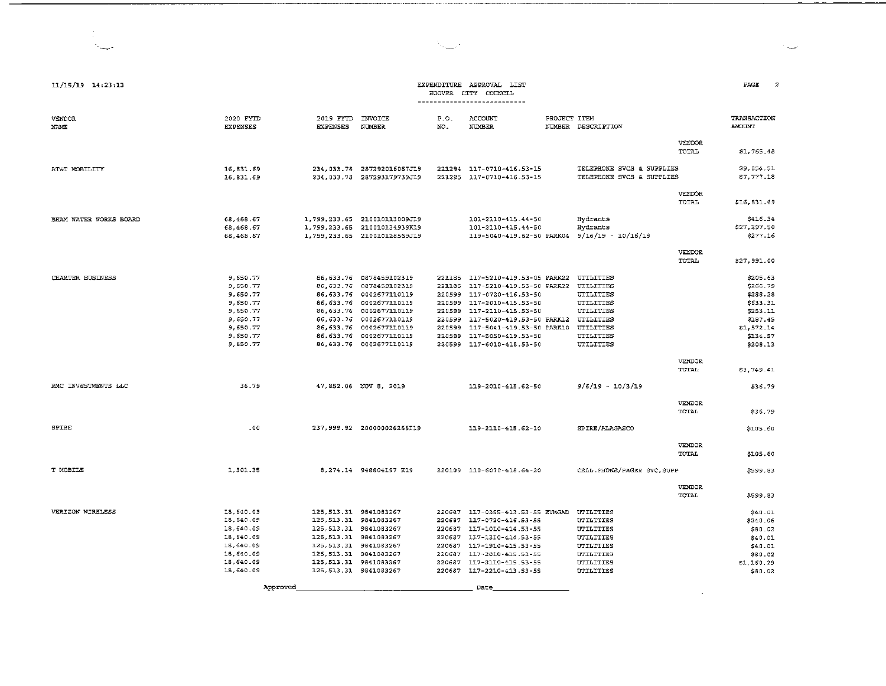11/15/19 14:23:13

# EXPENDITURE APPROVAL LIST
## HOOVER CITY COUNCIL

| VENDOR NAME | 2020 FYTD EXPENSES | 2019 FYTD EXPENSES | INVOICE NUMBER | P.O. NO. | ACCOUNT NUMBER | PROJECT NUMBER | ITEM DESCRIPTION | | TRANSACTION AMOUNT |
|---|---|---|---|---|---|---|---|---|---|
| | | | | | | | | VENDOR TOTAL | $1,765.48 |
| AT&T MOBILITY | 16,831.69 | 234,033.78 | 287292016087J19 | 221294 | 117-0710-416.53-15 | | TELEPHONE SVCS & SUPPLIES | | $9,054.51 |
| | 16,831.69 | 234,033.78 | 287293179739J19 | 221295 | 117-0710-416.53-15 | | TELEPHONE SVCS & SUPPLIES | | $7,777.18 |
| | | | | | | | | VENDOR TOTAL | $16,831.69 |
| BHAM WATER WORKS BOARD | 68,468.67 | 1,799,233.65 | 210010113009J19 | | 101-2110-415.44-50 | | Hydrants | | $416.34 |
| | 68,468.67 | 1,799,233.65 | 210010134939K19 | | 101-2110-415.44-50 | | Hydrants | | $27,297.50 |
| | 68,468.67 | 1,799,233.65 | 210010128569J19 | | 119-5040-419.62-50 | PARK04 | 9/16/19 - 10/16/19 | | $277.16 |
| | | | | | | | | VENDOR TOTAL | $27,991.00 |
| CHARTER BUSINESS | 9,650.77 | 86,633.76 | 0878459102319 | 221185 | 117-5210-419.53-05 | PARK22 | UTILITIES | | $205.63 |
| | 9,650.77 | 86,633.76 | 0878459102319 | 221185 | 117-5210-419.53-50 | PARK22 | UTILITIES | | $266.79 |
| | 9,650.77 | 86,633.76 | 0002677110119 | 220599 | 117-0720-416.53-50 | | UTILITIES | | $288.28 |
| | 9,650.77 | 86,633.76 | 0002677110119 | 220599 | 117-2010-415.53-50 | | UTILITIES | | $633.31 |
| | 9,650.77 | 86,633.76 | 0002677110119 | 220599 | 117-2110-415.53-50 | | UTILITIES | | $253.11 |
| | 9,650.77 | 86,633.76 | 0002677110119 | 220599 | 117-5020-419.53-50 | PARK12 | UTILITIES | | $187.45 |
| | 9,650.77 | 86,633.76 | 0002677110119 | 220599 | 117-5041-419.53-50 | PARK10 | UTILITIES | | $1,572.14 |
| | 9,650.77 | 86,633.76 | 0002677110119 | 220599 | 117-5050-419.53-50 | | UTILITIES | | $134.57 |
| | 9,650.77 | 86,633.76 | 0002677110119 | 220599 | 117-6010-418.53-50 | | UTILITIES | | $208.13 |
| | | | | | | | | VENDOR TOTAL | $3,749.41 |
| RMC INVESTMENTS LLC | 36.79 | 47,852.06 | NOV 8, 2019 | | 119-2010-415.62-50 | | 9/6/19 - 10/3/19 | | $36.79 |
| | | | | | | | | VENDOR TOTAL | $36.79 |
| SPIRE | .00 | 237,999.92 | 200000026266I19 | | 119-2110-415.62-10 | | SPIRE/ALAGASCO | | $105.60 |
| | | | | | | | | VENDOR TOTAL | $105.60 |
| T MOBILE | 1,301.35 | 8,274.14 | 948604197 K19 | 220109 | 110-6070-418.64-20 | | CELL.PHONE/PAGER SVC,SUPP | | $599.83 |
| | | | | | | | | VENDOR TOTAL | $599.83 |
| VERIZON WIRELESS | 18,640.09 | 125,513.31 | 9841083267 | 220687 | 117-0355-413.53-55 | EVMGAD | UTILITIES | | $40.01 |
| | 18,640.09 | 125,513.31 | 9841083267 | 220687 | 117-0720-416.53-55 | | UTILITIES | | $240.06 |
| | 18,640.09 | 125,513.31 | 9841083267 | 220687 | 117-1010-414.53-55 | | UTILITIES | | $80.02 |
| | 18,640.09 | 125,513.31 | 9841083267 | 220687 | 117-1310-414.53-55 | | UTILITIES | | $40.01 |
| | 18,640.09 | 125,513.31 | 9841083267 | 220687 | 117-1910-415.53-55 | | UTILITIES | | $40.01 |
| | 18,640.09 | 125,513.31 | 9841083267 | 220687 | 117-2010-415.53-55 | | UTILITIES | | $80.02 |
| | 18,640.09 | 125,513.31 | 9841083267 | 220687 | 117-2110-415.53-55 | | UTILITIES | | $1,160.29 |
| | 18,640.09 | 125,513.31 | 9841083267 | 220687 | 117-2210-413.53-55 | | UTILITIES | | $80.02 |

Approved\_\_\_\_\_\_\_\_\_\_\_\_\_\_\_\_\_\_\_\_\_\_\_\_\_\_\_\_ Date\_\_\_\_\_\_\_\_\_\_\_\_\_\_\_\_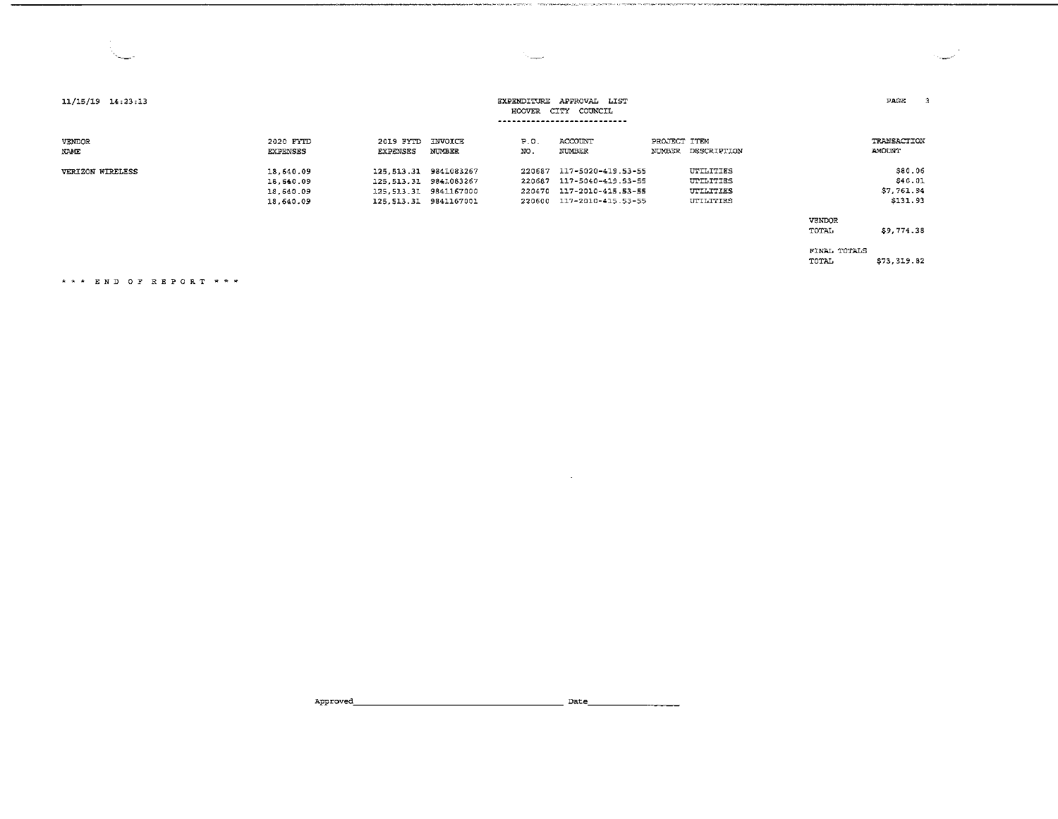11/15/19 14:23:13

**EXPENDITURE APPROVAL LIST**
**HOOVER CITY COUNCIL**

| VENDOR NAME | 2020 FYTD EXPENSES | 2019 FYTD EXPENSES | INVOICE NUMBER | P.O. NO. | ACCOUNT NUMBER | PROJECT NUMBER | ITEM DESCRIPTION | TRANSACTION AMOUNT |
|---|---|---|---|---|---|---|---|---|
| VERIZON WIRELESS | 18,640.09 | 125,513.31 | 9841083267 | 220687 | 117-5020-419.53-55 | | UTILITIES | $80.06 |
| | 18,640.09 | 125,513.31 | 9841083267 | 220687 | 117-5040-419.53-55 | | UTILITIES | $40.01 |
| | 18,640.09 | 125,513.31 | 9841167000 | 220470 | 117-2010-415.53-55 | | UTILITIES | $7,761.94 |
| | 18,640.09 | 125,513.31 | 9841167001 | 220600 | 117-2010-415.53-55 | | UTILITIES | $131.93 |

VENDOR TOTAL $9,774.38

FINAL TOTALS TOTAL $73,319.82

\* \* \* END OF REPORT \* \* \*

Approved________________________ Date______________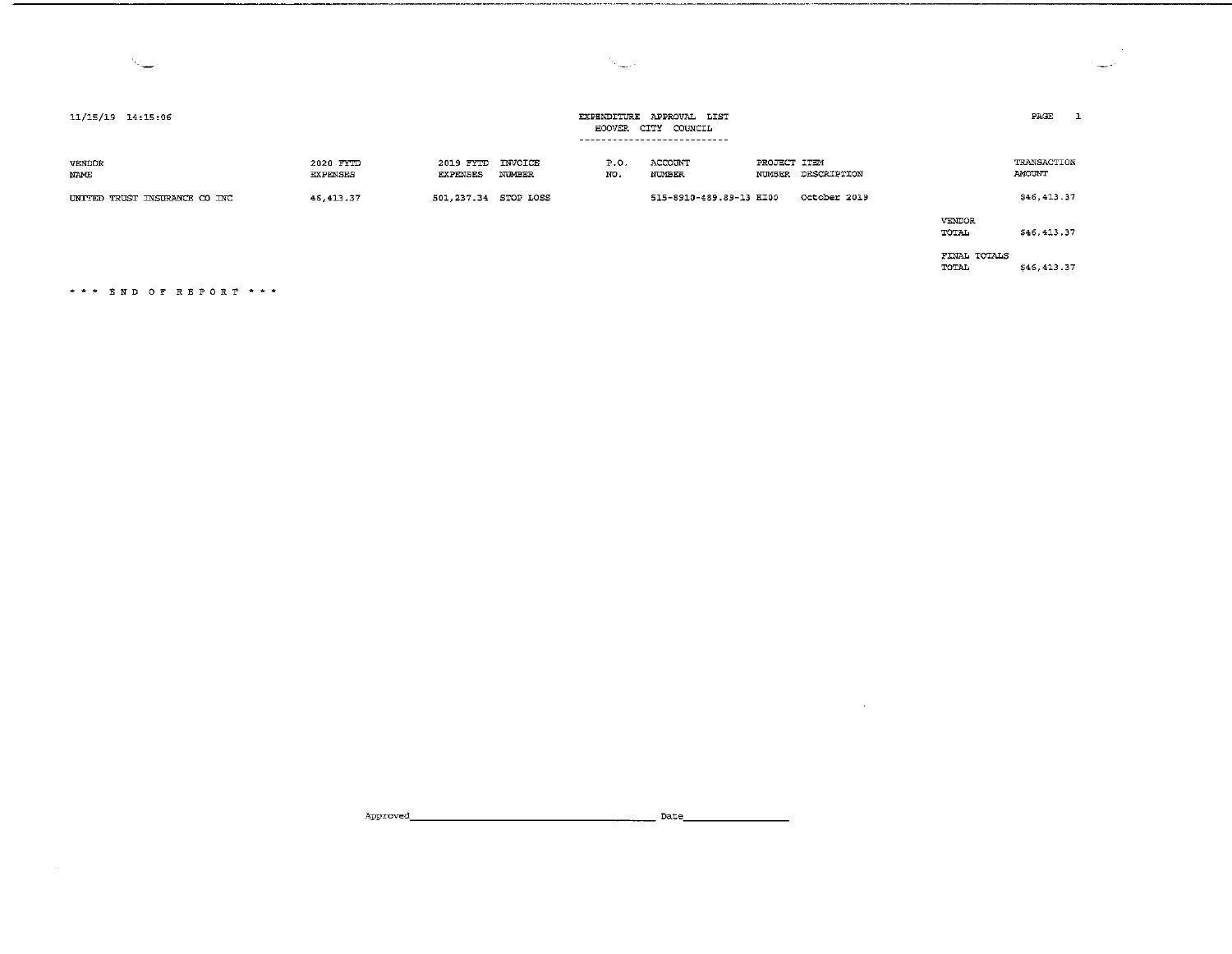11/15/19 14:15:06

EXPENDITURE APPROVAL LIST
HOOVER CITY COUNCIL

| VENDOR NAME | 2020 FYTD EXPENSES | 2019 FYTD EXPENSES | INVOICE NUMBER | P.O. NO. | ACCOUNT NUMBER | PROJECT NUMBER | ITEM DESCRIPTION | | TRANSACTION AMOUNT |
|---|---|---|---|---|---|---|---|---|---|
| UNITED TRUST INSURANCE CO INC | 46,413.37 | 501,237.34 | STOP LOSS | | 515-8910-489.89-13 | HI00 | October 2019 | | $46,413.37 |
| | | | | | | | | VENDOR TOTAL | $46,413.37 |
| | | | | | | | | FINAL TOTALS TOTAL | $46,413.37 |

\* \* \* END OF REPORT \* \* \*

Approved_________________________________ Date_______________